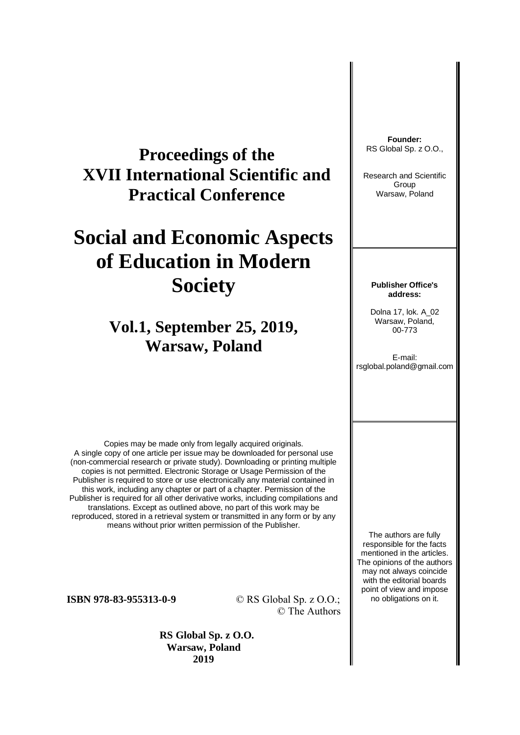# Proceedings of the XVII International Scientific and Practical Conference

# Social and Economic Aspects of Education in Modern Society

## Vol.1, September 25, 2019, Warsaw, Poland

**Founder:**
RS Global Sp. z O.O.,

Research and Scientific Group
Warsaw, Poland

**Publisher Office's address:**

Dolna 17, lok. A_02
Warsaw, Poland,
00-773

E-mail:
rsglobal.poland@gmail.com

Copies may be made only from legally acquired originals.
A single copy of one article per issue may be downloaded for personal use (non-commercial research or private study). Downloading or printing multiple copies is not permitted. Electronic Storage or Usage Permission of the Publisher is required to store or use electronically any material contained in this work, including any chapter or part of a chapter. Permission of the Publisher is required for all other derivative works, including compilations and translations. Except as outlined above, no part of this work may be reproduced, stored in a retrieval system or transmitted in any form or by any means without prior written permission of the Publisher.

The authors are fully responsible for the facts mentioned in the articles. The opinions of the authors may not always coincide with the editorial boards point of view and impose no obligations on it.

**ISBN 978-83-955313-0-9**

© RS Global Sp. z O.O.;
© The Authors

**RS Global Sp. z O.O.**
**Warsaw, Poland**
**2019**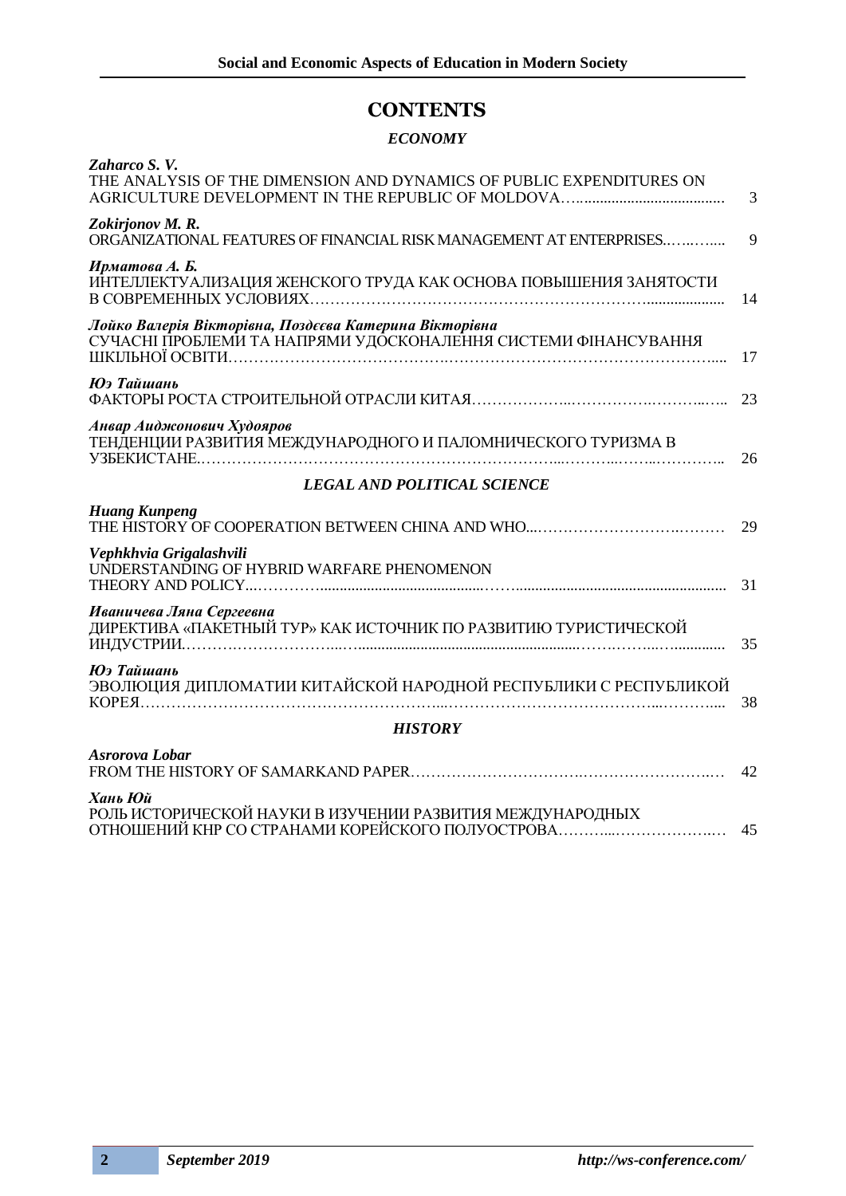# CONTENTS

## *ECONOMY*

***Zaharco S. V.***
THE ANALYSIS OF THE DIMENSION AND DYNAMICS OF PUBLIC EXPENDITURES ON AGRICULTURE DEVELOPMENT IN THE REPUBLIC OF MOLDOVA ........ 3

***Zokirjonov M. R.***
ORGANIZATIONAL FEATURES OF FINANCIAL RISK MANAGEMENT AT ENTERPRISES ........ 9

***Ирматова А. Б.***
ИНТЕЛЛЕКТУАЛИЗАЦИЯ ЖЕНСКОГО ТРУДА КАК ОСНОВА ПОВЫШЕНИЯ ЗАНЯТОСТИ В СОВРЕМЕННЫХ УСЛОВИЯХ ........ 14

***Лойко Валерія Вікторівна, Поздєєва Катерина Вікторівна***
СУЧАСНІ ПРОБЛЕМИ ТА НАПРЯМИ УДОСКОНАЛЕННЯ СИСТЕМИ ФІНАНСУВАННЯ ШКІЛЬНОЇ ОСВІТИ ........ 17

***Юэ Тайшань***
ФАКТОРЫ РОСТА СТРОИТЕЛЬНОЙ ОТРАСЛИ КИТАЯ ........ 23

***Анвар Аиджонович Худояров***
ТЕНДЕНЦИИ РАЗВИТИЯ МЕЖДУНАРОДНОГО И ПАЛОМНИЧЕСКОГО ТУРИЗМА В УЗБЕКИСТАНЕ ........ 26

## *LEGAL AND POLITICAL SCIENCE*

***Huang Kunpeng***
THE HISTORY OF COOPERATION BETWEEN CHINA AND WHO ........ 29

***Vephkhvia Grigalashvili***
UNDERSTANDING OF HYBRID WARFARE PHENOMENON THEORY AND POLICY ........ 31

***Иваничева Ляна Сергеевна***
ДИРЕКТИВА «ПАКЕТНЫЙ ТУР» КАК ИСТОЧНИК ПО РАЗВИТИЮ ТУРИСТИЧЕСКОЙ ИНДУСТРИИ ........ 35

***Юэ Тайшань***
ЭВОЛЮЦИЯ ДИПЛОМАТИИ КИТАЙСКОЙ НАРОДНОЙ РЕСПУБЛИКИ С РЕСПУБЛИКОЙ КОРЕЯ ........ 38

## *HISTORY*

***Asrorova Lobar***
FROM THE HISTORY OF SAMARKAND PAPER ........ 42

***Хань Юй***
РОЛЬ ИСТОРИЧЕСКОЙ НАУКИ В ИЗУЧЕНИИ РАЗВИТИЯ МЕЖДУНАРОДНЫХ ОТНОШЕНИЙ КНР СО СТРАНАМИ КОРЕЙСКОГО ПОЛУОСТРОВА ........ 45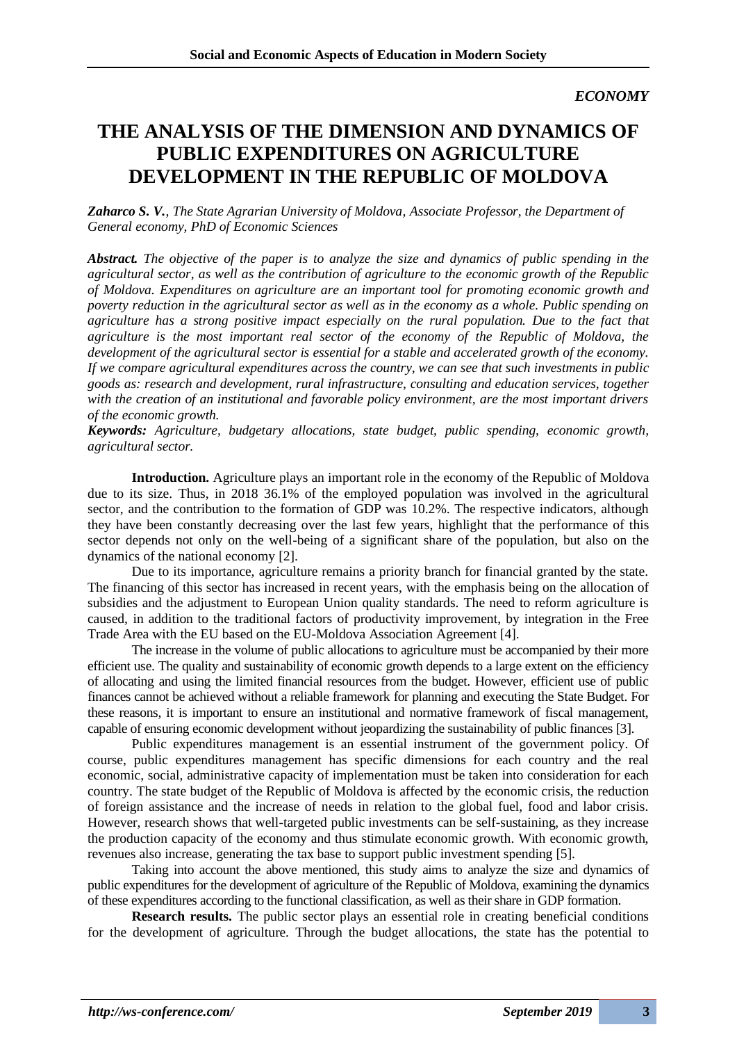*ECONOMY*

# THE ANALYSIS OF THE DIMENSION AND DYNAMICS OF PUBLIC EXPENDITURES ON AGRICULTURE DEVELOPMENT IN THE REPUBLIC OF MOLDOVA

***Zaharco S. V.****, The State Agrarian University of Moldova, Associate Professor, the Department of General economy, PhD of Economic Sciences*

***Abstract.*** *The objective of the paper is to analyze the size and dynamics of public spending in the agricultural sector, as well as the contribution of agriculture to the economic growth of the Republic of Moldova. Expenditures on agriculture are an important tool for promoting economic growth and poverty reduction in the agricultural sector as well as in the economy as a whole. Public spending on agriculture has a strong positive impact especially on the rural population. Due to the fact that agriculture is the most important real sector of the economy of the Republic of Moldova, the development of the agricultural sector is essential for a stable and accelerated growth of the economy. If we compare agricultural expenditures across the country, we can see that such investments in public goods as: research and development, rural infrastructure, consulting and education services, together with the creation of an institutional and favorable policy environment, are the most important drivers of the economic growth.*

***Keywords:*** *Agriculture, budgetary allocations, state budget, public spending, economic growth, agricultural sector.*

**Introduction.** Agriculture plays an important role in the economy of the Republic of Moldova due to its size. Thus, in 2018 36.1% of the employed population was involved in the agricultural sector, and the contribution to the formation of GDP was 10.2%. The respective indicators, although they have been constantly decreasing over the last few years, highlight that the performance of this sector depends not only on the well-being of a significant share of the population, but also on the dynamics of the national economy [2].

Due to its importance, agriculture remains a priority branch for financial granted by the state. The financing of this sector has increased in recent years, with the emphasis being on the allocation of subsidies and the adjustment to European Union quality standards. The need to reform agriculture is caused, in addition to the traditional factors of productivity improvement, by integration in the Free Trade Area with the EU based on the EU-Moldova Association Agreement [4].

The increase in the volume of public allocations to agriculture must be accompanied by their more efficient use. The quality and sustainability of economic growth depends to a large extent on the efficiency of allocating and using the limited financial resources from the budget. However, efficient use of public finances cannot be achieved without a reliable framework for planning and executing the State Budget. For these reasons, it is important to ensure an institutional and normative framework of fiscal management, capable of ensuring economic development without jeopardizing the sustainability of public finances [3].

Public expenditures management is an essential instrument of the government policy. Of course, public expenditures management has specific dimensions for each country and the real economic, social, administrative capacity of implementation must be taken into consideration for each country. The state budget of the Republic of Moldova is affected by the economic crisis, the reduction of foreign assistance and the increase of needs in relation to the global fuel, food and labor crisis. However, research shows that well-targeted public investments can be self-sustaining, as they increase the production capacity of the economy and thus stimulate economic growth. With economic growth, revenues also increase, generating the tax base to support public investment spending [5].

Taking into account the above mentioned, this study aims to analyze the size and dynamics of public expenditures for the development of agriculture of the Republic of Moldova, examining the dynamics of these expenditures according to the functional classification, as well as their share in GDP formation.

**Research results.** The public sector plays an essential role in creating beneficial conditions for the development of agriculture. Through the budget allocations, the state has the potential to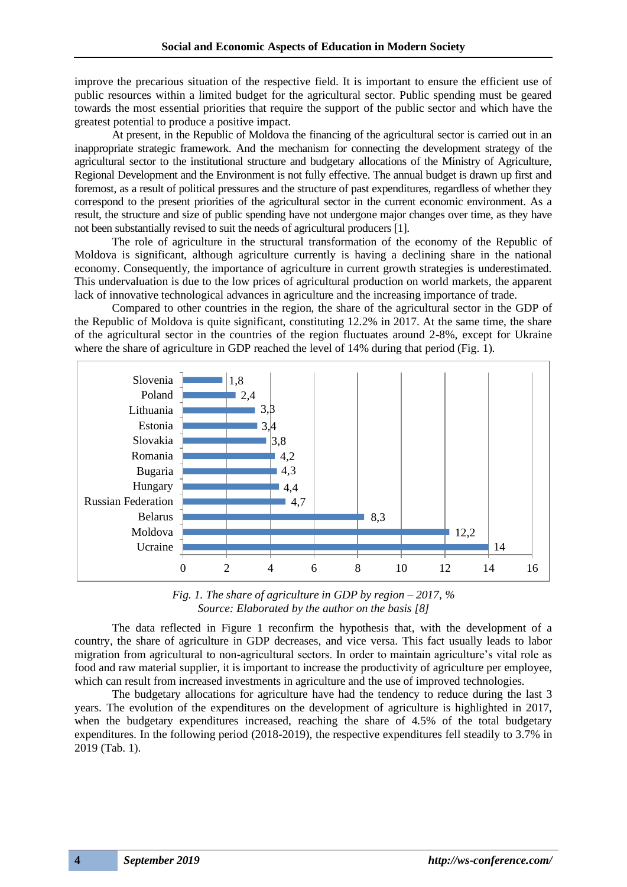improve the precarious situation of the respective field. It is important to ensure the efficient use of public resources within a limited budget for the agricultural sector. Public spending must be geared towards the most essential priorities that require the support of the public sector and which have the greatest potential to produce a positive impact.

At present, in the Republic of Moldova the financing of the agricultural sector is carried out in an inappropriate strategic framework. And the mechanism for connecting the development strategy of the agricultural sector to the institutional structure and budgetary allocations of the Ministry of Agriculture, Regional Development and the Environment is not fully effective. The annual budget is drawn up first and foremost, as a result of political pressures and the structure of past expenditures, regardless of whether they correspond to the present priorities of the agricultural sector in the current economic environment. As a result, the structure and size of public spending have not undergone major changes over time, as they have not been substantially revised to suit the needs of agricultural producers [1].

The role of agriculture in the structural transformation of the economy of the Republic of Moldova is significant, although agriculture currently is having a declining share in the national economy. Consequently, the importance of agriculture in current growth strategies is underestimated. This undervaluation is due to the low prices of agricultural production on world markets, the apparent lack of innovative technological advances in agriculture and the increasing importance of trade.

Compared to other countries in the region, the share of the agricultural sector in the GDP of the Republic of Moldova is quite significant, constituting 12.2% in 2017. At the same time, the share of the agricultural sector in the countries of the region fluctuates around 2-8%, except for Ukraine where the share of agriculture in GDP reached the level of 14% during that period (Fig. 1).

| Country | Share, % |
|---|---|
| Slovenia | 1,8 |
| Poland | 2,4 |
| Lithuania | 3,3 |
| Estonia | 3,4 |
| Slovakia | 3,8 |
| Romania | 4,2 |
| Bugaria | 4,3 |
| Hungary | 4,4 |
| Russian Federation | 4,7 |
| Belarus | 8,3 |
| Moldova | 12,2 |
| Ucraine | 14 |

*Fig. 1. The share of agriculture in GDP by region – 2017, %*
*Source: Elaborated by the author on the basis [8]*

The data reflected in Figure 1 reconfirm the hypothesis that, with the development of a country, the share of agriculture in GDP decreases, and vice versa. This fact usually leads to labor migration from agricultural to non-agricultural sectors. In order to maintain agriculture's vital role as food and raw material supplier, it is important to increase the productivity of agriculture per employee, which can result from increased investments in agriculture and the use of improved technologies.

The budgetary allocations for agriculture have had the tendency to reduce during the last 3 years. The evolution of the expenditures on the development of agriculture is highlighted in 2017, when the budgetary expenditures increased, reaching the share of 4.5% of the total budgetary expenditures. In the following period (2018-2019), the respective expenditures fell steadily to 3.7% in 2019 (Tab. 1).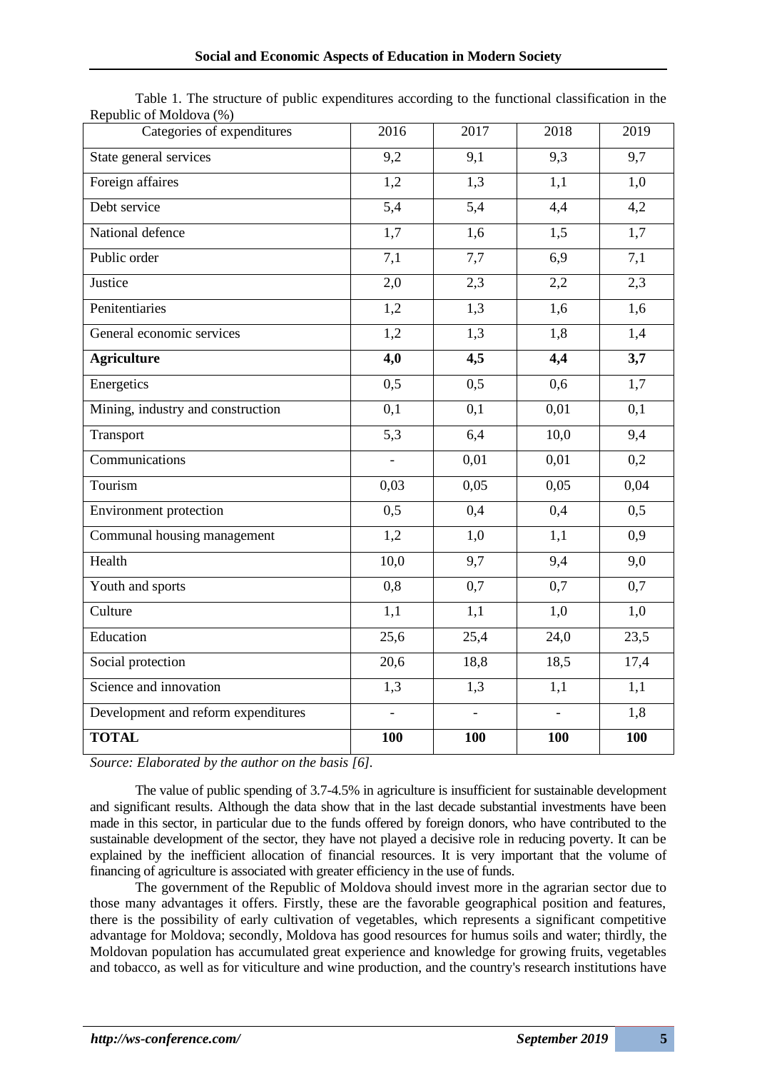Table 1. The structure of public expenditures according to the functional classification in the Republic of Moldova (%)

| Categories of expenditures | 2016 | 2017 | 2018 | 2019 |
|---|---|---|---|---|
| State general services | 9,2 | 9,1 | 9,3 | 9,7 |
| Foreign affaires | 1,2 | 1,3 | 1,1 | 1,0 |
| Debt service | 5,4 | 5,4 | 4,4 | 4,2 |
| National defence | 1,7 | 1,6 | 1,5 | 1,7 |
| Public order | 7,1 | 7,7 | 6,9 | 7,1 |
| Justice | 2,0 | 2,3 | 2,2 | 2,3 |
| Penitentiaries | 1,2 | 1,3 | 1,6 | 1,6 |
| General economic services | 1,2 | 1,3 | 1,8 | 1,4 |
| **Agriculture** | **4,0** | **4,5** | **4,4** | **3,7** |
| Energetics | 0,5 | 0,5 | 0,6 | 1,7 |
| Mining, industry and construction | 0,1 | 0,1 | 0,01 | 0,1 |
| Transport | 5,3 | 6,4 | 10,0 | 9,4 |
| Communications | - | 0,01 | 0,01 | 0,2 |
| Tourism | 0,03 | 0,05 | 0,05 | 0,04 |
| Environment protection | 0,5 | 0,4 | 0,4 | 0,5 |
| Communal housing management | 1,2 | 1,0 | 1,1 | 0,9 |
| Health | 10,0 | 9,7 | 9,4 | 9,0 |
| Youth and sports | 0,8 | 0,7 | 0,7 | 0,7 |
| Culture | 1,1 | 1,1 | 1,0 | 1,0 |
| Education | 25,6 | 25,4 | 24,0 | 23,5 |
| Social protection | 20,6 | 18,8 | 18,5 | 17,4 |
| Science and innovation | 1,3 | 1,3 | 1,1 | 1,1 |
| Development and reform expenditures | - | - | - | 1,8 |
| **TOTAL** | **100** | **100** | **100** | **100** |

*Source: Elaborated by the author on the basis [6].*

The value of public spending of 3.7-4.5% in agriculture is insufficient for sustainable development and significant results. Although the data show that in the last decade substantial investments have been made in this sector, in particular due to the funds offered by foreign donors, who have contributed to the sustainable development of the sector, they have not played a decisive role in reducing poverty. It can be explained by the inefficient allocation of financial resources. It is very important that the volume of financing of agriculture is associated with greater efficiency in the use of funds.

The government of the Republic of Moldova should invest more in the agrarian sector due to those many advantages it offers. Firstly, these are the favorable geographical position and features, there is the possibility of early cultivation of vegetables, which represents a significant competitive advantage for Moldova; secondly, Moldova has good resources for humus soils and water; thirdly, the Moldovan population has accumulated great experience and knowledge for growing fruits, vegetables and tobacco, as well as for viticulture and wine production, and the country's research institutions have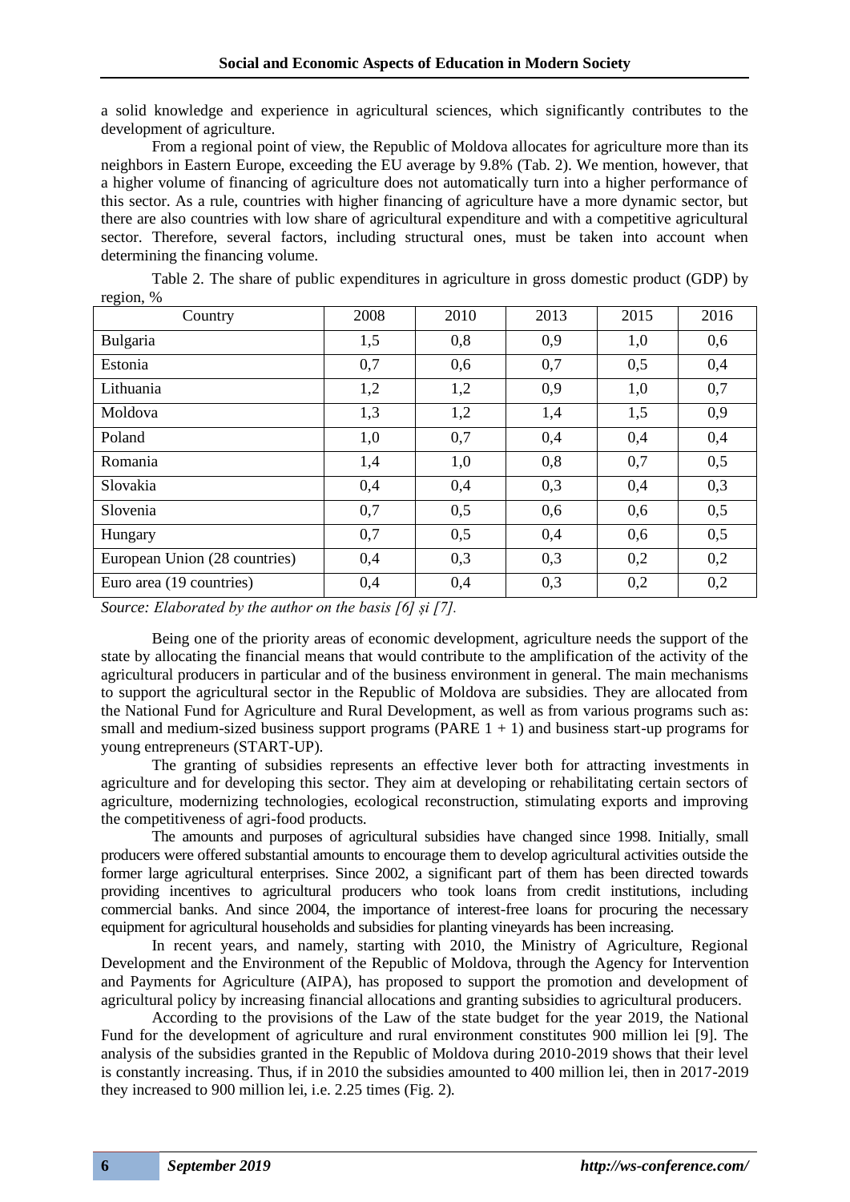a solid knowledge and experience in agricultural sciences, which significantly contributes to the development of agriculture.

From a regional point of view, the Republic of Moldova allocates for agriculture more than its neighbors in Eastern Europe, exceeding the EU average by 9.8% (Tab. 2). We mention, however, that a higher volume of financing of agriculture does not automatically turn into a higher performance of this sector. As a rule, countries with higher financing of agriculture have a more dynamic sector, but there are also countries with low share of agricultural expenditure and with a competitive agricultural sector. Therefore, several factors, including structural ones, must be taken into account when determining the financing volume.

Table 2. The share of public expenditures in agriculture in gross domestic product (GDP) by region, %

| Country | 2008 | 2010 | 2013 | 2015 | 2016 |
|---|---|---|---|---|---|
| Bulgaria | 1,5 | 0,8 | 0,9 | 1,0 | 0,6 |
| Estonia | 0,7 | 0,6 | 0,7 | 0,5 | 0,4 |
| Lithuania | 1,2 | 1,2 | 0,9 | 1,0 | 0,7 |
| Moldova | 1,3 | 1,2 | 1,4 | 1,5 | 0,9 |
| Poland | 1,0 | 0,7 | 0,4 | 0,4 | 0,4 |
| Romania | 1,4 | 1,0 | 0,8 | 0,7 | 0,5 |
| Slovakia | 0,4 | 0,4 | 0,3 | 0,4 | 0,3 |
| Slovenia | 0,7 | 0,5 | 0,6 | 0,6 | 0,5 |
| Hungary | 0,7 | 0,5 | 0,4 | 0,6 | 0,5 |
| European Union (28 countries) | 0,4 | 0,3 | 0,3 | 0,2 | 0,2 |
| Euro area (19 countries) | 0,4 | 0,4 | 0,3 | 0,2 | 0,2 |

*Source: Elaborated by the author on the basis [6] și [7].*

Being one of the priority areas of economic development, agriculture needs the support of the state by allocating the financial means that would contribute to the amplification of the activity of the agricultural producers in particular and of the business environment in general. The main mechanisms to support the agricultural sector in the Republic of Moldova are subsidies. They are allocated from the National Fund for Agriculture and Rural Development, as well as from various programs such as: small and medium-sized business support programs (PARE 1 + 1) and business start-up programs for young entrepreneurs (START-UP).

The granting of subsidies represents an effective lever both for attracting investments in agriculture and for developing this sector. They aim at developing or rehabilitating certain sectors of agriculture, modernizing technologies, ecological reconstruction, stimulating exports and improving the competitiveness of agri-food products.

The amounts and purposes of agricultural subsidies have changed since 1998. Initially, small producers were offered substantial amounts to encourage them to develop agricultural activities outside the former large agricultural enterprises. Since 2002, a significant part of them has been directed towards providing incentives to agricultural producers who took loans from credit institutions, including commercial banks. And since 2004, the importance of interest-free loans for procuring the necessary equipment for agricultural households and subsidies for planting vineyards has been increasing.

In recent years, and namely, starting with 2010, the Ministry of Agriculture, Regional Development and the Environment of the Republic of Moldova, through the Agency for Intervention and Payments for Agriculture (AIPA), has proposed to support the promotion and development of agricultural policy by increasing financial allocations and granting subsidies to agricultural producers.

According to the provisions of the Law of the state budget for the year 2019, the National Fund for the development of agriculture and rural environment constitutes 900 million lei [9]. The analysis of the subsidies granted in the Republic of Moldova during 2010-2019 shows that their level is constantly increasing. Thus, if in 2010 the subsidies amounted to 400 million lei, then in 2017-2019 they increased to 900 million lei, i.e. 2.25 times (Fig. 2).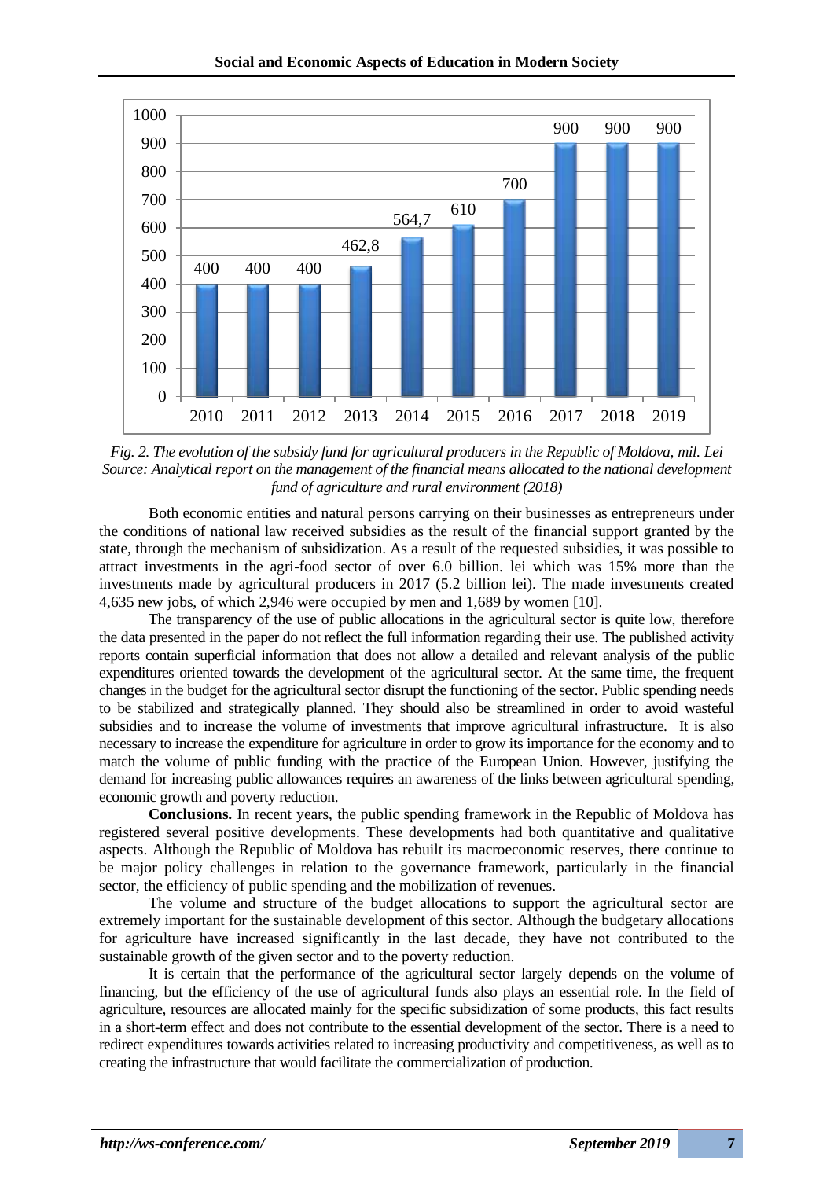*Fig. 2. The evolution of the subsidy fund for agricultural producers in the Republic of Moldova, mil. Lei*
*Source: Analytical report on the management of the financial means allocated to the national development fund of agriculture and rural environment (2018)*

Both economic entities and natural persons carrying on their businesses as entrepreneurs under the conditions of national law received subsidies as the result of the financial support granted by the state, through the mechanism of subsidization. As a result of the requested subsidies, it was possible to attract investments in the agri-food sector of over 6.0 billion. lei which was 15% more than the investments made by agricultural producers in 2017 (5.2 billion lei). The made investments created 4,635 new jobs, of which 2,946 were occupied by men and 1,689 by women [10].

The transparency of the use of public allocations in the agricultural sector is quite low, therefore the data presented in the paper do not reflect the full information regarding their use. The published activity reports contain superficial information that does not allow a detailed and relevant analysis of the public expenditures oriented towards the development of the agricultural sector. At the same time, the frequent changes in the budget for the agricultural sector disrupt the functioning of the sector. Public spending needs to be stabilized and strategically planned. They should also be streamlined in order to avoid wasteful subsidies and to increase the volume of investments that improve agricultural infrastructure. It is also necessary to increase the expenditure for agriculture in order to grow its importance for the economy and to match the volume of public funding with the practice of the European Union. However, justifying the demand for increasing public allowances requires an awareness of the links between agricultural spending, economic growth and poverty reduction.

**Conclusions.** In recent years, the public spending framework in the Republic of Moldova has registered several positive developments. These developments had both quantitative and qualitative aspects. Although the Republic of Moldova has rebuilt its macroeconomic reserves, there continue to be major policy challenges in relation to the governance framework, particularly in the financial sector, the efficiency of public spending and the mobilization of revenues.

The volume and structure of the budget allocations to support the agricultural sector are extremely important for the sustainable development of this sector. Although the budgetary allocations for agriculture have increased significantly in the last decade, they have not contributed to the sustainable growth of the given sector and to the poverty reduction.

It is certain that the performance of the agricultural sector largely depends on the volume of financing, but the efficiency of the use of agricultural funds also plays an essential role. In the field of agriculture, resources are allocated mainly for the specific subsidization of some products, this fact results in a short-term effect and does not contribute to the essential development of the sector. There is a need to redirect expenditures towards activities related to increasing productivity and competitiveness, as well as to creating the infrastructure that would facilitate the commercialization of production.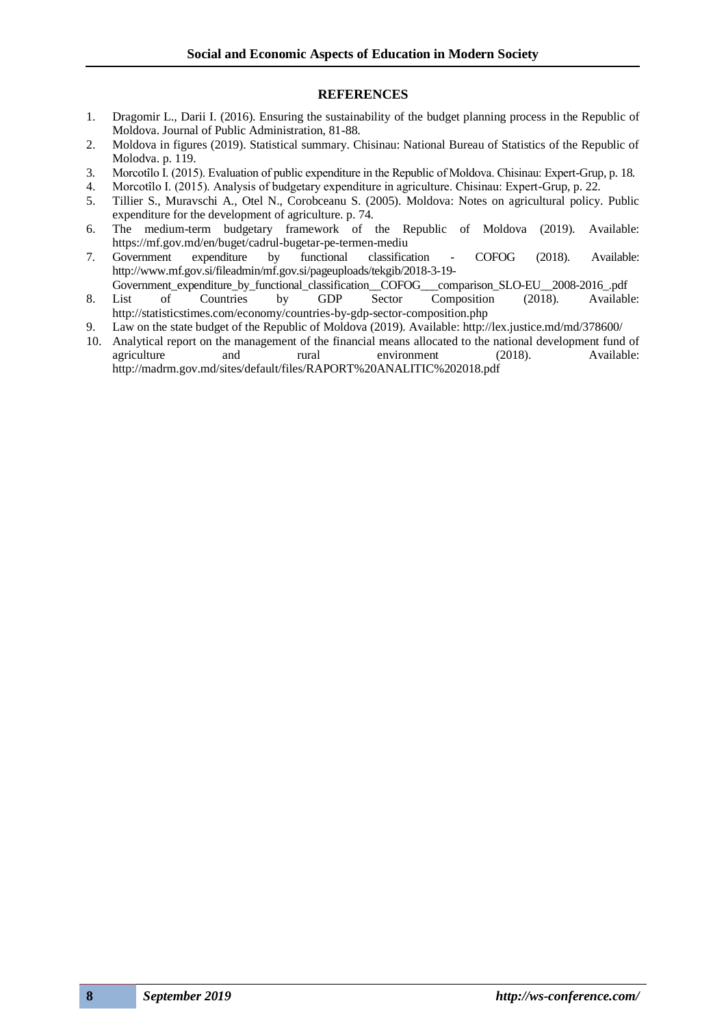## REFERENCES

1. Dragomir L., Darii I. (2016). Ensuring the sustainability of the budget planning process in the Republic of Moldova. Journal of Public Administration, 81-88.
2. Moldova in figures (2019). Statistical summary. Chisinau: National Bureau of Statistics of the Republic of Molodva. p. 119.
3. Morcotîlo I. (2015). Evaluation of public expenditure in the Republic of Moldova. Chisinau: Expert-Grup, p. 18.
4. Morcotîlo I. (2015). Analysis of budgetary expenditure in agriculture. Chisinau: Expert-Grup, p. 22.
5. Tillier S., Muravschi A., Otel N., Corobceanu S. (2005). Moldova: Notes on agricultural policy. Public expenditure for the development of agriculture. p. 74.
6. The medium-term budgetary framework of the Republic of Moldova (2019). Available: https://mf.gov.md/en/buget/cadrul-bugetar-pe-termen-mediu
7. Government expenditure by functional classification - COFOG (2018). Available: http://www.mf.gov.si/fileadmin/mf.gov.si/pageuploads/tekgib/2018-3-19-Government_expenditure_by_functional_classification__COFOG___comparison_SLO-EU__2008-2016_.pdf
8. List of Countries by GDP Sector Composition (2018). Available: http://statisticstimes.com/economy/countries-by-gdp-sector-composition.php
9. Law on the state budget of the Republic of Moldova (2019). Available: http://lex.justice.md/md/378600/
10. Analytical report on the management of the financial means allocated to the national development fund of agriculture and rural environment (2018). Available: http://madrm.gov.md/sites/default/files/RAPORT%20ANALITIC%202018.pdf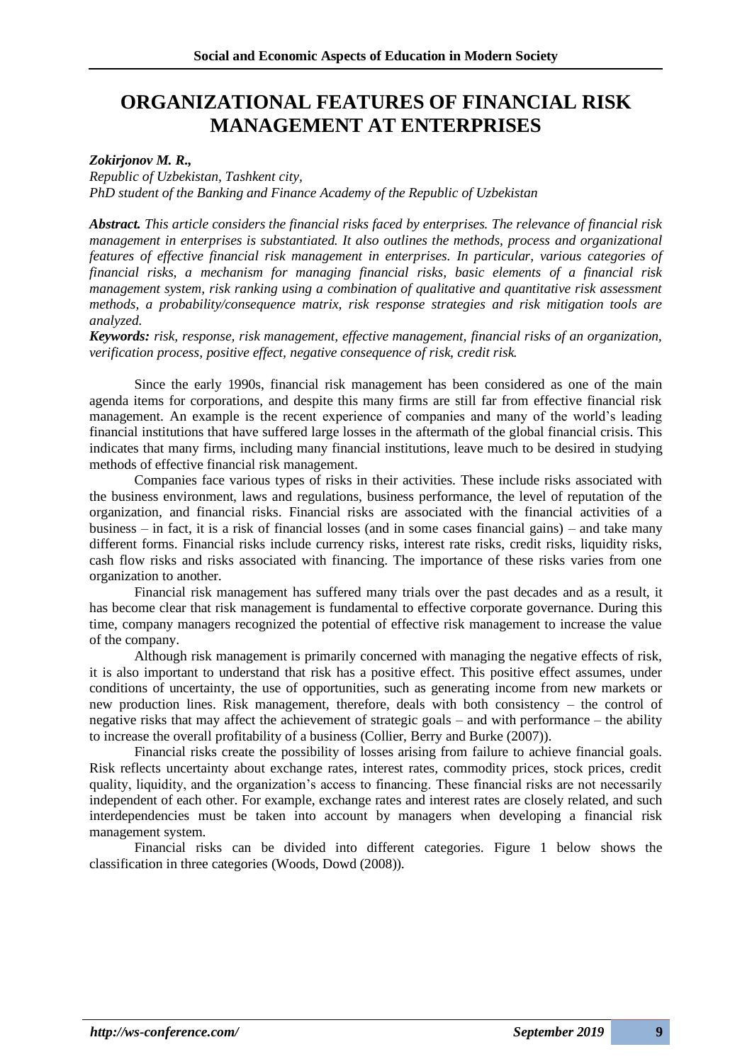# ORGANIZATIONAL FEATURES OF FINANCIAL RISK MANAGEMENT AT ENTERPRISES

***Zokirjonov M. R.,***
*Republic of Uzbekistan, Tashkent city,*
*PhD student of the Banking and Finance Academy of the Republic of Uzbekistan*

***Abstract.*** *This article considers the financial risks faced by enterprises. The relevance of financial risk management in enterprises is substantiated. It also outlines the methods, process and organizational features of effective financial risk management in enterprises. In particular, various categories of financial risks, a mechanism for managing financial risks, basic elements of a financial risk management system, risk ranking using a combination of qualitative and quantitative risk assessment methods, a probability/consequence matrix, risk response strategies and risk mitigation tools are analyzed.*

***Keywords:*** *risk, response, risk management, effective management, financial risks of an organization, verification process, positive effect, negative consequence of risk, credit risk.*

Since the early 1990s, financial risk management has been considered as one of the main agenda items for corporations, and despite this many firms are still far from effective financial risk management. An example is the recent experience of companies and many of the world's leading financial institutions that have suffered large losses in the aftermath of the global financial crisis. This indicates that many firms, including many financial institutions, leave much to be desired in studying methods of effective financial risk management.

Companies face various types of risks in their activities. These include risks associated with the business environment, laws and regulations, business performance, the level of reputation of the organization, and financial risks. Financial risks are associated with the financial activities of a business – in fact, it is a risk of financial losses (and in some cases financial gains) – and take many different forms. Financial risks include currency risks, interest rate risks, credit risks, liquidity risks, cash flow risks and risks associated with financing. The importance of these risks varies from one organization to another.

Financial risk management has suffered many trials over the past decades and as a result, it has become clear that risk management is fundamental to effective corporate governance. During this time, company managers recognized the potential of effective risk management to increase the value of the company.

Although risk management is primarily concerned with managing the negative effects of risk, it is also important to understand that risk has a positive effect. This positive effect assumes, under conditions of uncertainty, the use of opportunities, such as generating income from new markets or new production lines. Risk management, therefore, deals with both consistency – the control of negative risks that may affect the achievement of strategic goals – and with performance – the ability to increase the overall profitability of a business (Collier, Berry and Burke (2007)).

Financial risks create the possibility of losses arising from failure to achieve financial goals. Risk reflects uncertainty about exchange rates, interest rates, commodity prices, stock prices, credit quality, liquidity, and the organization's access to financing. These financial risks are not necessarily independent of each other. For example, exchange rates and interest rates are closely related, and such interdependencies must be taken into account by managers when developing a financial risk management system.

Financial risks can be divided into different categories. Figure 1 below shows the classification in three categories (Woods, Dowd (2008)).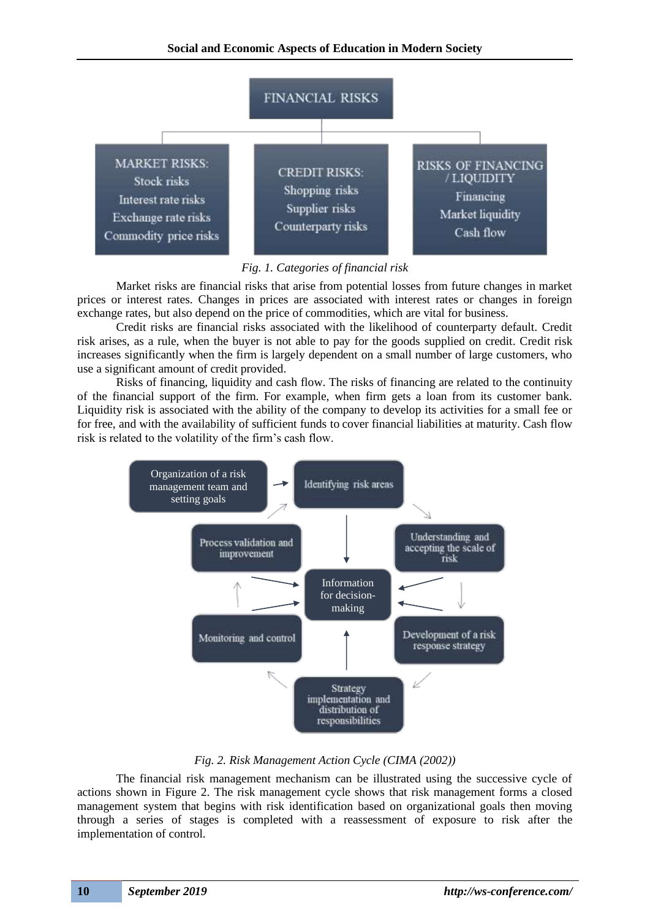FINANCIAL RISKS

| MARKET RISKS: | CREDIT RISKS: | RISKS OF FINANCING / LIQUIDITY |
|---|---|---|
| Stock risks | Shopping risks | Financing |
| Interest rate risks | Supplier risks | Market liquidity |
| Exchange rate risks | Counterparty risks | Cash flow |
| Commodity price risks | | |

*Fig. 1. Categories of financial risk*

Market risks are financial risks that arise from potential losses from future changes in market prices or interest rates. Changes in prices are associated with interest rates or changes in foreign exchange rates, but also depend on the price of commodities, which are vital for business.

Credit risks are financial risks associated with the likelihood of counterparty default. Credit risk arises, as a rule, when the buyer is not able to pay for the goods supplied on credit. Credit risk increases significantly when the firm is largely dependent on a small number of large customers, who use a significant amount of credit provided.

Risks of financing, liquidity and cash flow. The risks of financing are related to the continuity of the financial support of the firm. For example, when firm gets a loan from its customer bank. Liquidity risk is associated with the ability of the company to develop its activities for a small fee or for free, and with the availability of sufficient funds to cover financial liabilities at maturity. Cash flow risk is related to the volatility of the firm's cash flow.

- Organization of a risk management team and setting goals
- Identifying risk areas
- Understanding and accepting the scale of risk
- Development of a risk response strategy
- Strategy implementation and distribution of responsibilities
- Monitoring and control
- Process validation and improvement
- Information for decision-making

*Fig. 2. Risk Management Action Cycle (CIMA (2002))*

The financial risk management mechanism can be illustrated using the successive cycle of actions shown in Figure 2. The risk management cycle shows that risk management forms a closed management system that begins with risk identification based on organizational goals then moving through a series of stages is completed with a reassessment of exposure to risk after the implementation of control.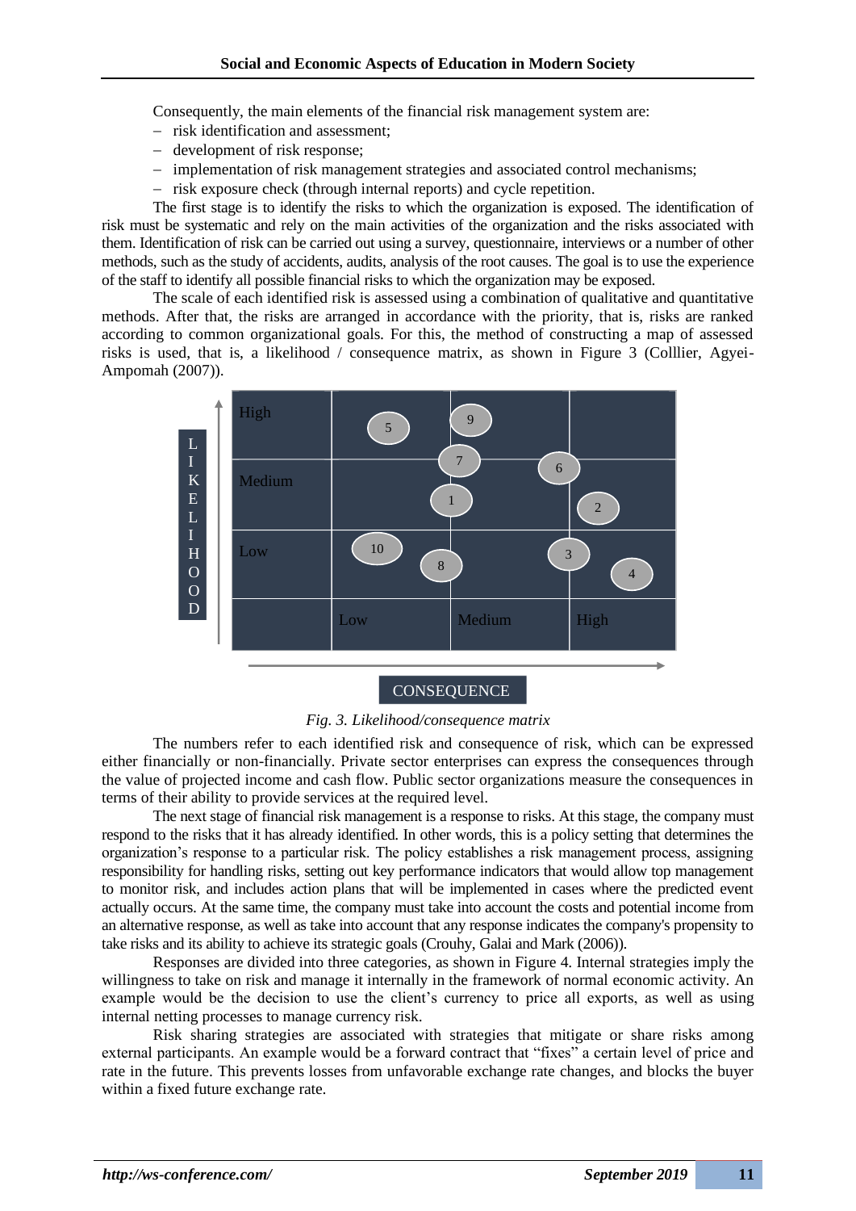Consequently, the main elements of the financial risk management system are:

- risk identification and assessment;
- development of risk response;
- implementation of risk management strategies and associated control mechanisms;
- risk exposure check (through internal reports) and cycle repetition.

The first stage is to identify the risks to which the organization is exposed. The identification of risk must be systematic and rely on the main activities of the organization and the risks associated with them. Identification of risk can be carried out using a survey, questionnaire, interviews or a number of other methods, such as the study of accidents, audits, analysis of the root causes. The goal is to use the experience of the staff to identify all possible financial risks to which the organization may be exposed.

The scale of each identified risk is assessed using a combination of qualitative and quantitative methods. After that, the risks are arranged in accordance with the priority, that is, risks are ranked according to common organizational goals. For this, the method of constructing a map of assessed risks is used, that is, a likelihood / consequence matrix, as shown in Figure 3 (Colllier, Agyei-Ampomah (2007)).

*Fig. 3. Likelihood/consequence matrix*

The numbers refer to each identified risk and consequence of risk, which can be expressed either financially or non-financially. Private sector enterprises can express the consequences through the value of projected income and cash flow. Public sector organizations measure the consequences in terms of their ability to provide services at the required level.

The next stage of financial risk management is a response to risks. At this stage, the company must respond to the risks that it has already identified. In other words, this is a policy setting that determines the organization's response to a particular risk. The policy establishes a risk management process, assigning responsibility for handling risks, setting out key performance indicators that would allow top management to monitor risk, and includes action plans that will be implemented in cases where the predicted event actually occurs. At the same time, the company must take into account the costs and potential income from an alternative response, as well as take into account that any response indicates the company's propensity to take risks and its ability to achieve its strategic goals (Crouhy, Galai and Mark (2006)).

Responses are divided into three categories, as shown in Figure 4. Internal strategies imply the willingness to take on risk and manage it internally in the framework of normal economic activity. An example would be the decision to use the client's currency to price all exports, as well as using internal netting processes to manage currency risk.

Risk sharing strategies are associated with strategies that mitigate or share risks among external participants. An example would be a forward contract that "fixes" a certain level of price and rate in the future. This prevents losses from unfavorable exchange rate changes, and blocks the buyer within a fixed future exchange rate.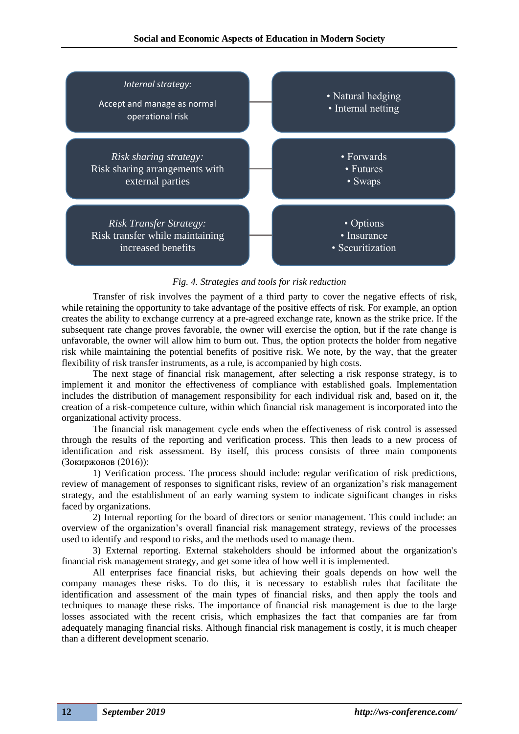| Strategy | Tools |
| --- | --- |
| *Internal strategy:* Accept and manage as normal operational risk | • Natural hedging<br>• Internal netting |
| *Risk sharing strategy:* Risk sharing arrangements with external parties | • Forwards<br>• Futures<br>• Swaps |
| *Risk Transfer Strategy:* Risk transfer while maintaining increased benefits | • Options<br>• Insurance<br>• Securitization |

*Fig. 4. Strategies and tools for risk reduction*

Transfer of risk involves the payment of a third party to cover the negative effects of risk, while retaining the opportunity to take advantage of the positive effects of risk. For example, an option creates the ability to exchange currency at a pre-agreed exchange rate, known as the strike price. If the subsequent rate change proves favorable, the owner will exercise the option, but if the rate change is unfavorable, the owner will allow him to burn out. Thus, the option protects the holder from negative risk while maintaining the potential benefits of positive risk. We note, by the way, that the greater flexibility of risk transfer instruments, as a rule, is accompanied by high costs.

The next stage of financial risk management, after selecting a risk response strategy, is to implement it and monitor the effectiveness of compliance with established goals. Implementation includes the distribution of management responsibility for each individual risk and, based on it, the creation of a risk-competence culture, within which financial risk management is incorporated into the organizational activity process.

The financial risk management cycle ends when the effectiveness of risk control is assessed through the results of the reporting and verification process. This then leads to a new process of identification and risk assessment. By itself, this process consists of three main components (Зокиржонов (2016)):

1) Verification process. The process should include: regular verification of risk predictions, review of management of responses to significant risks, review of an organization's risk management strategy, and the establishment of an early warning system to indicate significant changes in risks faced by organizations.

2) Internal reporting for the board of directors or senior management. This could include: an overview of the organization's overall financial risk management strategy, reviews of the processes used to identify and respond to risks, and the methods used to manage them.

3) External reporting. External stakeholders should be informed about the organization's financial risk management strategy, and get some idea of how well it is implemented.

All enterprises face financial risks, but achieving their goals depends on how well the company manages these risks. To do this, it is necessary to establish rules that facilitate the identification and assessment of the main types of financial risks, and then apply the tools and techniques to manage these risks. The importance of financial risk management is due to the large losses associated with the recent crisis, which emphasizes the fact that companies are far from adequately managing financial risks. Although financial risk management is costly, it is much cheaper than a different development scenario.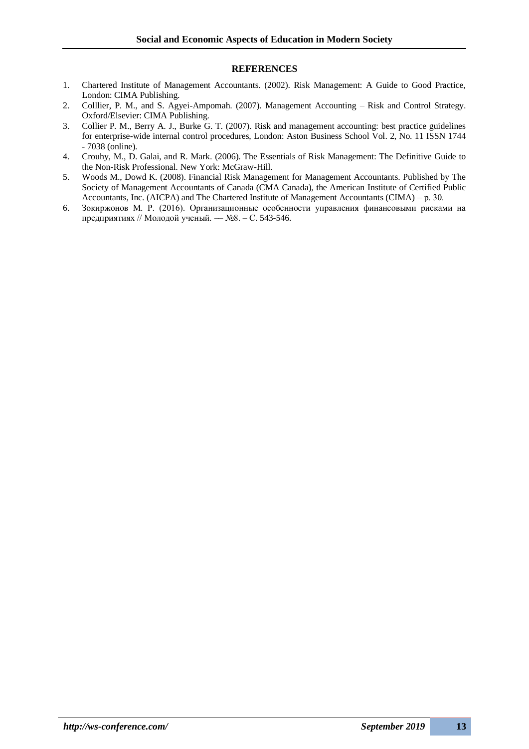## REFERENCES

1. Chartered Institute of Management Accountants. (2002). Risk Management: A Guide to Good Practice, London: CIMA Publishing.
2. Colllier, P. M., and S. Agyei-Ampomah. (2007). Management Accounting – Risk and Control Strategy. Oxford/Elsevier: CIMA Publishing.
3. Collier P. M., Berry A. J., Burke G. T. (2007). Risk and management accounting: best practice guidelines for enterprise-wide internal control procedures, London: Aston Business School Vol. 2, No. 11 ISSN 1744 - 7038 (online).
4. Crouhy, M., D. Galai, and R. Mark. (2006). The Essentials of Risk Management: The Definitive Guide to the Non-Risk Professional. New York: McGraw-Hill.
5. Woods M., Dowd K. (2008). Financial Risk Management for Management Accountants. Published by The Society of Management Accountants of Canada (CMA Canada), the American Institute of Certified Public Accountants, Inc. (AICPA) and The Chartered Institute of Management Accountants (CIMA) – p. 30.
6. Зокиржонов М. Р. (2016). Организационные особенности управления финансовыми рисками на предприятиях // Молодой ученый. — №8. – С. 543-546.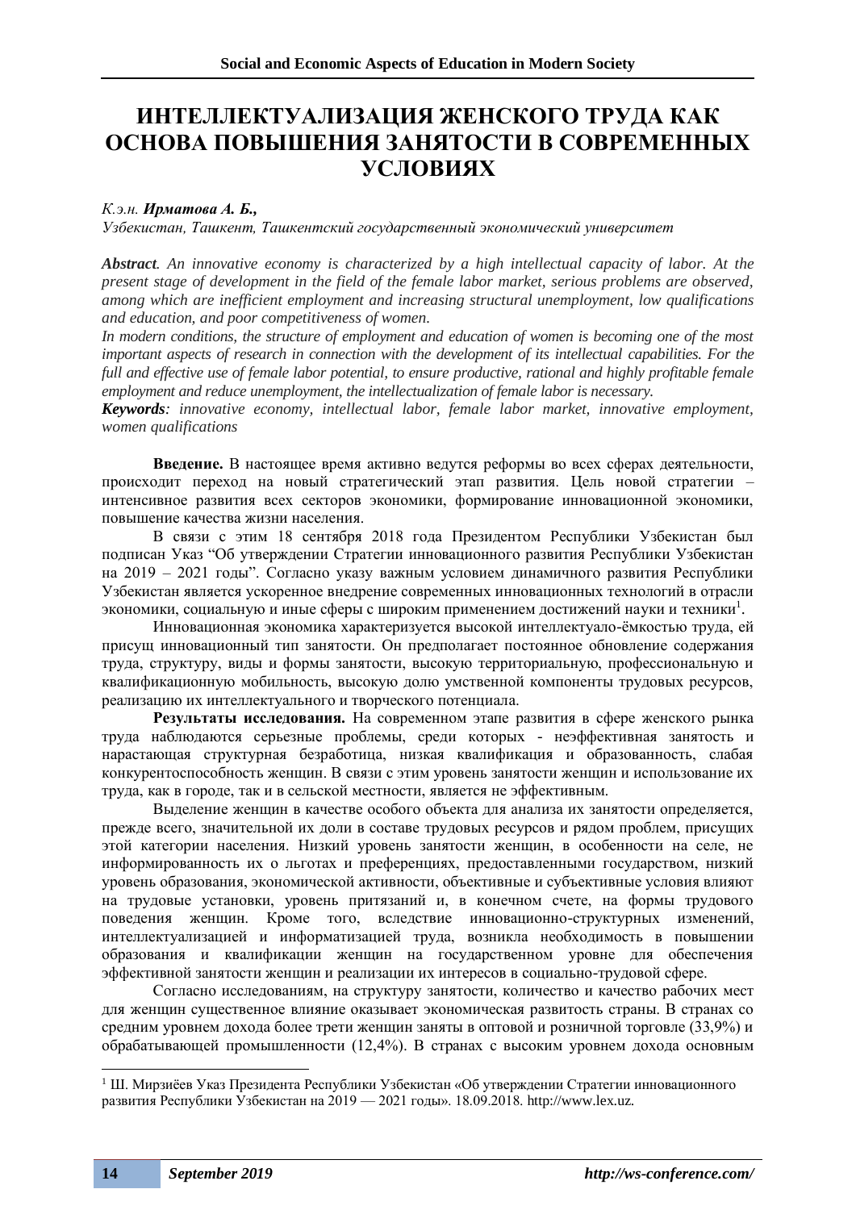# ИНТЕЛЛЕКТУАЛИЗАЦИЯ ЖЕНСКОГО ТРУДА КАК ОСНОВА ПОВЫШЕНИЯ ЗАНЯТОСТИ В СОВРЕМЕННЫХ УСЛОВИЯХ

*К.э.н.* ***Ирматова А. Б.,***

*Узбекистан, Ташкент, Ташкентский государственный экономический университет*

***Abstract****. An innovative economy is characterized by a high intellectual capacity of labor. At the present stage of development in the field of the female labor market, serious problems are observed, among which are inefficient employment and increasing structural unemployment, low qualifications and education, and poor competitiveness of women.*

*In modern conditions, the structure of employment and education of women is becoming one of the most important aspects of research in connection with the development of its intellectual capabilities. For the full and effective use of female labor potential, to ensure productive, rational and highly profitable female employment and reduce unemployment, the intellectualization of female labor is necessary.*

***Keywords****: innovative economy, intellectual labor, female labor market, innovative employment, women qualifications*

**Введение.** В настоящее время активно ведутся реформы во всех сферах деятельности, происходит переход на новый стратегический этап развития. Цель новой стратегии – интенсивное развития всех секторов экономики, формирование инновационной экономики, повышение качества жизни населения.

В связи с этим 18 сентября 2018 года Президентом Республики Узбекистан был подписан Указ "Об утверждении Стратегии инновационного развития Республики Узбекистан на 2019 – 2021 годы". Согласно указу важным условием динамичного развития Республики Узбекистан является ускоренное внедрение современных инновационных технологий в отрасли экономики, социальную и иные сферы с широким применением достижений науки и техники[1].

Инновационная экономика характеризуется высокой интеллектуало-ёмкостью труда, ей присущ инновационный тип занятости. Он предполагает постоянное обновление содержания труда, структуру, виды и формы занятости, высокую территориальную, профессиональную и квалификационную мобильность, высокую долю умственной компоненты трудовых ресурсов, реализацию их интеллектуального и творческого потенциала.

**Результаты исследования.** На современном этапе развития в сфере женского рынка труда наблюдаются серьезные проблемы, среди которых - неэффективная занятость и нарастающая структурная безработица, низкая квалификация и образованность, слабая конкурентоспособность женщин. В связи с этим уровень занятости женщин и использование их труда, как в городе, так и в сельской местности, является не эффективным.

Выделение женщин в качестве особого объекта для анализа их занятости определяется, прежде всего, значительной их доли в составе трудовых ресурсов и рядом проблем, присущих этой категории населения. Низкий уровень занятости женщин, в особенности на селе, не информированность их о льготах и преференциях, предоставленными государством, низкий уровень образования, экономической активности, объективные и субъективные условия влияют на трудовые установки, уровень притязаний и, в конечном счете, на формы трудового поведения женщин. Кроме того, вследствие инновационно-структурных изменений, интеллектуализацией и информатизацией труда, возникла необходимость в повышении образования и квалификации женщин на государственном уровне для обеспечения эффективной занятости женщин и реализации их интересов в социально-трудовой сфере.

Согласно исследованиям, на структуру занятости, количество и качество рабочих мест для женщин существенное влияние оказывает экономическая развитость страны. В странах со средним уровнем дохода более трети женщин заняты в оптовой и розничной торговле (33,9%) и обрабатывающей промышленности (12,4%). В странах с высоким уровнем дохода основным

---

[1] Ш. Мирзиёев Указ Президента Республики Узбекистан «Об утверждении Стратегии инновационного развития Республики Узбекистан на 2019 — 2021 годы». 18.09.2018. http://www.lex.uz.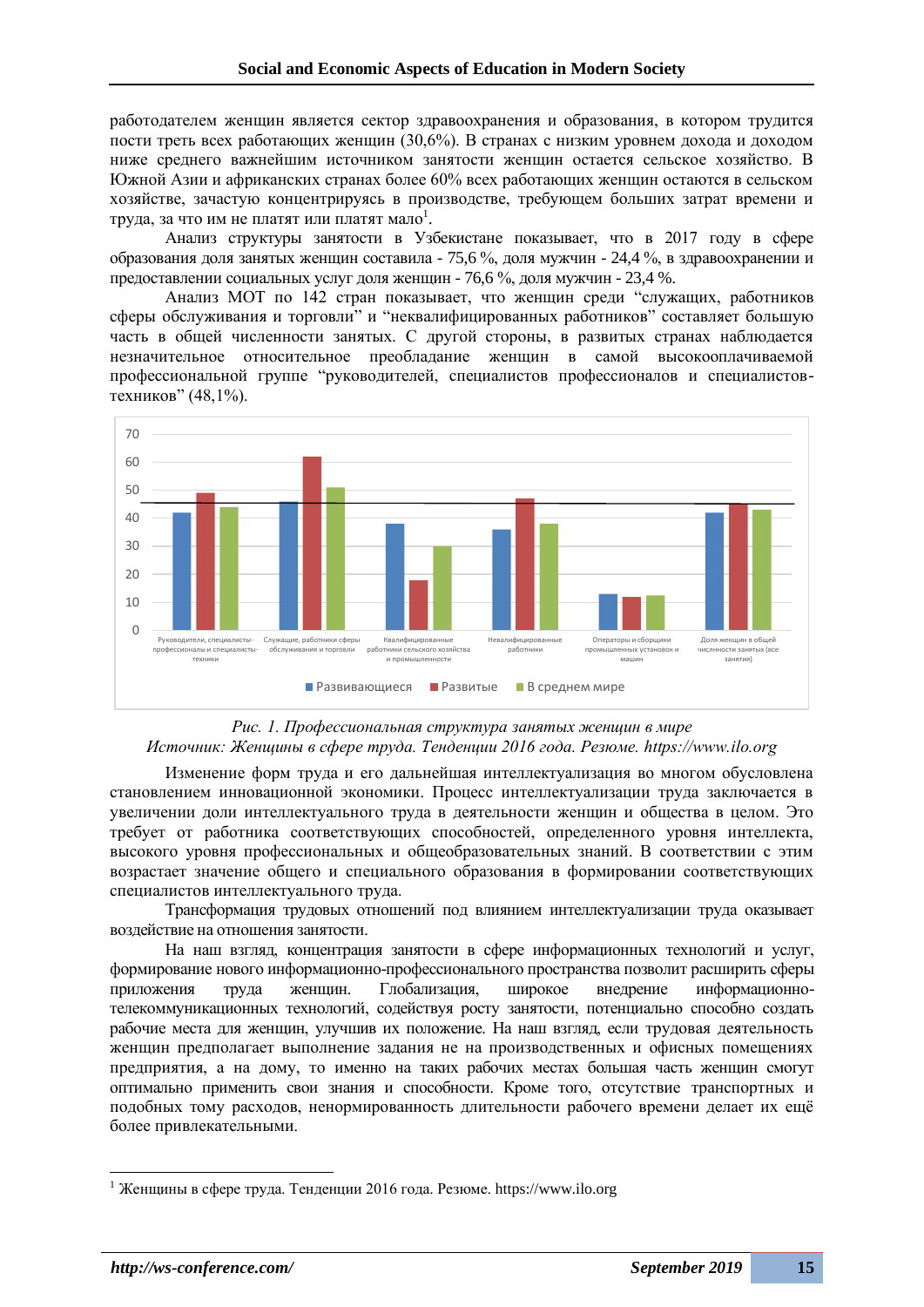работодателем женщин является сектор здравоохранения и образования, в котором трудится почти треть всех работающих женщин (30,6%). В странах с низким уровнем дохода и доходом ниже среднего важнейшим источником занятости женщин остается сельское хозяйство. В Южной Азии и африканских странах более 60% всех работающих женщин остаются в сельском хозяйстве, зачастую концентрируясь в производстве, требующем больших затрат времени и труда, за что им не платят или платят мало[1].

Анализ структуры занятости в Узбекистане показывает, что в 2017 году в сфере образования доля занятых женщин составила - 75,6 %, доля мужчин - 24,4 %, в здравоохранении и предоставлении социальных услуг доля женщин - 76,6 %, доля мужчин - 23,4 %.

Анализ МОТ по 142 стран показывает, что женщин среди "служащих, работников сферы обслуживания и торговли" и "неквалифицированных работников" составляет большую часть в общей численности занятых. С другой стороны, в развитых странах наблюдается незначительное относительное преобладание женщин в самой высокооплачиваемой профессиональной группе "руководителей, специалистов профессионалов и специалистов-техников" (48,1%).

*Рис. 1. Профессиональная структура занятых женщин в мире*

*Источник: Женщины в сфере труда. Тенденции 2016 года. Резюме. https://www.ilo.org*

Изменение форм труда и его дальнейшая интеллектуализация во многом обусловлена становлением инновационной экономики. Процесс интеллектуализации труда заключается в увеличении доли интеллектуального труда в деятельности женщин и общества в целом. Это требует от работника соответствующих способностей, определенного уровня интеллекта, высокого уровня профессиональных и общеобразовательных знаний. В соответствии с этим возрастает значение общего и специального образования в формировании соответствующих специалистов интеллектуального труда.

Трансформация трудовых отношений под влиянием интеллектуализации труда оказывает воздействие на отношения занятости.

На наш взгляд, концентрация занятости в сфере информационных технологий и услуг, формирование нового информационно-профессионального пространства позволит расширить сферы приложения труда женщин. Глобализация, широкое внедрение информационно-телекоммуникационных технологий, содействуя росту занятости, потенциально способно создать рабочие места для женщин, улучшив их положение. На наш взгляд, если трудовая деятельность женщин предполагает выполнение задания не на производственных и офисных помещениях предприятия, а на дому, то именно на таких рабочих местах большая часть женщин смогут оптимально применить свои знания и способности. Кроме того, отсутствие транспортных и подобных тому расходов, ненормированность длительности рабочего времени делает их ещё более привлекательными.

[1] Женщины в сфере труда. Тенденции 2016 года. Резюме. https://www.ilo.org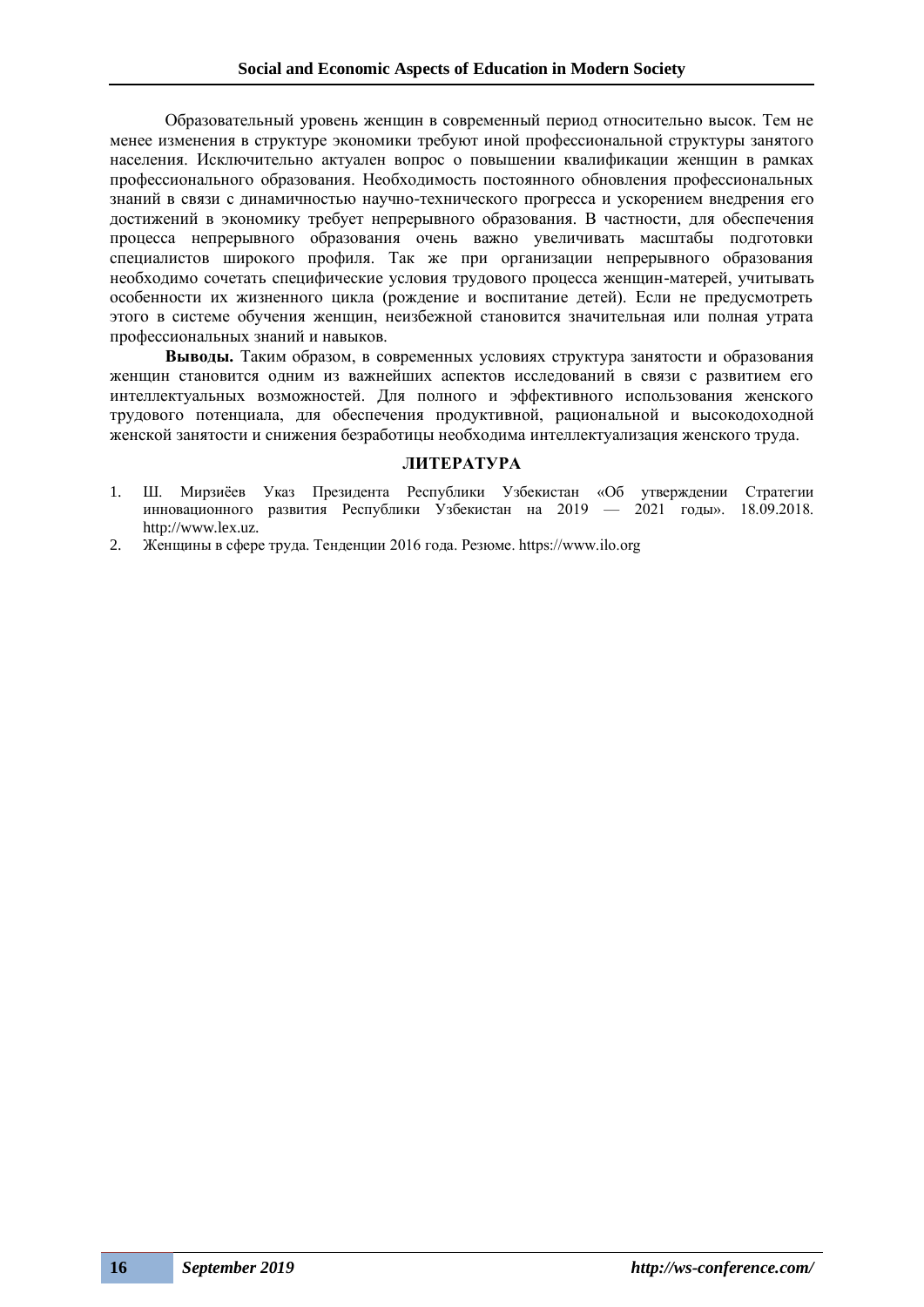Образовательный уровень женщин в современный период относительно высок. Тем не менее изменения в структуре экономики требуют иной профессиональной структуры занятого населения. Исключительно актуален вопрос о повышении квалификации женщин в рамках профессионального образования. Необходимость постоянного обновления профессиональных знаний в связи с динамичностью научно-технического прогресса и ускорением внедрения его достижений в экономику требует непрерывного образования. В частности, для обеспечения процесса непрерывного образования очень важно увеличивать масштабы подготовки специалистов широкого профиля. Так же при организации непрерывного образования необходимо сочетать специфические условия трудового процесса женщин-матерей, учитывать особенности их жизненного цикла (рождение и воспитание детей). Если не предусмотреть этого в системе обучения женщин, неизбежной становится значительная или полная утрата профессиональных знаний и навыков.

**Выводы.** Таким образом, в современных условиях структура занятости и образования женщин становится одним из важнейших аспектов исследований в связи с развитием его интеллектуальных возможностей. Для полного и эффективного использования женского трудового потенциала, для обеспечения продуктивной, рациональной и высокодоходной женской занятости и снижения безработицы необходима интеллектуализация женского труда.

## ЛИТЕРАТУРА

1. Ш. Мирзиёев Указ Президента Республики Узбекистан «Об утверждении Стратегии инновационного развития Республики Узбекистан на 2019 — 2021 годы». 18.09.2018. http://www.lex.uz.
2. Женщины в сфере труда. Тенденции 2016 года. Резюме. https://www.ilo.org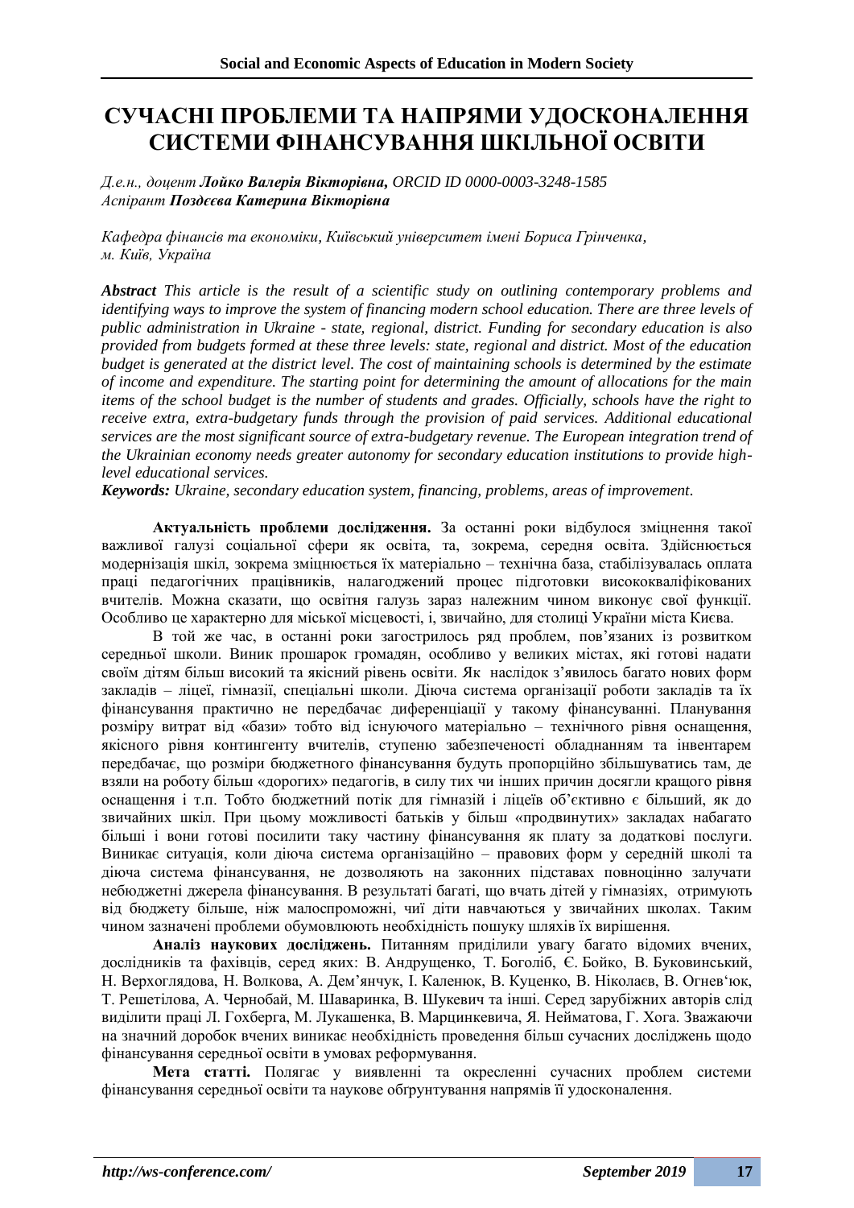# СУЧАСНІ ПРОБЛЕМИ ТА НАПРЯМИ УДОСКОНАЛЕННЯ СИСТЕМИ ФІНАНСУВАННЯ ШКІЛЬНОЇ ОСВІТИ

*Д.е.н., доцент **Лойко Валерія Вікторівна**, ORCID ID 0000-0003-3248-1585*
*Аспірант **Поздєєва Катерина Вікторівна***

*Кафедра фінансів та економіки, Київський університет імені Бориса Грінченка, м. Київ, Україна*

***Abstract** This article is the result of a scientific study on outlining contemporary problems and identifying ways to improve the system of financing modern school education. There are three levels of public administration in Ukraine - state, regional, district. Funding for secondary education is also provided from budgets formed at these three levels: state, regional and district. Most of the education budget is generated at the district level. The cost of maintaining schools is determined by the estimate of income and expenditure. The starting point for determining the amount of allocations for the main items of the school budget is the number of students and grades. Officially, schools have the right to receive extra, extra-budgetary funds through the provision of paid services. Additional educational services are the most significant source of extra-budgetary revenue. The European integration trend of the Ukrainian economy needs greater autonomy for secondary education institutions to provide high-level educational services.*

***Keywords:** Ukraine, secondary education system, financing, problems, areas of improvement.*

**Актуальність проблеми дослідження.** За останні роки відбулося зміцнення такої важливої галузі соціальної сфери як освіта, та, зокрема, середня освіта. Здійснюється модернізація шкіл, зокрема зміцнюється їх матеріально – технічна база, стабілізувалась оплата праці педагогічних працівників, налагоджений процес підготовки висококваліфікованих вчителів. Можна сказати, що освітня галузь зараз належним чином виконує свої функції. Особливо це характерно для міської місцевості, і, звичайно, для столиці України міста Києва.

В той же час, в останні роки загострилось ряд проблем, пов'язаних із розвитком середньої школи. Виник прошарок громадян, особливо у великих містах, які готові надати своїм дітям більш високий та якісний рівень освіти. Як наслідок з'явилось багато нових форм закладів – ліцеї, гімназії, спеціальні школи. Діюча система організації роботи закладів та їх фінансування практично не передбачає диференціації у такому фінансуванні. Планування розміру витрат від «бази» тобто від існуючого матеріально – технічного рівня оснащення, якісного рівня контингенту вчителів, ступеню забезпеченості обладнанням та інвентарем передбачає, що розміри бюджетного фінансування будуть пропорційно збільшуватись там, де взяли на роботу більш «дорогих» педагогів, в силу тих чи інших причин досягли кращого рівня оснащення і т.п. Тобто бюджетний потік для гімназій і ліцеїв об'єктивно є більший, як до звичайних шкіл. При цьому можливості батьків у більш «продвинутих» закладах набагато більші і вони готові посилити таку частину фінансування як плату за додаткові послуги. Виникає ситуація, коли діюча система організаційно – правових форм у середній школі та діюча система фінансування, не дозволяють на законних підставах повноцінно залучати небюджетні джерела фінансування. В результаті багаті, що вчать дітей у гімназіях, отримують від бюджету більше, ніж малоспроможні, чиї діти навчаються у звичайних школах. Таким чином зазначені проблеми обумовлюють необхідність пошуку шляхів їх вирішення.

**Аналіз наукових досліджень.** Питанням приділили увагу багато відомих вчених, дослідників та фахівців, серед яких: В. Андрущенко, Т. Боголіб, Є. Бойко, В. Буковинський, Н. Верхоглядова, Н. Волкова, А. Дем'янчук, І. Каленюк, В. Куценко, В. Ніколаєв, В. Огнев'юк, Т. Решетілова, А. Чернобай, М. Шаваринка, В. Шукевич та інші. Серед зарубіжних авторів слід виділити праці Л. Гохберга, М. Лукашенка, В. Марцинкевича, Я. Нейматова, Г. Хога. Зважаючи на значний доробок вчених виникає необхідність проведення більш сучасних досліджень щодо фінансування середньої освіти в умовах реформування.

**Мета статті.** Полягає у виявленні та окресленні сучасних проблем системи фінансування середньої освіти та наукове обґрунтування напрямів її удосконалення.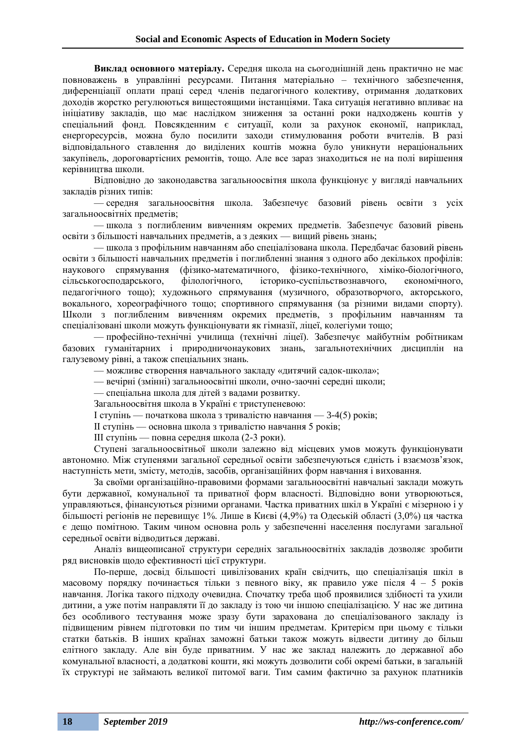**Виклад основного матеріалу.** Середня школа на сьогоднішній день практично не має повноважень в управлінні ресурсами. Питання матеріально – технічного забезпечення, диференціації оплати праці серед членів педагогічного колективу, отримання додаткових доходів жорстко регулюються вищестоящими інстанціями. Така ситуація негативно впливає на ініціативу закладів, що має наслідком зниження за останні роки надходжень коштів у спеціальний фонд. Повсякденним є ситуації, коли за рахунок економії, наприклад, енергоресурсів, можна було посилити заходи стимулювання роботи вчителів. В разі відповідального ставлення до виділених коштів можна було уникнути нераціональних закупівель, дороговартісних ремонтів, тощо. Але все зараз знаходиться не на полі вирішення керівництва школи.

Відповідно до законодавства загальноосвітня школа функціонує у вигляді навчальних закладів різних типів:

— середня загальноосвітня школа. Забезпечує базовий рівень освіти з усіх загальноосвітніх предметів;

— школа з поглибленим вивченням окремих предметів. Забезпечує базовий рівень освіти з більшості навчальних предметів, а з деяких — вищий рівень знань;

— школа з профільним навчанням або спеціалізована школа. Передбачає базовий рівень освіти з більшості навчальних предметів і поглибленні знання з одного або декількох профілів: наукового спрямування (фізико-математичного, фізико-технічного, хіміко-біологічного, сільськогосподарського, філологічного, історико-суспільствознавчого, економічного, педагогічного тощо); художнього спрямування (музичного, образотворчого, акторського, вокального, хореографічного тощо; спортивного спрямування (за різними видами спорту). Школи з поглибленим вивченням окремих предметів, з профільним навчанням та спеціалізовані школи можуть функціонувати як гімназії, ліцеї, колегіуми тощо;

— професійно-технічні училища (технічні ліцеї). Забезпечує майбутнім робітникам базових гуманітарних і природничонаукових знань, загальнотехнічних дисциплін на галузевому рівні, а також спеціальних знань.

— можливе створення навчального закладу «дитячий садок-школа»;

— вечірні (змінні) загальноосвітні школи, очно-заочні середні школи;

— спеціальна школа для дітей з вадами розвитку.

Загальноосвітня школа в Україні є триступеневою:

І ступінь — початкова школа з тривалістю навчання — 3-4(5) років;

ІІ ступінь — основна школа з тривалістю навчання 5 років;

ІІІ ступінь — повна середня школа (2-3 роки).

Ступені загальноосвітньої школи залежно від місцевих умов можуть функціонувати автономно. Між ступенями загальної середньої освіти забезпечуються єдність і взаємозв'язок, наступність мети, змісту, методів, засобів, організаційних форм навчання і виховання.

За своїми організаційно-правовими формами загальноосвітні навчальні заклади можуть бути державної, комунальної та приватної форм власності. Відповідно вони утворюються, управляються, фінансуються різними органами. Частка приватних шкіл в Україні є мізерною і у більшості регіонів не перевищує 1%. Лише в Києві (4,9%) та Одеській області (3,0%) ця частка є дещо помітною. Таким чином основна роль у забезпеченні населення послугами загальної середньої освіти відводиться державі.

Аналіз вищеописаної структури середніх загальноосвітніх закладів дозволяє зробити ряд висновків щодо ефективності цієї структури.

По-перше, досвід більшості цивілізованих країн свідчить, що спеціалізація шкіл в масовому порядку починається тільки з певного віку, як правило уже після 4 – 5 років навчання. Логіка такого підходу очевидна. Спочатку треба щоб проявилися здібності та ухили дитини, а уже потім направляти її до закладу із тою чи іншою спеціалізацією. У нас же дитина без особливого тестування може зразу бути зарахована до спеціалізованого закладу із підвищеним рівнем підготовки по тим чи іншим предметам. Критерієм при цьому є тільки статки батьків. В інших країнах заможні батьки також можуть відвести дитину до більш елітного закладу. Але він буде приватним. У нас же заклад належить до державної або комунальної власності, а додаткові кошти, які можуть дозволити собі окремі батьки, в загальній їх структурі не займають великої питомої ваги. Тим самим фактично за рахунок платників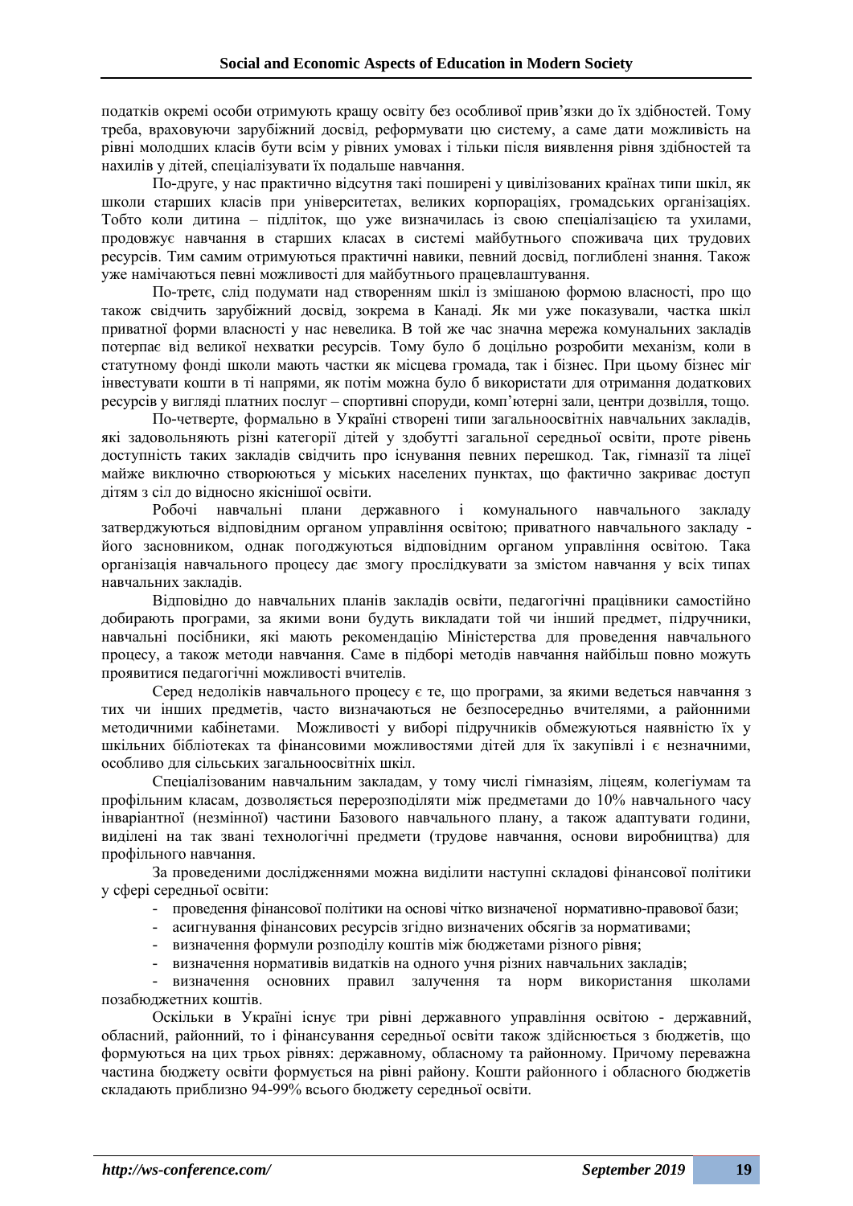податків окремі особи отримують кращу освіту без особливої прив'язки до їх здібностей. Тому треба, враховуючи зарубіжний досвід, реформувати цю систему, а саме дати можливість на рівні молодших класів бути всім у рівних умовах і тільки після виявлення рівня здібностей та нахилів у дітей, спеціалізувати їх подальше навчання.

По-друге, у нас практично відсутня такі поширені у цивілізованих країнах типи шкіл, як школи старших класів при університетах, великих корпораціях, громадських організаціях. Тобто коли дитина – підліток, що уже визначилась із свою спеціалізацією та ухилами, продовжує навчання в старших класах в системі майбутнього споживача цих трудових ресурсів. Тим самим отримуються практичні навики, певний досвід, поглиблені знання. Також уже намічаються певні можливості для майбутнього працевлаштування.

По-третє, слід подумати над створенням шкіл із змішаною формою власності, про що також свідчить зарубіжний досвід, зокрема в Канаді. Як ми уже показували, частка шкіл приватної форми власності у нас невелика. В той же час значна мережа комунальних закладів потерпає від великої нехватки ресурсів. Тому було б доцільно розробити механізм, коли в статутному фонді школи мають частки як місцева громада, так і бізнес. При цьому бізнес міг інвестувати кошти в ті напрями, як потім можна було б використати для отримання додаткових ресурсів у вигляді платних послуг – спортивні споруди, комп'ютерні зали, центри дозвілля, тощо.

По-четверте, формально в Україні створені типи загальноосвітніх навчальних закладів, які задовольняють різні категорії дітей у здобутті загальної середньої освіти, проте рівень доступність таких закладів свідчить про існування певних перешкод. Так, гімназії та ліцеї майже виключно створюються у міських населених пунктах, що фактично закриває доступ дітям з сіл до відносно якіснішої освіти.

Робочі навчальні плани державного і комунального навчального закладу затверджуються відповідним органом управління освітою; приватного навчального закладу - його засновником, однак погоджуються відповідним органом управління освітою. Така організація навчального процесу дає змогу прослідкувати за змістом навчання у всіх типах навчальних закладів.

Відповідно до навчальних планів закладів освіти, педагогічні працівники самостійно добирають програми, за якими вони будуть викладати той чи інший предмет, підручники, навчальні посібники, які мають рекомендацію Міністерства для проведення навчального процесу, а також методи навчання. Саме в підборі методів навчання найбільш повно можуть проявитися педагогічні можливості вчителів.

Серед недоліків навчального процесу є те, що програми, за якими ведеться навчання з тих чи інших предметів, часто визначаються не безпосередньо вчителями, а районними методичними кабінетами. Можливості у виборі підручників обмежуються наявністю їх у шкільних бібліотеках та фінансовими можливостями дітей для їх закупівлі і є незначними, особливо для сільських загальноосвітніх шкіл.

Спеціалізованим навчальним закладам, у тому числі гімназіям, ліцеям, колегіумам та профільним класам, дозволяється перерозподіляти між предметами до 10% навчального часу інваріантної (незмінної) частини Базового навчального плану, а також адаптувати години, виділені на так звані технологічні предмети (трудове навчання, основи виробництва) для профільного навчання.

За проведеними дослідженнями можна виділити наступні складові фінансової політики у сфері середньої освіти:

- проведення фінансової політики на основі чітко визначеної нормативно-правової бази;
- асигнування фінансових ресурсів згідно визначених обсягів за нормативами;
- визначення формули розподілу коштів між бюджетами різного рівня;
- визначення нормативів видатків на одного учня різних навчальних закладів;
- визначення основних правил залучення та норм використання школами позабюджетних коштів.

Оскільки в Україні існує три рівні державного управління освітою - державний, обласний, районний, то і фінансування середньої освіти також здійснюється з бюджетів, що формуються на цих трьох рівнях: державному, обласному та районному. Причому переважна частина бюджету освіти формується на рівні району. Кошти районного і обласного бюджетів складають приблизно 94-99% всього бюджету середньої освіти.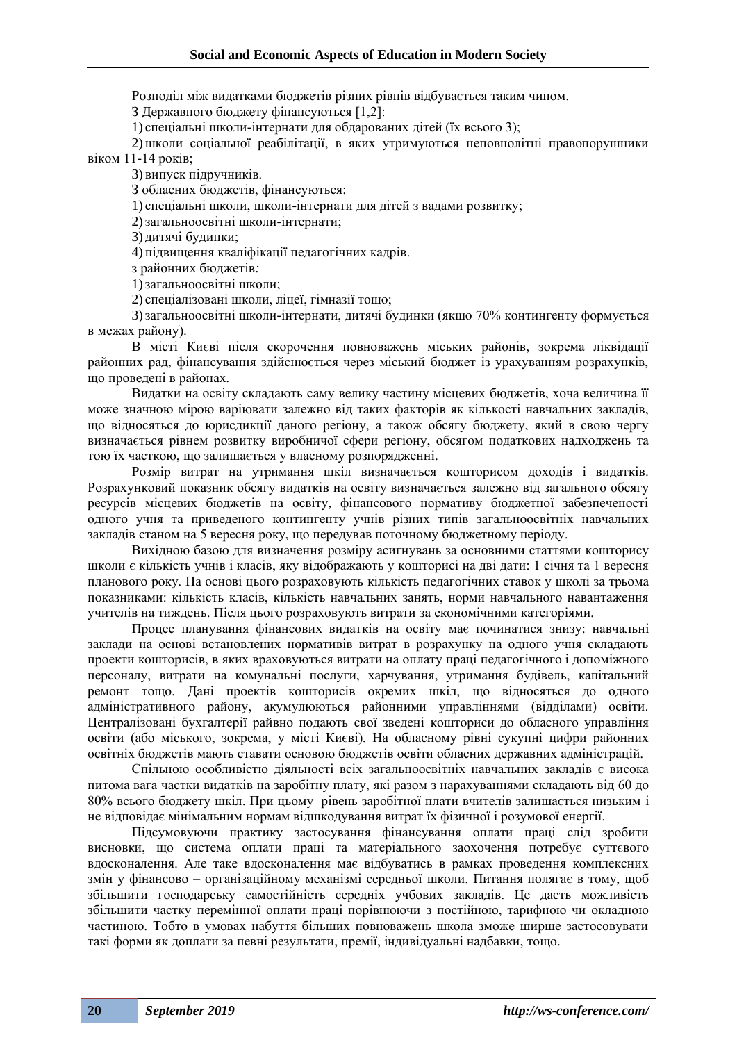Розподіл між видатками бюджетів різних рівнів відбувається таким чином.

З Державного бюджету фінансуються [1,2]:

1) спеціальні школи-інтернати для обдарованих дітей (їх всього 3);

2) школи соціальної реабілітації, в яких утримуються неповнолітні правопорушники віком 11-14 років;

3) випуск підручників.

З обласних бюджетів, фінансуються:

1) спеціальні школи, школи-інтернати для дітей з вадами розвитку;

2) загальноосвітні школи-інтернати;

3) дитячі будинки;

4) підвищення кваліфікації педагогічних кадрів.

з районних бюджетів*:*

1) загальноосвітні школи;

2) спеціалізовані школи, ліцеї, гімназії тощо;

3) загальноосвітні школи-інтернати, дитячі будинки (якщо 70% контингенту формується в межах району).

В місті Києві після скорочення повноважень міських районів, зокрема ліквідації районних рад, фінансування здійснюється через міський бюджет із урахуванням розрахунків, що проведені в районах.

Видатки на освіту складають саму велику частину місцевих бюджетів, хоча величина її може значною мірою варіювати залежно від таких факторів як кількості навчальних закладів, що відносяться до юрисдикції даного регіону, а також обсягу бюджету, який в свою чергу визначається рівнем розвитку виробничої сфери регіону, обсягом податкових надходжень та тою їх часткою, що залишається у власному розпорядженні.

Розмір витрат на утримання шкіл визначається кошторисом доходів і видатків. Розрахунковий показник обсягу видатків на освіту визначається залежно від загального обсягу ресурсів місцевих бюджетів на освіту, фінансового нормативу бюджетної забезпеченості одного учня та приведеного контингенту учнів різних типів загальноосвітніх навчальних закладів станом на 5 вересня року, що передував поточному бюджетному періоду.

Вихідною базою для визначення розміру асигнувань за основними статтями кошторису школи є кількість учнів і класів, яку відображають у кошторисі на дві дати: 1 січня та 1 вересня планового року. На основі цього розраховують кількість педагогічних ставок у школі за трьома показниками: кількість класів, кількість навчальних занять, норми навчального навантаження учителів на тиждень. Після цього розраховують витрати за економічними категоріями.

Процес планування фінансових видатків на освіту має починатися знизу: навчальні заклади на основі встановлених нормативів витрат в розрахунку на одного учня складають проекти кошторисів, в яких враховуються витрати на оплату праці педагогічного і допоміжного персоналу, витрати на комунальні послуги, харчування, утримання будівель, капітальний ремонт тощо. Дані проектів кошторисів окремих шкіл, що відносяться до одного адміністративного району, акумулюються районними управліннями (відділами) освіти. Централізовані бухгалтерії районів подають свої зведені кошториси до обласного управління освіти (або міського, зокрема, у місті Києві). На обласному рівні сукупні цифри районних освітніх бюджетів мають ставати основою бюджетів освіти обласних державних адміністрацій.

Спільною особливістю діяльності всіх загальноосвітніх навчальних закладів є висока питома вага частки видатків на заробітну плату, які разом з нарахуваннями складають від 60 до 80% всього бюджету шкіл. При цьому рівень заробітної плати вчителів залишається низьким і не відповідає мінімальним нормам відшкодування витрат їх фізичної і розумової енергії.

Підсумовуючи практику застосування фінансування оплати праці слід зробити висновки, що система оплати праці та матеріального заохочення потребує суттєвого вдосконалення. Але таке вдосконалення має відбуватись в рамках проведення комплексних змін у фінансово – організаційному механізмі середньої школи. Питання полягає в тому, щоб збільшити господарську самостійність середніх учбових закладів. Це дасть можливість збільшити частку перемінної оплати праці порівнюючи з постійною, тарифною чи окладною частиною. Тобто в умовах набуття більших повноважень школа зможе ширше застосовувати такі форми як доплати за певні результати, премії, індивідуальні надбавки, тощо.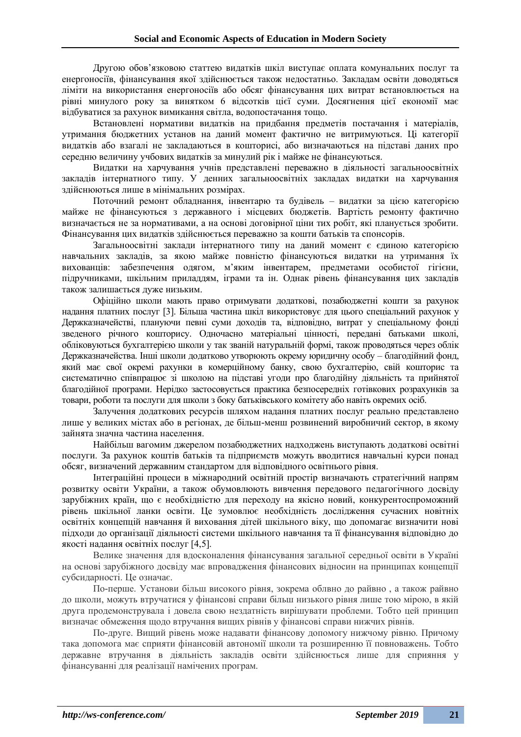Другою обов'язковою статтею видатків шкіл виступає оплата комунальних послуг та енергоносіїв, фінансування якої здійснюється також недостатньо. Закладам освіти доводяться ліміти на використання енергоносіїв або обсяг фінансування цих витрат встановлюється на рівні минулого року за винятком 6 відсотків цієї суми. Досягнення цієї економії має відбуватися за рахунок вимикання світла, водопостачання тощо.

Встановлені нормативи видатків на придбання предметів постачання і матеріалів, утримання бюджетних установ на даний момент фактично не витримуються. Ці категорії видатків або взагалі не закладаються в кошторисі, або визначаються на підставі даних про середню величину учбових видатків за минулий рік і майже не фінансуються.

Видатки на харчування учнів представлені переважно в діяльності загальноосвітніх закладів інтернатного типу. У денних загальноосвітніх закладах видатки на харчування здійснюються лише в мінімальних розмірах.

Поточний ремонт обладнання, інвентарю та будівель – видатки за цією категорією майже не фінансуються з державного і місцевих бюджетів. Вартість ремонту фактично визначається не за нормативами, а на основі договірної ціни тих робіт, які планується зробити. Фінансування цих видатків здійснюється переважно за кошти батьків та спонсорів.

Загальноосвітні заклади інтернатного типу на даний момент є єдиною категорією навчальних закладів, за якою майже повністю фінансуються видатки на утримання їх вихованців: забезпечення одягом, м'яким інвентарем, предметами особистої гігієни, підручниками, шкільним приладдям, іграми та ін. Однак рівень фінансування цих закладів також залишається дуже низьким.

Офіційно школи мають право отримувати додаткові, позабюджетні кошти за рахунок надання платних послуг [3]. Більша частина шкіл використовує для цього спеціальний рахунок у Держказначействі, плануючи певні суми доходів та, відповідно, витрат у спеціальному фонді зведеного річного кошторису. Одночасно матеріальні цінності, передані батьками школі, обліковуються бухгалтерією школи у так званій натуральній формі, також проводяться через облік Держказначейства. Інші школи додатково утворюють окрему юридичну особу – благодійний фонд, який має свої окремі рахунки в комерційному банку, свою бухгалтерію, свій кошторис та систематично співпрацює зі школою на підставі угоди про благодійну діяльність та прийнятої благодійної програми. Нерідко застосовується практика безпосередніх готівкових розрахунків за товари, роботи та послуги для школи з боку батьківського комітету або навіть окремих осіб.

Залучення додаткових ресурсів шляхом надання платних послуг реально представлено лише у великих містах або в регіонах, де більш-менш розвинений виробничий сектор, в якому зайнята значна частина населення.

Найбільш вагомим джерелом позабюджетних надходжень виступають додаткові освітні послуги. За рахунок коштів батьків та підприємств можуть вводитися навчальні курси понад обсяг, визначений державним стандартом для відповідного освітнього рівня.

Інтеграційні процеси в міжнародний освітній простір визначають стратегічний напрям розвитку освіти України, а також обумовлюють вивчення передового педагогічного досвіду зарубіжних країн, що є необхідністю для переходу на якісно новий, конкурентоспроможний рівень шкільної ланки освіти. Це зумовлює необхідність дослідження сучасних новітніх освітніх концепцій навчання й виховання дітей шкільного віку, що допомагає визначити нові підходи до організації діяльності системи шкільного навчання та її фінансування відповідно до якості надання освітніх послуг [4,5].

Велике значення для вдосконалення фінансування загальної середньої освіти в Україні на основі зарубіжного досвіду має впровадження фінансових відносин на принципах концепції субсидарності. Це означає.

По-перше. Установи більш високого рівня, зокрема облвно до райвно , а також райвно до школи, можуть втручатися у фінансові справи більш низького рівня лише тою мірою, в якій друга продемонструвала і довела свою нездатність вирішувати проблеми. Тобто цей принцип визначає обмеження щодо втручання вищих рівнів у фінансові справи нижчих рівнів.

По-друге. Вищий рівень може надавати фінансову допомогу нижчому рівню. Причому така допомога має сприяти фінансовій автономії школи та розширенню її повноважень. Тобто державне втручання в діяльність закладів освіти здійснюється лише для сприяння у фінансуванні для реалізації намічених програм.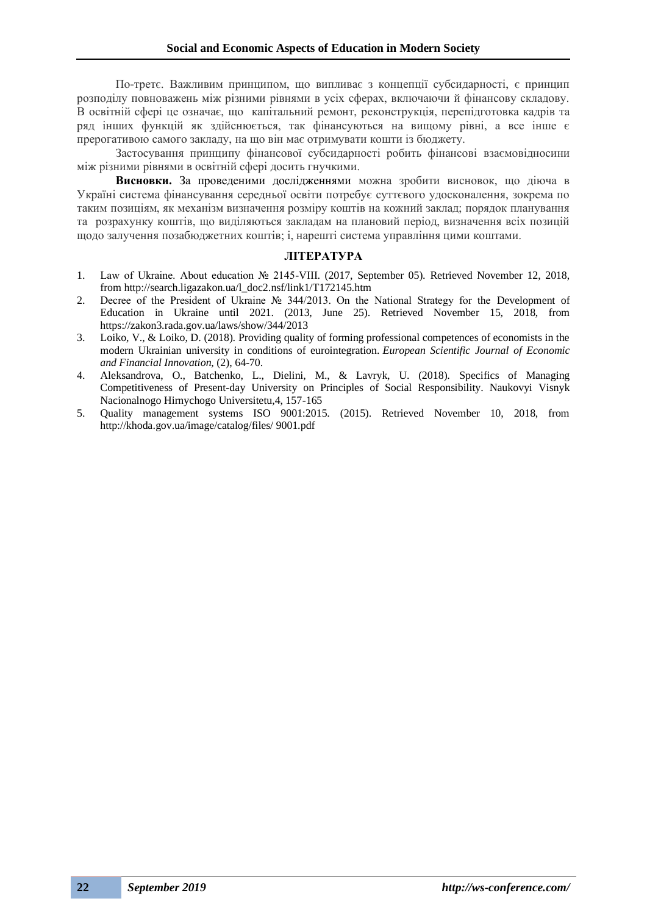По-третє. Важливим принципом, що випливає з концепції субсидарності, є принцип розподілу повноважень між різними рівнями в усіх сферах, включаючи й фінансову складову. В освітній сфері це означає, що капітальний ремонт, реконструкція, перепідготовка кадрів та ряд інших функцій як здійснюється, так фінансуються на вищому рівні, а все інше є прерогативою самого закладу, на що він має отримувати кошти із бюджету.

Застосування принципу фінансової субсидарності робить фінансові взаємовідносини між різними рівнями в освітній сфері досить гнучкими.

**Висновки.** За проведеними дослідженнями можна зробити висновок, що діюча в Україні система фінансування середньої освіти потребує суттєвого удосконалення, зокрема по таким позиціям, як механізм визначення розміру коштів на кожний заклад; порядок планування та розрахунку коштів, що виділяються закладам на плановий період, визначення всіх позицій щодо залучення позабюджетних коштів; і, нарешті система управління цими коштами.

## ЛІТЕРАТУРА

1. Law of Ukraine. About education № 2145-VIII. (2017, September 05). Retrieved November 12, 2018, from http://search.ligazakon.ua/l_doc2.nsf/link1/T172145.htm
2. Decree of the President of Ukraine № 344/2013. On the National Strategy for the Development of Education in Ukraine until 2021. (2013, June 25). Retrieved November 15, 2018, from https://zakon3.rada.gov.ua/laws/show/344/2013
3. Loiko, V., & Loiko, D. (2018). Providing quality of forming professional competences of economists in the modern Ukrainian university in conditions of eurointegration. *European Scientific Journal of Economic and Financial Innovation*, (2), 64-70.
4. Aleksandrova, O., Batchenko, L., Dielini, M., & Lavryk, U. (2018). Specifics of Managing Competitiveness of Present-day University on Principles of Social Responsibility. Naukovyi Visnyk Nacionalnogo Hirnychogo Universitetu,4, 157-165
5. Quality management systems ISO 9001:2015. (2015). Retrieved November 10, 2018, from http://khoda.gov.ua/image/catalog/files/ 9001.pdf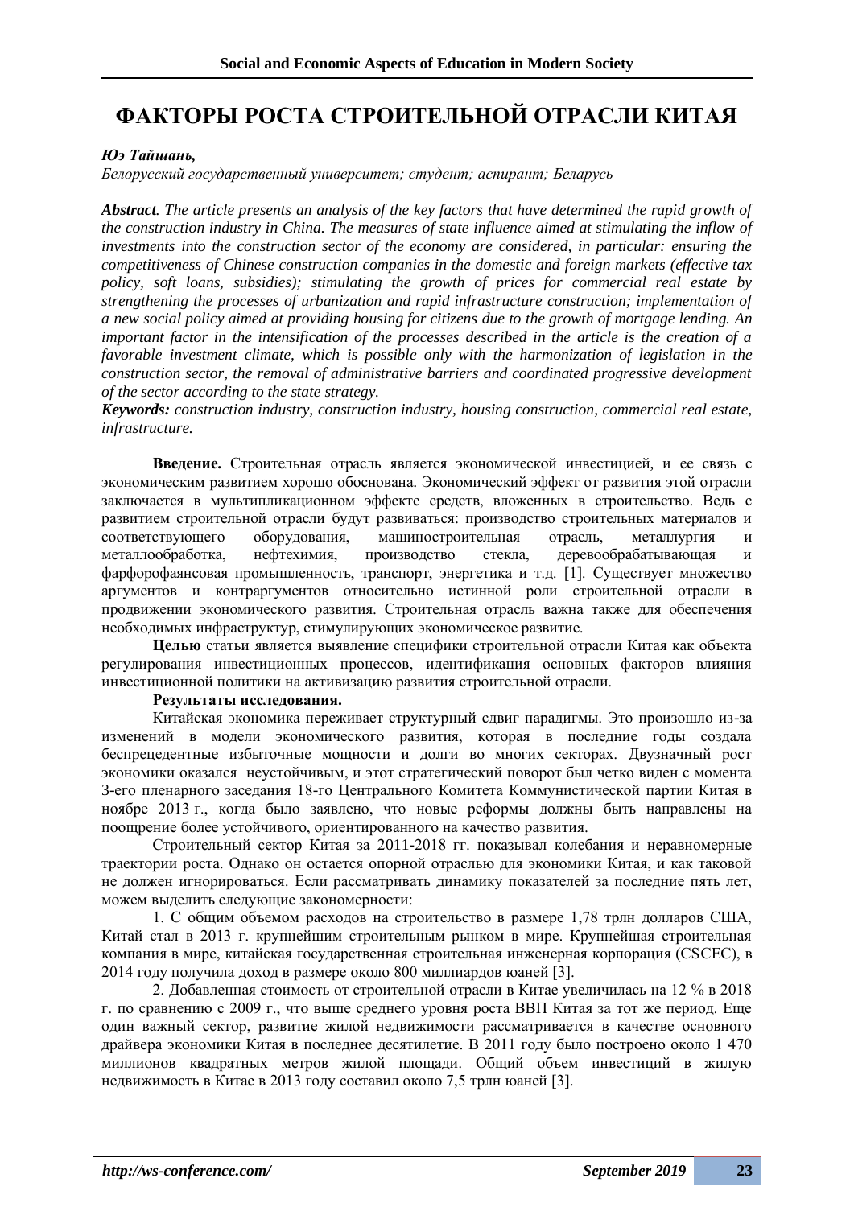# ФАКТОРЫ РОСТА СТРОИТЕЛЬНОЙ ОТРАСЛИ КИТАЯ

***Юэ Тайшань,***

*Белорусский государственный университет; студент; аспирант; Беларусь*

***Abstract****. The article presents an analysis of the key factors that have determined the rapid growth of the construction industry in China. The measures of state influence aimed at stimulating the inflow of investments into the construction sector of the economy are considered, in particular: ensuring the competitiveness of Chinese construction companies in the domestic and foreign markets (effective tax policy, soft loans, subsidies); stimulating the growth of prices for commercial real estate by strengthening the processes of urbanization and rapid infrastructure construction; implementation of a new social policy aimed at providing housing for citizens due to the growth of mortgage lending. An important factor in the intensification of the processes described in the article is the creation of a favorable investment climate, which is possible only with the harmonization of legislation in the construction sector, the removal of administrative barriers and coordinated progressive development of the sector according to the state strategy.*

***Keywords:*** *construction industry, construction industry, housing construction, commercial real estate, infrastructure.*

**Введение.** Строительная отрасль является экономической инвестицией, и ее связь с экономическим развитием хорошо обоснована. Экономический эффект от развития этой отрасли заключается в мультипликационном эффекте средств, вложенных в строительство. Ведь с развитием строительной отрасли будут развиваться: производство строительных материалов и соответствующего оборудования, машиностроительная отрасль, металлургия и металлообработка, нефтехимия, производство стекла, деревообрабатывающая и фарфорофаянсовая промышленность, транспорт, энергетика и т.д. [1]. Существует множество аргументов и контраргументов относительно истинной роли строительной отрасли в продвижении экономического развития. Строительная отрасль важна также для обеспечения необходимых инфраструктур, стимулирующих экономическое развитие.

**Целью** статьи является выявление специфики строительной отрасли Китая как объекта регулирования инвестиционных процессов, идентификация основных факторов влияния инвестиционной политики на активизацию развития строительной отрасли.

**Результаты исследования.**

Китайская экономика переживает структурный сдвиг парадигмы. Это произошло из-за изменений в модели экономического развития, которая в последние годы создала беспрецедентные избыточные мощности и долги во многих секторах. Двузначный рост экономики оказался неустойчивым, и этот стратегический поворот был четко виден с момента 3-его пленарного заседания 18-го Центрального Комитета Коммунистической партии Китая в ноябре 2013 г., когда было заявлено, что новые реформы должны быть направлены на поощрение более устойчивого, ориентированного на качество развития.

Строительный сектор Китая за 2011-2018 гг. показывал колебания и неравномерные траектории роста. Однако он остается опорной отраслью для экономики Китая, и как таковой не должен игнорироваться. Если рассматривать динамику показателей за последние пять лет, можем выделить следующие закономерности:

1. С общим объемом расходов на строительство в размере 1,78 трлн долларов США, Китай стал в 2013 г. крупнейшим строительным рынком в мире. Крупнейшая строительная компания в мире, китайская государственная строительная инженерная корпорация (CSCEC), в 2014 году получила доход в размере около 800 миллиардов юаней [3].

2. Добавленная стоимость от строительной отрасли в Китае увеличилась на 12 % в 2018 г. по сравнению с 2009 г., что выше среднего уровня роста ВВП Китая за тот же период. Еще один важный сектор, развитие жилой недвижимости рассматривается в качестве основного драйвера экономики Китая в последнее десятилетие. В 2011 году было построено около 1 470 миллионов квадратных метров жилой площади. Общий объем инвестиций в жилую недвижимость в Китае в 2013 году составил около 7,5 трлн юаней [3].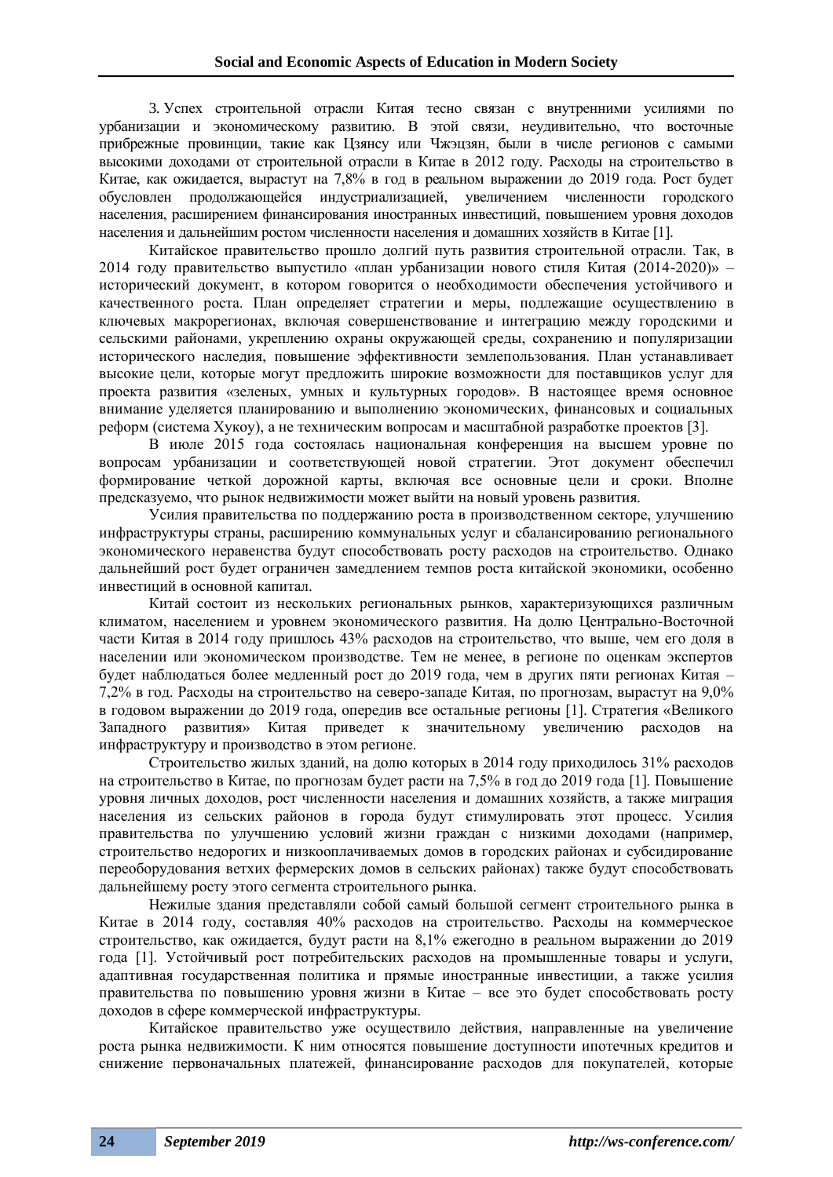3. Успех строительной отрасли Китая тесно связан с внутренними усилиями по урбанизации и экономическому развитию. В этой связи, неудивительно, что восточные прибрежные провинции, такие как Цзянсу или Чжэцзян, были в числе регионов с самыми высокими доходами от строительной отрасли в Китае в 2012 году. Расходы на строительство в Китае, как ожидается, вырастут на 7,8% в год в реальном выражении до 2019 года. Рост будет обусловлен продолжающейся индустриализацией, увеличением численности городского населения, расширением финансирования иностранных инвестиций, повышением уровня доходов населения и дальнейшим ростом численности населения и домашних хозяйств в Китае [1].

Китайское правительство прошло долгий путь развития строительной отрасли. Так, в 2014 году правительство выпустило «план урбанизации нового стиля Китая (2014-2020)» – исторический документ, в котором говорится о необходимости обеспечения устойчивого и качественного роста. План определяет стратегии и меры, подлежащие осуществлению в ключевых макрорегионах, включая совершенствование и интеграцию между городскими и сельскими районами, укреплению охраны окружающей среды, сохранению и популяризации исторического наследия, повышение эффективности землепользования. План устанавливает высокие цели, которые могут предложить широкие возможности для поставщиков услуг для проекта развития «зеленых, умных и культурных городов». В настоящее время основное внимание уделяется планированию и выполнению экономических, финансовых и социальных реформ (система Хукоу), а не техническим вопросам и масштабной разработке проектов [3].

В июле 2015 года состоялась национальная конференция на высшем уровне по вопросам урбанизации и соответствующей новой стратегии. Этот документ обеспечил формирование четкой дорожной карты, включая все основные цели и сроки. Вполне предсказуемо, что рынок недвижимости может выйти на новый уровень развития.

Усилия правительства по поддержанию роста в производственном секторе, улучшению инфраструктуры страны, расширению коммунальных услуг и сбалансированию регионального экономического неравенства будут способствовать росту расходов на строительство. Однако дальнейший рост будет ограничен замедлением темпов роста китайской экономики, особенно инвестиций в основной капитал.

Китай состоит из нескольких региональных рынков, характеризующихся различным климатом, населением и уровнем экономического развития. На долю Центрально-Восточной части Китая в 2014 году пришлось 43% расходов на строительство, что выше, чем его доля в населении или экономическом производстве. Тем не менее, в регионе по оценкам экспертов будет наблюдаться более медленный рост до 2019 года, чем в других пяти регионах Китая – 7,2% в год. Расходы на строительство на северо-западе Китая, по прогнозам, вырастут на 9,0% в годовом выражении до 2019 года, опередив все остальные регионы [1]. Стратегия «Великого Западного развития» Китая приведет к значительному увеличению расходов на инфраструктуру и производство в этом регионе.

Строительство жилых зданий, на долю которых в 2014 году приходилось 31% расходов на строительство в Китае, по прогнозам будет расти на 7,5% в год до 2019 года [1]. Повышение уровня личных доходов, рост численности населения и домашних хозяйств, а также миграция населения из сельских районов в города будут стимулировать этот процесс. Усилия правительства по улучшению условий жизни граждан с низкими доходами (например, строительство недорогих и низкооплачиваемых домов в городских районах и субсидирование переоборудования ветхих фермерских домов в сельских районах) также будут способствовать дальнейшему росту этого сегмента строительного рынка.

Нежилые здания представляли собой самый большой сегмент строительного рынка в Китае в 2014 году, составляя 40% расходов на строительство. Расходы на коммерческое строительство, как ожидается, будут расти на 8,1% ежегодно в реальном выражении до 2019 года [1]. Устойчивый рост потребительских расходов на промышленные товары и услуги, адаптивная государственная политика и прямые иностранные инвестиции, а также усилия правительства по повышению уровня жизни в Китае – все это будет способствовать росту доходов в сфере коммерческой инфраструктуры.

Китайское правительство уже осуществило действия, направленные на увеличение роста рынка недвижимости. К ним относятся повышение доступности ипотечных кредитов и снижение первоначальных платежей, финансирование расходов для покупателей, которые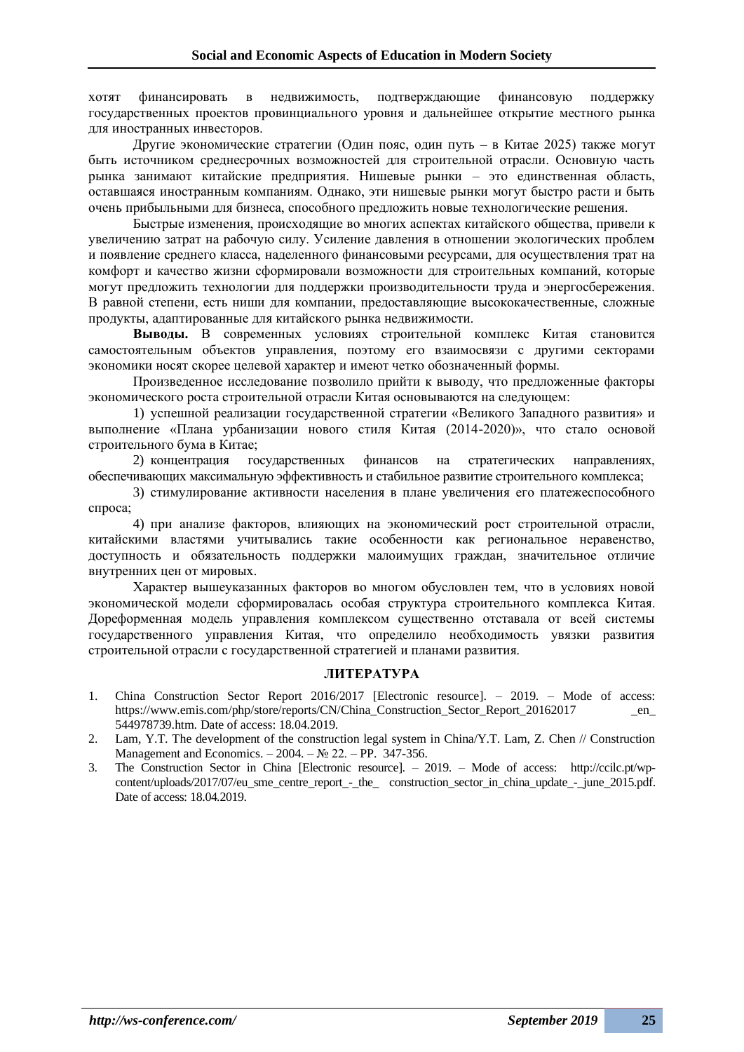хотят финансировать в недвижимость, подтверждающие финансовую поддержку государственных проектов провинциального уровня и дальнейшее открытие местного рынка для иностранных инвесторов.

Другие экономические стратегии (Один пояс, один путь – в Китае 2025) также могут быть источником среднесрочных возможностей для строительной отрасли. Основную часть рынка занимают китайские предприятия. Нишевые рынки – это единственная область, оставшаяся иностранным компаниям. Однако, эти нишевые рынки могут быстро расти и быть очень прибыльными для бизнеса, способного предложить новые технологические решения.

Быстрые изменения, происходящие во многих аспектах китайского общества, привели к увеличению затрат на рабочую силу. Усиление давления в отношении экологических проблем и появление среднего класса, наделенного финансовыми ресурсами, для осуществления трат на комфорт и качество жизни сформировали возможности для строительных компаний, которые могут предложить технологии для поддержки производительности труда и энергосбережения. В равной степени, есть ниши для компании, предоставляющие высококачественные, сложные продукты, адаптированные для китайского рынка недвижимости.

**Выводы.** В современных условиях строительной комплекс Китая становится самостоятельным объектов управления, поэтому его взаимосвязи с другими секторами экономики носят скорее целевой характер и имеют четко обозначенный формы.

Произведенное исследование позволило прийти к выводу, что предложенные факторы экономического роста строительной отрасли Китая основываются на следующем:

1) успешной реализации государственной стратегии «Великого Западного развития» и выполнение «Плана урбанизации нового стиля Китая (2014-2020)», что стало основой строительного бума в Китае;

2) концентрация государственных финансов на стратегических направлениях, обеспечивающих максимальную эффективность и стабильное развитие строительного комплекса;

3) стимулирование активности населения в плане увеличения его платежеспособного спроса;

4) при анализе факторов, влияющих на экономический рост строительной отрасли, китайскими властями учитывались такие особенности как региональное неравенство, доступность и обязательность поддержки малоимущих граждан, значительное отличие внутренних цен от мировых.

Характер вышеуказанных факторов во многом обусловлен тем, что в условиях новой экономической модели сформировалась особая структура строительного комплекса Китая. Дореформенная модель управления комплексом существенно отставала от всей системы государственного управления Китая, что определило необходимость увязки развития строительной отрасли с государственной стратегией и планами развития.

## ЛИТЕРАТУРА

1. China Construction Sector Report 2016/2017 [Electronic resource]. – 2019. – Mode of access: https://www.emis.com/php/store/reports/CN/China_Construction_Sector_Report_20162017_en_544978739.htm. Date of access: 18.04.2019.
2. Lam, Y.T. The development of the construction legal system in China/Y.T. Lam, Z. Chen // Construction Management and Economics. – 2004. – № 22. – PP. 347-356.
3. The Construction Sector in China [Electronic resource]. – 2019. – Mode of access: http://ccilc.pt/wp-content/uploads/2017/07/eu_sme_centre_report_-_the_construction_sector_in_china_update_-_june_2015.pdf. Date of access: 18.04.2019.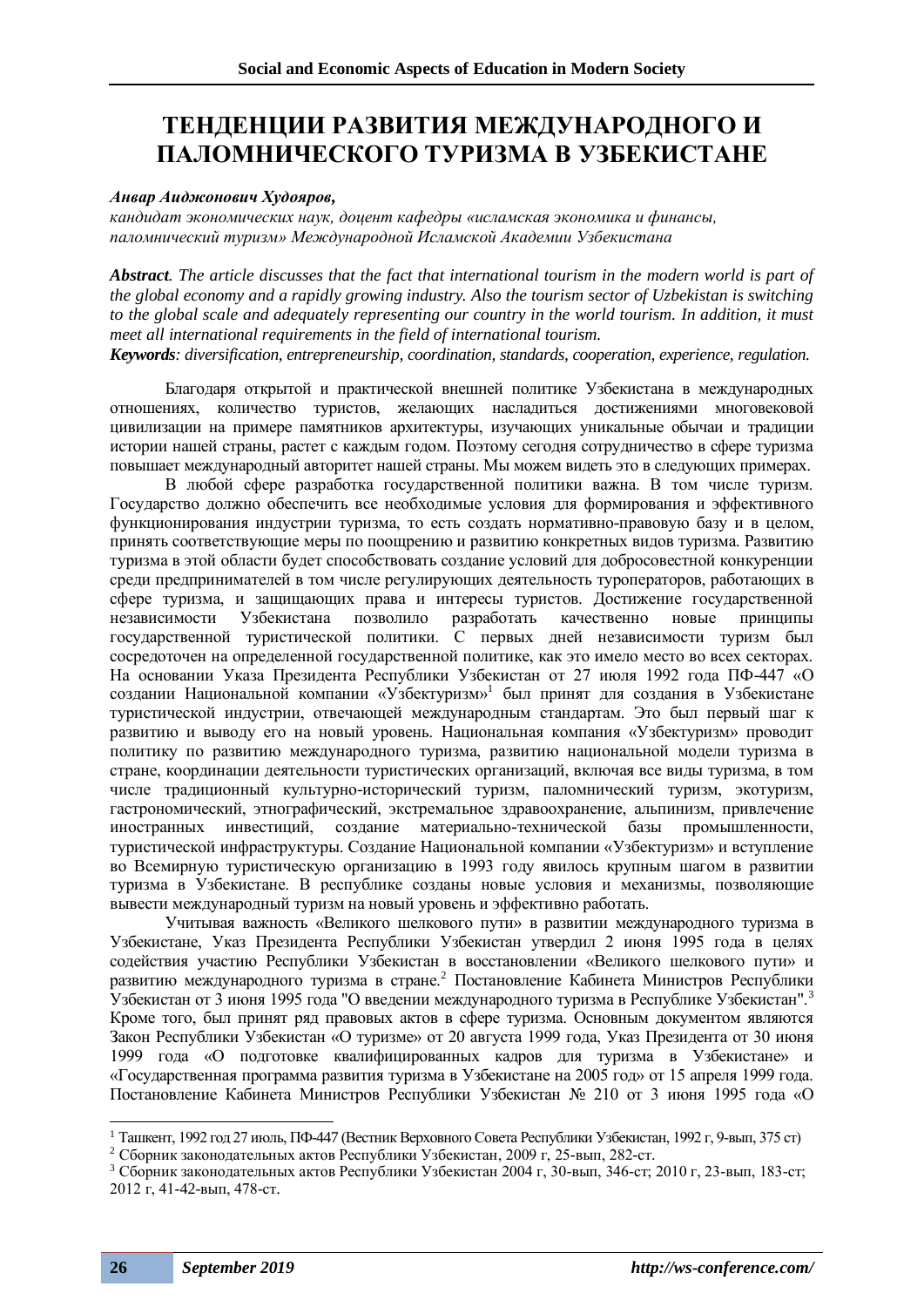# ТЕНДЕНЦИИ РАЗВИТИЯ МЕЖДУНАРОДНОГО И ПАЛОМНИЧЕСКОГО ТУРИЗМА В УЗБЕКИСТАНЕ

***Анвар Аиджонович Худояров,***

*кандидат экономических наук, доцент кафедры «исламская экономика и финансы, паломнический туризм» Международной Исламской Академии Узбекистана*

***Abstract**. The article discusses that the fact that international tourism in the modern world is part of the global economy and a rapidly growing industry. Also the tourism sector of Uzbekistan is switching to the global scale and adequately representing our country in the world tourism. In addition, it must meet all international requirements in the field of international tourism.*

***Keywords**: diversification, entrepreneurship, coordination, standards, cooperation, experience, regulation.*

Благодаря открытой и практической внешней политике Узбекистана в международных отношениях, количество туристов, желающих насладиться достижениями многовековой цивилизации на примере памятников архитектуры, изучающих уникальные обычаи и традиции истории нашей страны, растет с каждым годом. Поэтому сегодня сотрудничество в сфере туризма повышает международный авторитет нашей страны. Мы можем видеть это в следующих примерах.

В любой сфере разработка государственной политики важна. В том числе туризм. Государство должно обеспечить все необходимые условия для формирования и эффективного функционирования индустрии туризма, то есть создать нормативно-правовую базу и в целом, принять соответствующие меры по поощрению и развитию конкретных видов туризма. Развитию туризма в этой области будет способствовать создание условий для добросовестной конкуренции среди предпринимателей в том числе регулирующих деятельность туроператоров, работающих в сфере туризма, и защищающих права и интересы туристов. Достижение государственной независимости Узбекистана позволило разработать качественно новые принципы государственной туристической политики. С первых дней независимости туризм был сосредоточен на определенной государственной политике, как это имело место во всех секторах. На основании Указа Президента Республики Узбекистан от 27 июля 1992 года ПФ-447 «О создании Национальной компании «Узбектуризм»[1] был принят для создания в Узбекистане туристической индустрии, отвечающей международным стандартам. Это был первый шаг к развитию и выводу его на новый уровень. Национальная компания «Узбектуризм» проводит политику по развитию международного туризма, развитию национальной модели туризма в стране, координации деятельности туристических организаций, включая все виды туризма, в том числе традиционный культурно-исторический туризм, паломнический туризм, экотуризм, гастрономический, этнографический, экстремальное здравоохранение, альпинизм, привлечение иностранных инвестиций, создание материально-технической базы промышленности, туристической инфраструктуры. Создание Национальной компании «Узбектуризм» и вступление во Всемирную туристическую организацию в 1993 году явилось крупным шагом в развитии туризма в Узбекистане. В республике созданы новые условия и механизмы, позволяющие вывести международный туризм на новый уровень и эффективно работать.

Учитывая важность «Великого шелкового пути» в развитии международного туризма в Узбекистане, Указ Президента Республики Узбекистан утвердил 2 июня 1995 года в целях содействия участию Республики Узбекистан в восстановлении «Великого шелкового пути» и развитию международного туризма в стране.[2] Постановление Кабинета Министров Республики Узбекистан от 3 июня 1995 года "О введении международного туризма в Республике Узбекистан".[3] Кроме того, был принят ряд правовых актов в сфере туризма. Основным документом являются Закон Республики Узбекистан «О туризме» от 20 августа 1999 года, Указ Президента от 30 июня 1999 года «О подготовке квалифицированных кадров для туризма в Узбекистане» и «Государственная программа развития туризма в Узбекистане на 2005 год» от 15 апреля 1999 года. Постановление Кабинета Министров Республики Узбекистан № 210 от 3 июня 1995 года «О

---

[1] Ташкент, 1992 год 27 июль, ПФ-447 (Вестник Верховного Совета Республики Узбекистан, 1992 г, 9-вып, 375 ст)

[2] Сборник законодательных актов Республики Узбекистан, 2009 г, 25-вып, 282-ст.

[3] Сборник законодательных актов Республики Узбекистан 2004 г, 30-вып, 346-ст; 2010 г, 23-вып, 183-ст; 2012 г, 41-42-вып, 478-ст.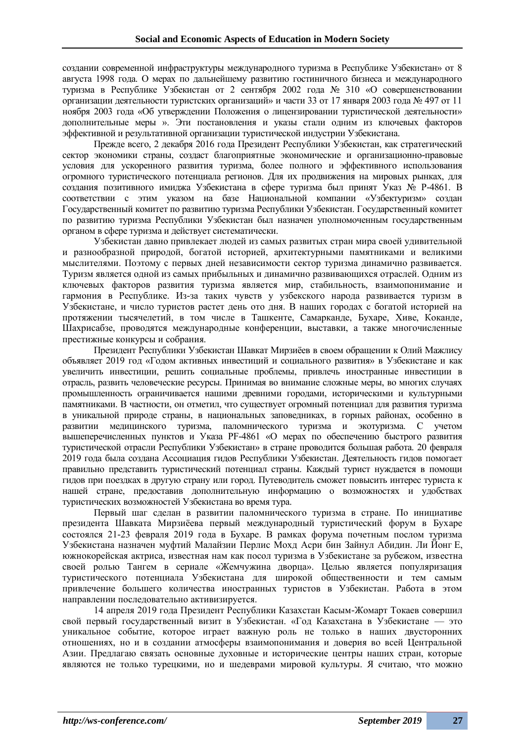создании современной инфраструктуры международного туризма в Республике Узбекистан» от 8 августа 1998 года. О мерах по дальнейшему развитию гостиничного бизнеса и международного туризма в Республике Узбекистан от 2 сентября 2002 года № 310 «О совершенствовании организации деятельности туристских организаций» и части 33 от 17 января 2003 года № 497 от 11 ноября 2003 года «Об утверждении Положения о лицензировании туристической деятельности» дополнительные меры ». Эти постановления и указы стали одним из ключевых факторов эффективной и результативной организации туристической индустрии Узбекистана.

Прежде всего, 2 декабря 2016 года Президент Республики Узбекистан, как стратегический сектор экономики страны, создаст благоприятные экономические и организационно-правовые условия для ускоренного развития туризма, более полного и эффективного использования огромного туристического потенциала регионов. Для их продвижения на мировых рынках, для создания позитивного имиджа Узбекистана в сфере туризма был принят Указ № Р-4861. В соответствии с этим указом на базе Национальной компании «Узбектуризм» создан Государственный комитет по развитию туризма Республики Узбекистан. Государственный комитет по развитию туризма Республики Узбекистан был назначен уполномоченным государственным органом в сфере туризма и действует систематически.

Узбекистан давно привлекает людей из самых развитых стран мира своей удивительной и разнообразной природой, богатой историей, архитектурными памятниками и великими мыслителями. Поэтому с первых дней независимости сектор туризма динамично развивается. Туризм является одной из самых прибыльных и динамично развивающихся отраслей. Одним из ключевых факторов развития туризма является мир, стабильность, взаимопонимание и гармония в Республике. Из-за таких чувств у узбекского народа развивается туризм в Узбекистане, и число туристов растет день ото дня. В наших городах с богатой историей на протяжении тысячелетий, в том числе в Ташкенте, Самарканде, Бухаре, Хиве, Коканде, Шахрисабзе, проводятся международные конференции, выставки, а также многочисленные престижные конкурсы и собрания.

Президент Республики Узбекистан Шавкат Мирзиёев в своем обращении к Олий Мажлису объявляет 2019 год «Годом активных инвестиций и социального развития» в Узбекистане и как увеличить инвестиции, решить социальные проблемы, привлечь иностранные инвестиции в отрасль, развить человеческие ресурсы. Принимая во внимание сложные меры, во многих случаях промышленность ограничивается нашими древними городами, историческими и культурными памятниками. В частности, он отметил, что существует огромный потенциал для развития туризма в уникальной природе страны, в национальных заповедниках, в горных районах, особенно в развитии медицинского туризма, паломнического туризма и экотуризма. С учетом вышеперечисленных пунктов и Указа PF-4861 «О мерах по обеспечению быстрого развития туристической отрасли Республики Узбекистан» в стране проводится большая работа. 20 февраля 2019 года была создана Ассоциация гидов Республики Узбекистан. Деятельность гидов помогает правильно представить туристический потенциал страны. Каждый турист нуждается в помощи гидов при поездках в другую страну или город. Путеводитель сможет повысить интерес туриста к нашей стране, предоставив дополнительную информацию о возможностях и удобствах туристических возможностей Узбекистана во время тура.

Первый шаг сделан в развитии паломнического туризма в стране. По инициативе президента Шавката Мирзиёева первый международный туристический форум в Бухаре состоялся 21-23 февраля 2019 года в Бухаре. В рамках форума почетным послом туризма Узбекистана назначен муфтий Малайзии Перлис Мохд Асри бин Зайнул Абидин. Ли Йонг Е, южнокорейская актриса, известная нам как посол туризма в Узбекистане за рубежом, известна своей ролью Тангем в сериале «Жемчужина дворца». Целью является популяризация туристического потенциала Узбекистана для широкой общественности и тем самым привлечение большего количества иностранных туристов в Узбекистан. Работа в этом направлении последовательно активизируется.

14 апреля 2019 года Президент Республики Казахстан Касым-Жомарт Токаев совершил свой первый государственный визит в Узбекистан. «Год Казахстана в Узбекистане — это уникальное событие, которое играет важную роль не только в наших двусторонних отношениях, но и в создании атмосферы взаимопонимания и доверия во всей Центральной Азии. Предлагаю связать основные духовные и исторические центры наших стран, которые являются не только турецкими, но и шедеврами мировой культуры. Я считаю, что можно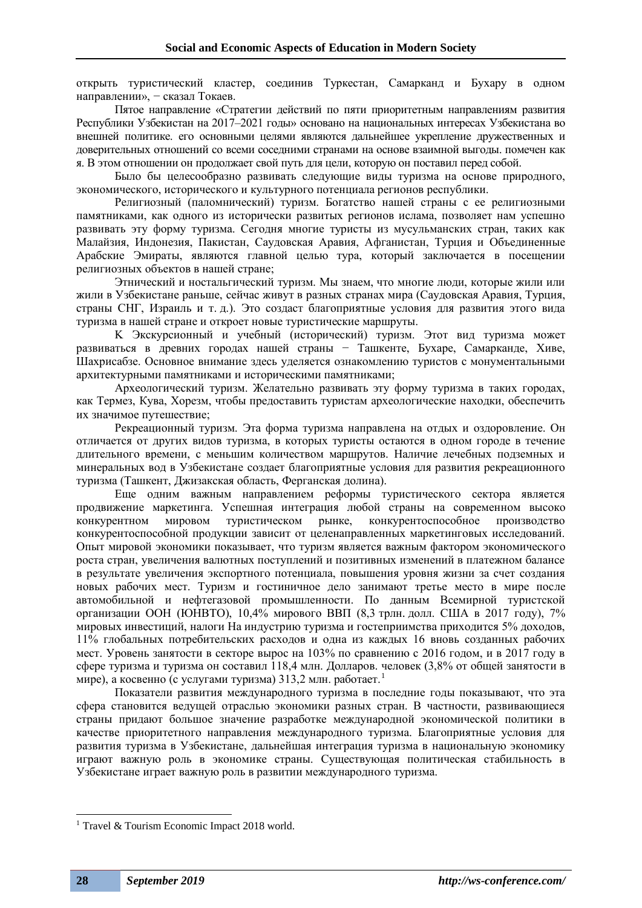открыть туристический кластер, соединив Туркестан, Самарканд и Бухару в одном направлении», − сказал Токаев.

Пятое направление «Стратегии действий по пяти приоритетным направлениям развития Республики Узбекистан на 2017–2021 годы» основано на национальных интересах Узбекистана во внешней политике. его основными целями являются дальнейшее укрепление дружественных и доверительных отношений со всеми соседними странами на основе взаимной выгоды. помечен как я. В этом отношении он продолжает свой путь для цели, которую он поставил перед собой.

Было бы целесообразно развивать следующие виды туризма на основе природного, экономического, исторического и культурного потенциала регионов республики.

Религиозный (паломнический) туризм. Богатство нашей страны с ее религиозными памятниками, как одного из исторически развитых регионов ислама, позволяет нам успешно развивать эту форму туризма. Сегодня многие туристы из мусульманских стран, таких как Малайзия, Индонезия, Пакистан, Саудовская Аравия, Афганистан, Турция и Объединенные Арабские Эмираты, являются главной целью тура, который заключается в посещении религиозных объектов в нашей стране;

Этнический и ностальгический туризм. Мы знаем, что многие люди, которые жили или жили в Узбекистане раньше, сейчас живут в разных странах мира (Саудовская Аравия, Турция, страны СНГ, Израиль и т. д.). Это создаст благоприятные условия для развития этого вида туризма в нашей стране и откроет новые туристические маршруты.

К Экскурсионный и учебный (исторический) туризм. Этот вид туризма может развиваться в древних городах нашей страны − Ташкенте, Бухаре, Самарканде, Хиве, Шахрисабзе. Основное внимание здесь уделяется ознакомлению туристов с монументальными архитектурными памятниками и историческими памятниками;

Археологический туризм. Желательно развивать эту форму туризма в таких городах, как Термез, Кува, Хорезм, чтобы предоставить туристам археологические находки, обеспечить их значимое путешествие;

Рекреационный туризм. Эта форма туризма направлена на отдых и оздоровление. Он отличается от других видов туризма, в которых туристы остаются в одном городе в течение длительного времени, с меньшим количеством маршрутов. Наличие лечебных подземных и минеральных вод в Узбекистане создает благоприятные условия для развития рекреационного туризма (Ташкент, Джизакская область, Ферганская долина).

Еще одним важным направлением реформы туристического сектора является продвижение маркетинга. Успешная интеграция любой страны на современном высоко конкурентном мировом туристическом рынке, конкурентоспособное производство конкурентоспособной продукции зависит от целенаправленных маркетинговых исследований. Опыт мировой экономики показывает, что туризм является важным фактором экономического роста стран, увеличения валютных поступлений и позитивных изменений в платежном балансе в результате увеличения экспортного потенциала, повышения уровня жизни за счет создания новых рабочих мест. Туризм и гостиничное дело занимают третье место в мире после автомобильной и нефтегазовой промышленности. По данным Всемирной туристской организации ООН (ЮНВТО), 10,4% мирового ВВП (8,3 трлн. долл. США в 2017 году), 7% мировых инвестиций, налоги На индустрию туризма и гостеприимства приходится 5% доходов, 11% глобальных потребительских расходов и одна из каждых 16 вновь созданных рабочих мест. Уровень занятости в секторе вырос на 103% по сравнению с 2016 годом, и в 2017 году в сфере туризма и туризма он составил 118,4 млн. Долларов. человек (3,8% от общей занятости в мире), а косвенно (с услугами туризма) 313,2 млн. работает.[1]

Показатели развития международного туризма в последние годы показывают, что эта сфера становится ведущей отраслью экономики разных стран. В частности, развивающиеся страны придают большое значение разработке международной экономической политики в качестве приоритетного направления международного туризма. Благоприятные условия для развития туризма в Узбекистане, дальнейшая интеграция туризма в национальную экономику играют важную роль в экономике страны. Существующая политическая стабильность в Узбекистане играет важную роль в развитии международного туризма.

---

[1] Travel & Tourism Economic Impact 2018 world.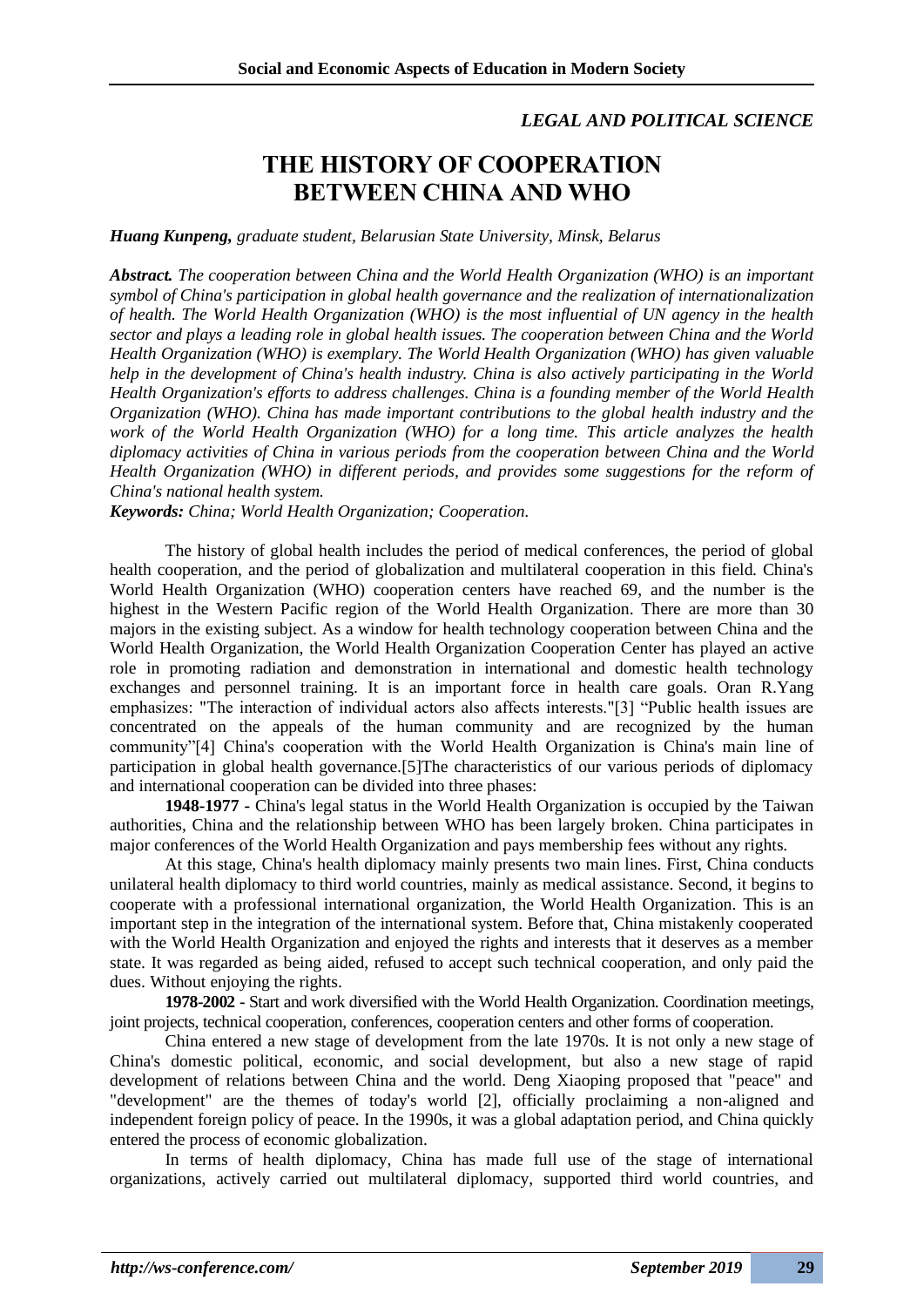*LEGAL AND POLITICAL SCIENCE*

# THE HISTORY OF COOPERATION BETWEEN CHINA AND WHO

***Huang Kunpeng,*** *graduate student, Belarusian State University, Minsk, Belarus*

***Abstract.*** *The cooperation between China and the World Health Organization (WHO) is an important symbol of China's participation in global health governance and the realization of internationalization of health. The World Health Organization (WHO) is the most influential of UN agency in the health sector and plays a leading role in global health issues. The cooperation between China and the World Health Organization (WHO) is exemplary. The World Health Organization (WHO) has given valuable help in the development of China's health industry. China is also actively participating in the World Health Organization's efforts to address challenges. China is a founding member of the World Health Organization (WHO). China has made important contributions to the global health industry and the work of the World Health Organization (WHO) for a long time. This article analyzes the health diplomacy activities of China in various periods from the cooperation between China and the World Health Organization (WHO) in different periods, and provides some suggestions for the reform of China's national health system.*

***Keywords:*** *China; World Health Organization; Cooperation.*

The history of global health includes the period of medical conferences, the period of global health cooperation, and the period of globalization and multilateral cooperation in this field. China's World Health Organization (WHO) cooperation centers have reached 69, and the number is the highest in the Western Pacific region of the World Health Organization. There are more than 30 majors in the existing subject. As a window for health technology cooperation between China and the World Health Organization, the World Health Organization Cooperation Center has played an active role in promoting radiation and demonstration in international and domestic health technology exchanges and personnel training. It is an important force in health care goals. Oran R.Yang emphasizes: "The interaction of individual actors also affects interests."[3] "Public health issues are concentrated on the appeals of the human community and are recognized by the human community"[4] China's cooperation with the World Health Organization is China's main line of participation in global health governance.[5]The characteristics of our various periods of diplomacy and international cooperation can be divided into three phases:

**1948-1977 -** China's legal status in the World Health Organization is occupied by the Taiwan authorities, China and the relationship between WHO has been largely broken. China participates in major conferences of the World Health Organization and pays membership fees without any rights.

At this stage, China's health diplomacy mainly presents two main lines. First, China conducts unilateral health diplomacy to third world countries, mainly as medical assistance. Second, it begins to cooperate with a professional international organization, the World Health Organization. This is an important step in the integration of the international system. Before that, China mistakenly cooperated with the World Health Organization and enjoyed the rights and interests that it deserves as a member state. It was regarded as being aided, refused to accept such technical cooperation, and only paid the dues. Without enjoying the rights.

**1978-2002 -** Start and work diversified with the World Health Organization. Coordination meetings, joint projects, technical cooperation, conferences, cooperation centers and other forms of cooperation.

China entered a new stage of development from the late 1970s. It is not only a new stage of China's domestic political, economic, and social development, but also a new stage of rapid development of relations between China and the world. Deng Xiaoping proposed that "peace" and "development" are the themes of today's world [2], officially proclaiming a non-aligned and independent foreign policy of peace. In the 1990s, it was a global adaptation period, and China quickly entered the process of economic globalization.

In terms of health diplomacy, China has made full use of the stage of international organizations, actively carried out multilateral diplomacy, supported third world countries, and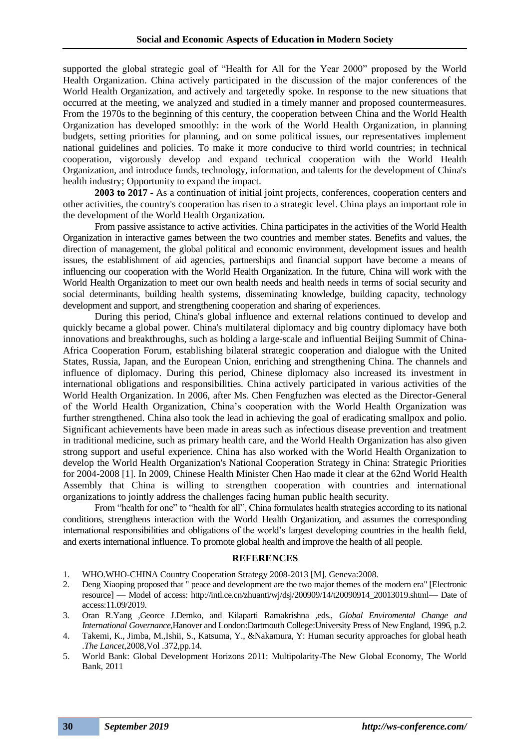supported the global strategic goal of "Health for All for the Year 2000" proposed by the World Health Organization. China actively participated in the discussion of the major conferences of the World Health Organization, and actively and targetedly spoke. In response to the new situations that occurred at the meeting, we analyzed and studied in a timely manner and proposed countermeasures. From the 1970s to the beginning of this century, the cooperation between China and the World Health Organization has developed smoothly: in the work of the World Health Organization, in planning budgets, setting priorities for planning, and on some political issues, our representatives implement national guidelines and policies. To make it more conducive to third world countries; in technical cooperation, vigorously develop and expand technical cooperation with the World Health Organization, and introduce funds, technology, information, and talents for the development of China's health industry; Opportunity to expand the impact.

**2003 to 2017** - As a continuation of initial joint projects, conferences, cooperation centers and other activities, the country's cooperation has risen to a strategic level. China plays an important role in the development of the World Health Organization.

From passive assistance to active activities. China participates in the activities of the World Health Organization in interactive games between the two countries and member states. Benefits and values, the direction of management, the global political and economic environment, development issues and health issues, the establishment of aid agencies, partnerships and financial support have become a means of influencing our cooperation with the World Health Organization. In the future, China will work with the World Health Organization to meet our own health needs and health needs in terms of social security and social determinants, building health systems, disseminating knowledge, building capacity, technology development and support, and strengthening cooperation and sharing of experiences.

During this period, China's global influence and external relations continued to develop and quickly became a global power. China's multilateral diplomacy and big country diplomacy have both innovations and breakthroughs, such as holding a large-scale and influential Beijing Summit of China-Africa Cooperation Forum, establishing bilateral strategic cooperation and dialogue with the United States, Russia, Japan, and the European Union, enriching and strengthening China. The channels and influence of diplomacy. During this period, Chinese diplomacy also increased its investment in international obligations and responsibilities. China actively participated in various activities of the World Health Organization. In 2006, after Ms. Chen Fengfuzhen was elected as the Director-General of the World Health Organization, China's cooperation with the World Health Organization was further strengthened. China also took the lead in achieving the goal of eradicating smallpox and polio. Significant achievements have been made in areas such as infectious disease prevention and treatment in traditional medicine, such as primary health care, and the World Health Organization has also given strong support and useful experience. China has also worked with the World Health Organization to develop the World Health Organization's National Cooperation Strategy in China: Strategic Priorities for 2004-2008 [1]. In 2009, Chinese Health Minister Chen Hao made it clear at the 62nd World Health Assembly that China is willing to strengthen cooperation with countries and international organizations to jointly address the challenges facing human public health security.

From "health for one" to "health for all", China formulates health strategies according to its national conditions, strengthens interaction with the World Health Organization, and assumes the corresponding international responsibilities and obligations of the world's largest developing countries in the health field, and exerts international influence. To promote global health and improve the health of all people.

## REFERENCES

1. WHO.WHO-CHINA Country Cooperation Strategy 2008-2013 [M]. Geneva:2008.
2. Deng Xiaoping proposed that " peace and development are the two major themes of the modern era" [Electronic resource] — Model of access: http://intl.ce.cn/zhuanti/wj/dsj/200909/14/t20090914_20013019.shtml— Date of access:11.09/2019.
3. Oran R.Yang ,Georce J.Demko, and Kilaparti Ramakrishna ,eds., *Global Enviromental Change and International Governance*,Hanover and London:Dartmouth College:University Press of New England, 1996, p.2.
4. Takemi, K., Jimba, M.,Ishii, S., Katsuma, Y., &Nakamura, Y: Human security approaches for global heath .*The Lancet*,2008,Vol .372,pp.14.
5. World Bank: Global Development Horizons 2011: Multipolarity-The New Global Economy, The World Bank, 2011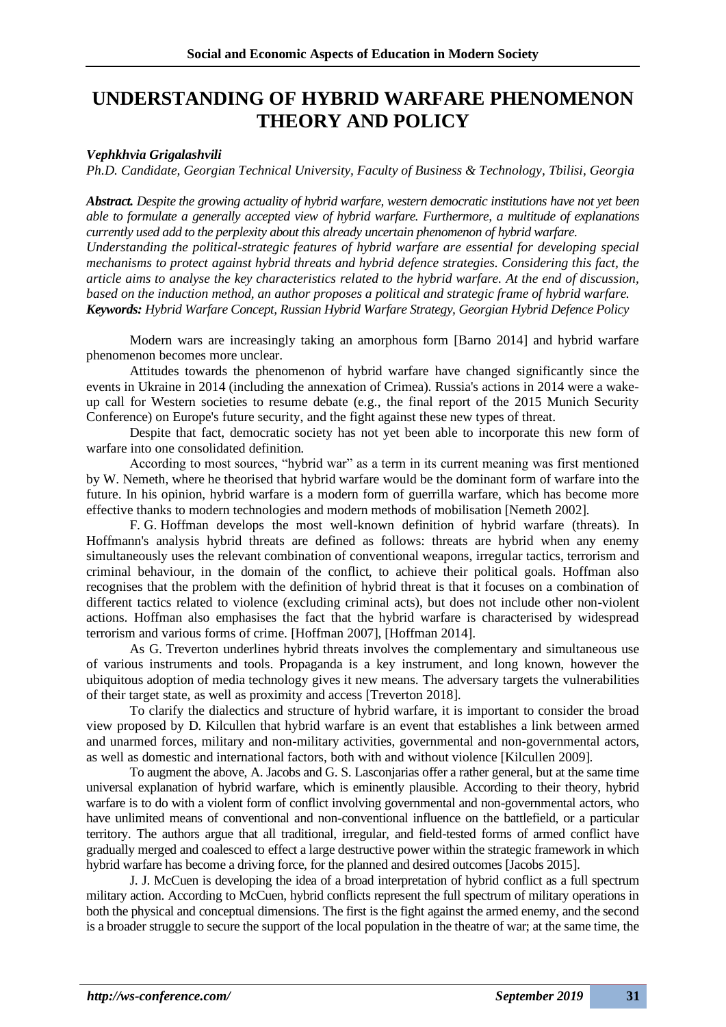# UNDERSTANDING OF HYBRID WARFARE PHENOMENON THEORY AND POLICY

***Vephkhvia Grigalashvili***

*Ph.D. Candidate, Georgian Technical University, Faculty of Business & Technology, Tbilisi, Georgia*

***Abstract.*** *Despite the growing actuality of hybrid warfare, western democratic institutions have not yet been able to formulate a generally accepted view of hybrid warfare. Furthermore, a multitude of explanations currently used add to the perplexity about this already uncertain phenomenon of hybrid warfare.*
*Understanding the political-strategic features of hybrid warfare are essential for developing special mechanisms to protect against hybrid threats and hybrid defence strategies. Considering this fact, the article aims to analyse the key characteristics related to the hybrid warfare. At the end of discussion, based on the induction method, an author proposes a political and strategic frame of hybrid warfare.*
***Keywords:*** *Hybrid Warfare Concept, Russian Hybrid Warfare Strategy, Georgian Hybrid Defence Policy*

Modern wars are increasingly taking an amorphous form [Barno 2014] and hybrid warfare phenomenon becomes more unclear.

Attitudes towards the phenomenon of hybrid warfare have changed significantly since the events in Ukraine in 2014 (including the annexation of Crimea). Russia's actions in 2014 were a wake-up call for Western societies to resume debate (e.g., the final report of the 2015 Munich Security Conference) on Europe's future security, and the fight against these new types of threat.

Despite that fact, democratic society has not yet been able to incorporate this new form of warfare into one consolidated definition.

According to most sources, "hybrid war" as a term in its current meaning was first mentioned by W. Nemeth, where he theorised that hybrid warfare would be the dominant form of warfare into the future. In his opinion, hybrid warfare is a modern form of guerrilla warfare, which has become more effective thanks to modern technologies and modern methods of mobilisation [Nemeth 2002].

F. G. Hoffman develops the most well-known definition of hybrid warfare (threats). In Hoffmann's analysis hybrid threats are defined as follows: threats are hybrid when any enemy simultaneously uses the relevant combination of conventional weapons, irregular tactics, terrorism and criminal behaviour, in the domain of the conflict, to achieve their political goals. Hoffman also recognises that the problem with the definition of hybrid threat is that it focuses on a combination of different tactics related to violence (excluding criminal acts), but does not include other non-violent actions. Hoffman also emphasises the fact that the hybrid warfare is characterised by widespread terrorism and various forms of crime. [Hoffman 2007], [Hoffman 2014].

As G. Treverton underlines hybrid threats involves the complementary and simultaneous use of various instruments and tools. Propaganda is a key instrument, and long known, however the ubiquitous adoption of media technology gives it new means. The adversary targets the vulnerabilities of their target state, as well as proximity and access [Treverton 2018].

To clarify the dialectics and structure of hybrid warfare, it is important to consider the broad view proposed by D. Kilcullen that hybrid warfare is an event that establishes a link between armed and unarmed forces, military and non-military activities, governmental and non-governmental actors, as well as domestic and international factors, both with and without violence [Kilcullen 2009].

To augment the above, A. Jacobs and G. S. Lasconjarias offer a rather general, but at the same time universal explanation of hybrid warfare, which is eminently plausible. According to their theory, hybrid warfare is to do with a violent form of conflict involving governmental and non-governmental actors, who have unlimited means of conventional and non-conventional influence on the battlefield, or a particular territory. The authors argue that all traditional, irregular, and field-tested forms of armed conflict have gradually merged and coalesced to effect a large destructive power within the strategic framework in which hybrid warfare has become a driving force, for the planned and desired outcomes [Jacobs 2015].

J. J. McCuen is developing the idea of a broad interpretation of hybrid conflict as a full spectrum military action. According to McCuen, hybrid conflicts represent the full spectrum of military operations in both the physical and conceptual dimensions. The first is the fight against the armed enemy, and the second is a broader struggle to secure the support of the local population in the theatre of war; at the same time, the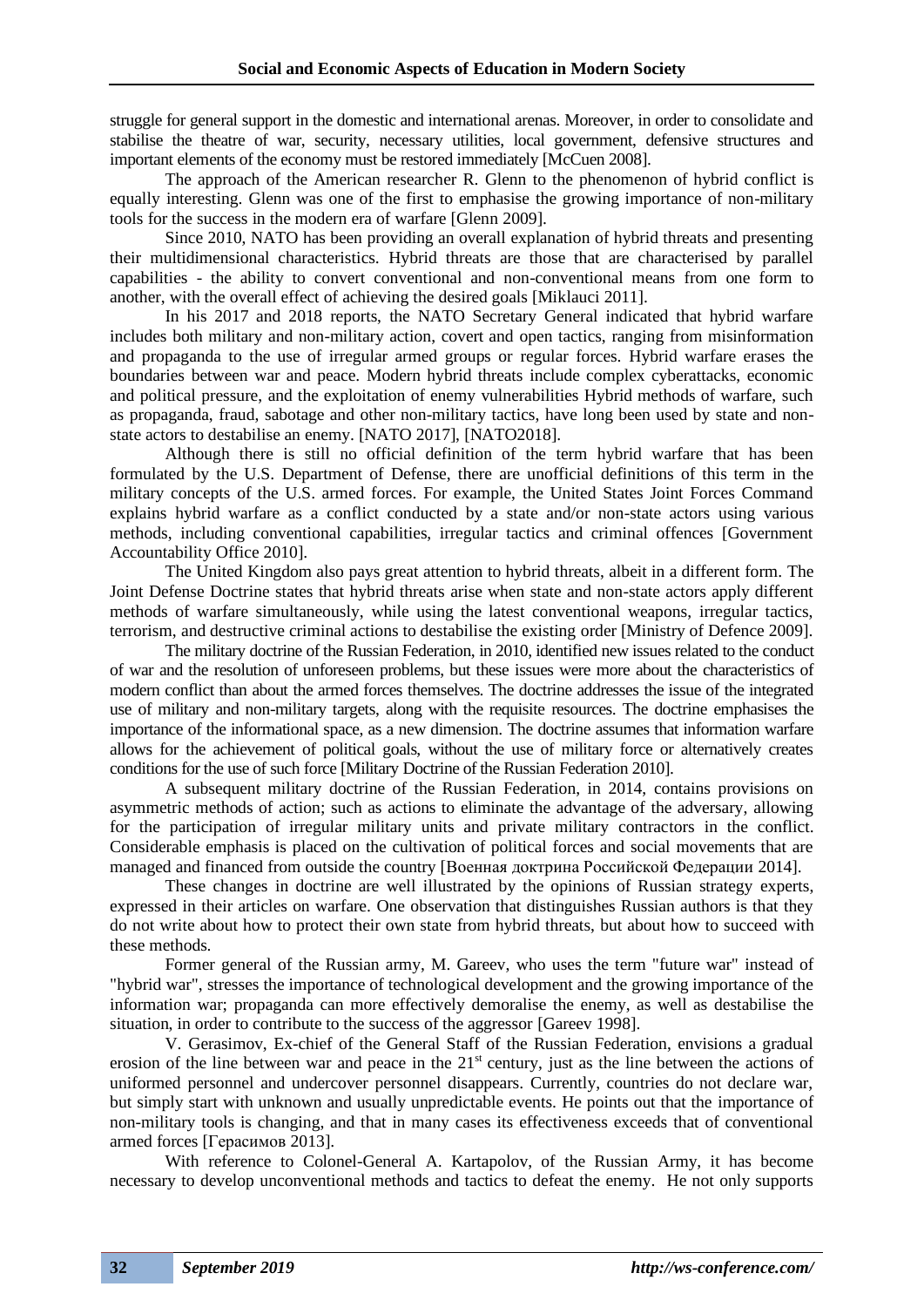struggle for general support in the domestic and international arenas. Moreover, in order to consolidate and stabilise the theatre of war, security, necessary utilities, local government, defensive structures and important elements of the economy must be restored immediately [McCuen 2008].

The approach of the American researcher R. Glenn to the phenomenon of hybrid conflict is equally interesting. Glenn was one of the first to emphasise the growing importance of non-military tools for the success in the modern era of warfare [Glenn 2009].

Since 2010, NATO has been providing an overall explanation of hybrid threats and presenting their multidimensional characteristics. Hybrid threats are those that are characterised by parallel capabilities - the ability to convert conventional and non-conventional means from one form to another, with the overall effect of achieving the desired goals [Miklauci 2011].

In his 2017 and 2018 reports, the NATO Secretary General indicated that hybrid warfare includes both military and non-military action, covert and open tactics, ranging from misinformation and propaganda to the use of irregular armed groups or regular forces. Hybrid warfare erases the boundaries between war and peace. Modern hybrid threats include complex cyberattacks, economic and political pressure, and the exploitation of enemy vulnerabilities Hybrid methods of warfare, such as propaganda, fraud, sabotage and other non-military tactics, have long been used by state and non-state actors to destabilise an enemy. [NATO 2017], [NATO2018].

Although there is still no official definition of the term hybrid warfare that has been formulated by the U.S. Department of Defense, there are unofficial definitions of this term in the military concepts of the U.S. armed forces. For example, the United States Joint Forces Command explains hybrid warfare as a conflict conducted by a state and/or non-state actors using various methods, including conventional capabilities, irregular tactics and criminal offences [Government Accountability Office 2010].

The United Kingdom also pays great attention to hybrid threats, albeit in a different form. The Joint Defense Doctrine states that hybrid threats arise when state and non-state actors apply different methods of warfare simultaneously, while using the latest conventional weapons, irregular tactics, terrorism, and destructive criminal actions to destabilise the existing order [Ministry of Defence 2009].

The military doctrine of the Russian Federation, in 2010, identified new issues related to the conduct of war and the resolution of unforeseen problems, but these issues were more about the characteristics of modern conflict than about the armed forces themselves. The doctrine addresses the issue of the integrated use of military and non-military targets, along with the requisite resources. The doctrine emphasises the importance of the informational space, as a new dimension. The doctrine assumes that information warfare allows for the achievement of political goals, without the use of military force or alternatively creates conditions for the use of such force [Military Doctrine of the Russian Federation 2010].

A subsequent military doctrine of the Russian Federation, in 2014, contains provisions on asymmetric methods of action; such as actions to eliminate the advantage of the adversary, allowing for the participation of irregular military units and private military contractors in the conflict. Considerable emphasis is placed on the cultivation of political forces and social movements that are managed and financed from outside the country [Военная доктрина Российской Федерации 2014].

These changes in doctrine are well illustrated by the opinions of Russian strategy experts, expressed in their articles on warfare. One observation that distinguishes Russian authors is that they do not write about how to protect their own state from hybrid threats, but about how to succeed with these methods.

Former general of the Russian army, M. Gareev, who uses the term "future war" instead of "hybrid war", stresses the importance of technological development and the growing importance of the information war; propaganda can more effectively demoralise the enemy, as well as destabilise the situation, in order to contribute to the success of the aggressor [Gareev 1998].

V. Gerasimov, Ex-chief of the General Staff of the Russian Federation, envisions a gradual erosion of the line between war and peace in the 21st century, just as the line between the actions of uniformed personnel and undercover personnel disappears. Currently, countries do not declare war, but simply start with unknown and usually unpredictable events. He points out that the importance of non-military tools is changing, and that in many cases its effectiveness exceeds that of conventional armed forces [Герасимов 2013].

With reference to Colonel-General A. Kartapolov, of the Russian Army, it has become necessary to develop unconventional methods and tactics to defeat the enemy. He not only supports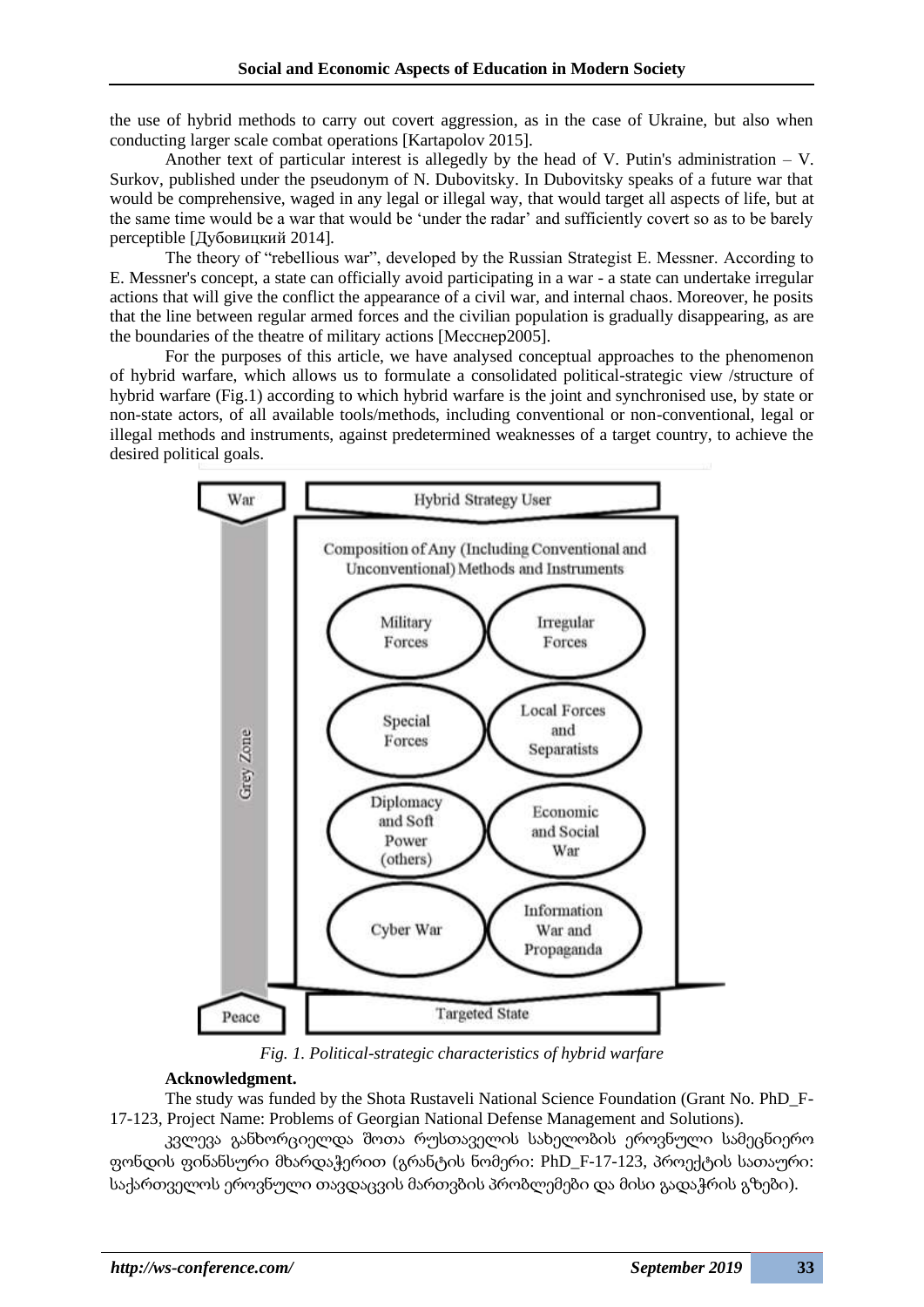the use of hybrid methods to carry out covert aggression, as in the case of Ukraine, but also when conducting larger scale combat operations [Kartapolov 2015].

Another text of particular interest is allegedly by the head of V. Putin's administration – V. Surkov, published under the pseudonym of N. Dubovitsky. In Dubovitsky speaks of a future war that would be comprehensive, waged in any legal or illegal way, that would target all aspects of life, but at the same time would be a war that would be 'under the radar' and sufficiently covert so as to be barely perceptible [Дубовицкий 2014].

The theory of "rebellious war", developed by the Russian Strategist E. Messner. According to E. Messner's concept, a state can officially avoid participating in a war - a state can undertake irregular actions that will give the conflict the appearance of a civil war, and internal chaos. Moreover, he posits that the line between regular armed forces and the civilian population is gradually disappearing, as are the boundaries of the theatre of military actions [Месснер2005].

For the purposes of this article, we have analysed conceptual approaches to the phenomenon of hybrid warfare, which allows us to formulate a consolidated political-strategic view /structure of hybrid warfare (Fig.1) according to which hybrid warfare is the joint and synchronised use, by state or non-state actors, of all available tools/methods, including conventional or non-conventional, legal or illegal methods and instruments, against predetermined weaknesses of a target country, to achieve the desired political goals.

*Fig. 1. Political-strategic characteristics of hybrid warfare*

**Acknowledgment.**

The study was funded by the Shota Rustaveli National Science Foundation (Grant No. PhD_F-17-123, Project Name: Problems of Georgian National Defense Management and Solutions).

კვლევა განხორციელდა შოთა რუსთაველის სახელობის ეროვნული სამეცნიერო ფონდის ფინანსური მხარდაჭერით (გრანტის ნომერი: PhD_F-17-123, პროექტის სათაური: საქართველოს ეროვნული თავდაცვის მართვის პრობლემები და მისი გადაჭრის გზები).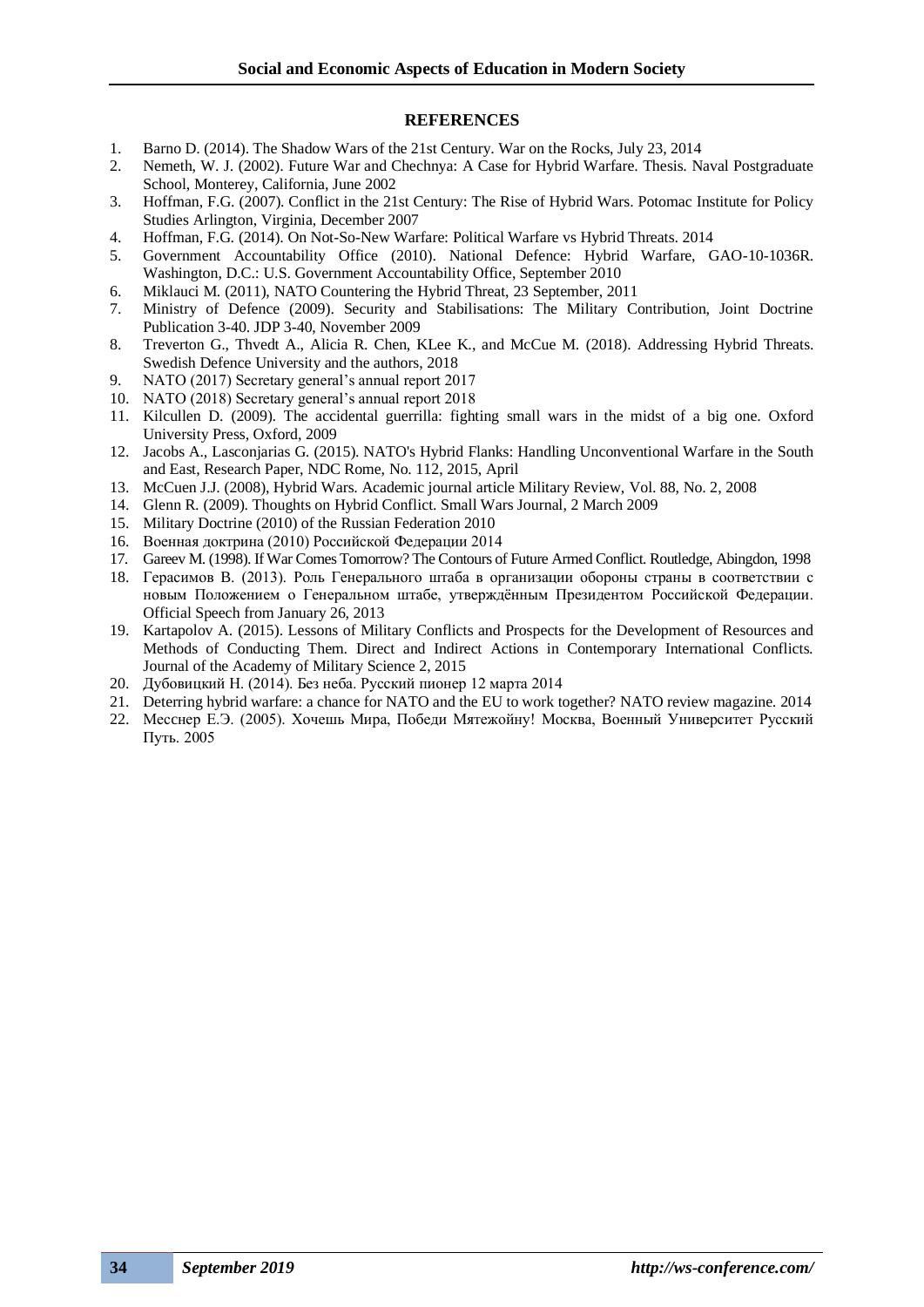## REFERENCES

1. Barno D. (2014). The Shadow Wars of the 21st Century. War on the Rocks, July 23, 2014
2. Nemeth, W. J. (2002). Future War and Chechnya: A Case for Hybrid Warfare. Thesis. Naval Postgraduate School, Monterey, California, June 2002
3. Hoffman, F.G. (2007). Conflict in the 21st Century: The Rise of Hybrid Wars. Potomac Institute for Policy Studies Arlington, Virginia, December 2007
4. Hoffman, F.G. (2014). On Not-So-New Warfare: Political Warfare vs Hybrid Threats. 2014
5. Government Accountability Office (2010). National Defence: Hybrid Warfare, GAO-10-1036R. Washington, D.C.: U.S. Government Accountability Office, September 2010
6. Miklauci M. (2011), NATO Countering the Hybrid Threat, 23 September, 2011
7. Ministry of Defence (2009). Security and Stabilisations: The Military Contribution, Joint Doctrine Publication 3-40. JDP 3-40, November 2009
8. Treverton G., Thvedt A., Alicia R. Chen, KLee K., and McCue M. (2018). Addressing Hybrid Threats. Swedish Defence University and the authors, 2018
9. NATO (2017) Secretary general's annual report 2017
10. NATO (2018) Secretary general's annual report 2018
11. Kilcullen D. (2009). The accidental guerrilla: fighting small wars in the midst of a big one. Oxford University Press, Oxford, 2009
12. Jacobs A., Lasconjarias G. (2015). NATO's Hybrid Flanks: Handling Unconventional Warfare in the South and East, Research Paper, NDC Rome, No. 112, 2015, April
13. McCuen J.J. (2008), Hybrid Wars. Academic journal article Military Review, Vol. 88, No. 2, 2008
14. Glenn R. (2009). Thoughts on Hybrid Conflict. Small Wars Journal, 2 March 2009
15. Military Doctrine (2010) of the Russian Federation 2010
16. Военная доктрина (2010) Российской Федерации 2014
17. Gareev M. (1998). If War Comes Tomorrow? The Contours of Future Armed Conflict. Routledge, Abingdon, 1998
18. Герасимов В. (2013). Роль Генерального штаба в организации обороны страны в соответствии с новым Положением о Генеральном штабе, утверждённым Президентом Российской Федерации. Official Speech from January 26, 2013
19. Kartapolov A. (2015). Lessons of Military Conflicts and Prospects for the Development of Resources and Methods of Conducting Them. Direct and Indirect Actions in Contemporary International Conflicts. Journal of the Academy of Military Science 2, 2015
20. Дубовицкий Н. (2014). Без неба. Русский пионер 12 марта 2014
21. Deterring hybrid warfare: a chance for NATO and the EU to work together? NATO review magazine. 2014
22. Месснер Е.Э. (2005). Хочешь Мира, Победи Мятежойну! Москва, Военный Университет Русский Путь. 2005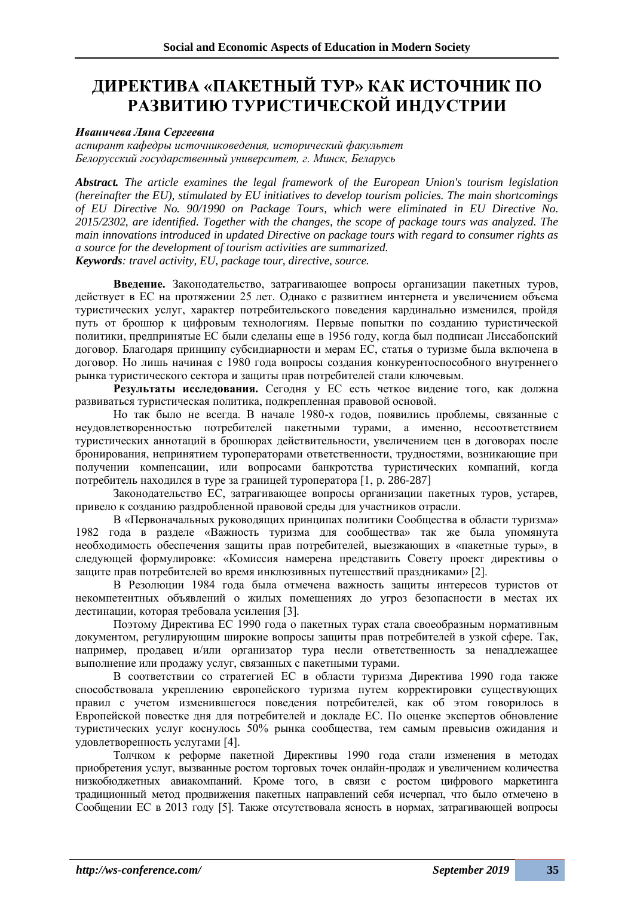# ДИРЕКТИВА «ПАКЕТНЫЙ ТУР» КАК ИСТОЧНИК ПО РАЗВИТИЮ ТУРИСТИЧЕСКОЙ ИНДУСТРИИ

***Иваничева Ляна Сергеевна***

*аспирант кафедры источниковедения, исторический факультет*
*Белорусский государственный университет, г. Минск, Беларусь*

***Abstract.*** *The article examines the legal framework of the European Union's tourism legislation (hereinafter the EU), stimulated by EU initiatives to develop tourism policies. The main shortcomings of EU Directive No. 90/1990 on Package Tours, which were eliminated in EU Directive No. 2015/2302, are identified. Together with the changes, the scope of package tours was analyzed. The main innovations introduced in updated Directive on package tours with regard to consumer rights as a source for the development of tourism activities are summarized.*
***Keywords****: travel activity, EU, package tour, directive, source.*

**Введение.** Законодательство, затрагивающее вопросы организации пакетных туров, действует в ЕС на протяжении 25 лет. Однако с развитием интернета и увеличением объема туристических услуг, характер потребительского поведения кардинально изменился, пройдя путь от брошюр к цифровым технологиям. Первые попытки по созданию туристической политики, предпринятые ЕС были сделаны еще в 1956 году, когда был подписан Лиссабонский договор. Благодаря принципу субсидиарности и мерам ЕС, статья о туризме была включена в договор. Но лишь начиная с 1980 года вопросы создания конкурентоспособного внутреннего рынка туристического сектора и защиты прав потребителей стали ключевым.

**Результаты исследования.** Сегодня у ЕС есть четкое видение того, как должна развиваться туристическая политика, подкрепленная правовой основой.

Но так было не всегда. В начале 1980-х годов, появились проблемы, связанные с неудовлетворенностью потребителей пакетными турами, а именно, несоответствием туристических аннотаций в брошюрах действительности, увеличением цен в договорах после бронирования, непринятием туроператорами ответственности, трудностями, возникающие при получении компенсации, или вопросами банкротства туристических компаний, когда потребитель находился в туре за границей туроператора [1, p. 286-287]

Законодательство ЕС, затрагивающее вопросы организации пакетных туров, устарев, привело к созданию раздробленной правовой среды для участников отрасли.

В «Первоначальных руководящих принципах политики Сообщества в области туризма» 1982 года в разделе «Важность туризма для сообщества» так же была упомянута необходимость обеспечения защиты прав потребителей, выезжающих в «пакетные туры», в следующей формулировке: «Комиссия намерена представить Совету проект директивы о защите прав потребителей во время инклюзивных путешествий праздниками» [2].

В Резолюции 1984 года была отмечена важность защиты интересов туристов от некомпетентных объявлений о жилых помещениях до угроз безопасности в местах их дестинации, которая требовала усиления [3].

Поэтому Директива ЕС 1990 года о пакетных турах стала своеобразным нормативным документом, регулирующим широкие вопросы защиты прав потребителей в узкой сфере. Так, например, продавец и/или организатор тура несли ответственность за ненадлежащее выполнение или продажу услуг, связанных с пакетными турами.

В соответствии со стратегией ЕС в области туризма Директива 1990 года также способствовала укреплению европейского туризма путем корректировки существующих правил с учетом изменившегося поведения потребителей, как об этом говорилось в Европейской повестке дня для потребителей и докладе ЕС. По оценке экспертов обновление туристических услуг коснулось 50% рынка сообщества, тем самым превысив ожидания и удовлетворенность услугами [4].

Толчком к реформе пакетной Директивы 1990 года стали изменения в методах приобретения услуг, вызванные ростом торговых точек онлайн-продаж и увеличением количества низкобюджетных авиакомпаний. Кроме того, в связи с ростом цифрового маркетинга традиционный метод продвижения пакетных направлений себя исчерпал, что было отмечено в Сообщении ЕС в 2013 году [5]. Также отсутствовала ясность в нормах, затрагивающей вопросы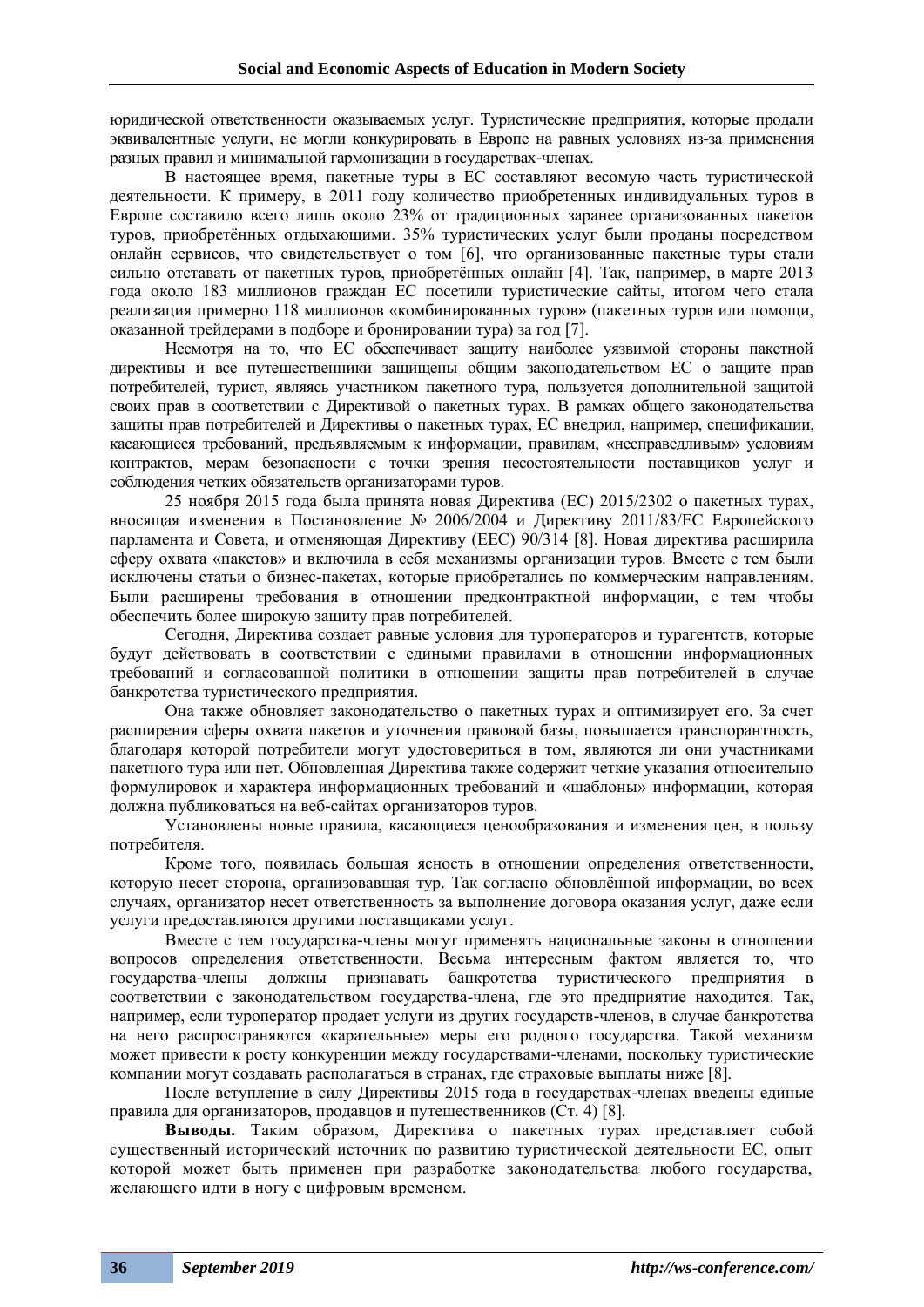юридической ответственности оказываемых услуг. Туристические предприятия, которые продали эквивалентные услуги, не могли конкурировать в Европе на равных условиях из-за применения разных правил и минимальной гармонизации в государствах-членах.

В настоящее время, пакетные туры в ЕС составляют весомую часть туристической деятельности. К примеру, в 2011 году количество приобретенных индивидуальных туров в Европе составило всего лишь около 23% от традиционных заранее организованных пакетов туров, приобретённых отдыхающими. 35% туристических услуг были проданы посредством онлайн сервисов, что свидетельствует о том [6], что организованные пакетные туры стали сильно отставать от пакетных туров, приобретённых онлайн [4]. Так, например, в марте 2013 года около 183 миллионов граждан ЕС посетили туристические сайты, итогом чего стала реализация примерно 118 миллионов «комбинированных туров» (пакетных туров или помощи, оказанной трейдерами в подборе и бронировании тура) за год [7].

Несмотря на то, что ЕС обеспечивает защиту наиболее уязвимой стороны пакетной директивы и все путешественники защищены общим законодательством ЕС о защите прав потребителей, турист, являясь участником пакетного тура, пользуется дополнительной защитой своих прав в соответствии с Директивой о пакетных турах. В рамках общего законодательства защиты прав потребителей и Директивы о пакетных турах, ЕС внедрил, например, спецификации, касающиеся требований, предъявляемым к информации, правилам, «несправедливым» условиям контрактов, мерам безопасности с точки зрения несостоятельности поставщиков услуг и соблюдения четких обязательств организаторами туров.

25 ноября 2015 года была принята новая Директива (ЕС) 2015/2302 о пакетных турах, вносящая изменения в Постановление № 2006/2004 и Директиву 2011/83/ЕС Европейского парламента и Совета, и отменяющая Директиву (ЕЕС) 90/314 [8]. Новая директива расширила сферу охвата «пакетов» и включила в себя механизмы организации туров. Вместе с тем были исключены статьи о бизнес-пакетах, которые приобретались по коммерческим направлениям. Были расширены требования в отношении предконтрактной информации, с тем чтобы обеспечить более широкую защиту прав потребителей.

Сегодня, Директива создает равные условия для туроператоров и турагентств, которые будут действовать в соответствии с едиными правилами в отношении информационных требований и согласованной политики в отношении защиты прав потребителей в случае банкротства туристического предприятия.

Она также обновляет законодательство о пакетных турах и оптимизирует его. За счет расширения сферы охвата пакетов и уточнения правовой базы, повышается транспорантность, благодаря которой потребители могут удостовериться в том, являются ли они участниками пакетного тура или нет. Обновленная Директива также содержит четкие указания относительно формулировок и характера информационных требований и «шаблоны» информации, которая должна публиковаться на веб-сайтах организаторов туров.

Установлены новые правила, касающиеся ценообразования и изменения цен, в пользу потребителя.

Кроме того, появилась большая ясность в отношении определения ответственности, которую несет сторона, организовавшая тур. Так согласно обновлённой информации, во всех случаях, организатор несет ответственность за выполнение договора оказания услуг, даже если услуги предоставляются другими поставщиками услуг.

Вместе с тем государства-члены могут применять национальные законы в отношении вопросов определения ответственности. Весьма интересным фактом является то, что государства-члены должны признавать банкротства туристического предприятия в соответствии с законодательством государства-члена, где это предприятие находится. Так, например, если туроператор продает услуги из других государств-членов, в случае банкротства на него распространяются «карательные» меры его родного государства. Такой механизм может привести к росту конкуренции между государствами-членами, поскольку туристические компании могут создавать располагаться в странах, где страховые выплаты ниже [8].

После вступление в силу Директивы 2015 года в государствах-членах введены единые правила для организаторов, продавцов и путешественников (Ст. 4) [8].

**Выводы.** Таким образом, Директива о пакетных турах представляет собой существенный исторический источник по развитию туристической деятельности ЕС, опыт которой может быть применен при разработке законодательства любого государства, желающего идти в ногу с цифровым временем.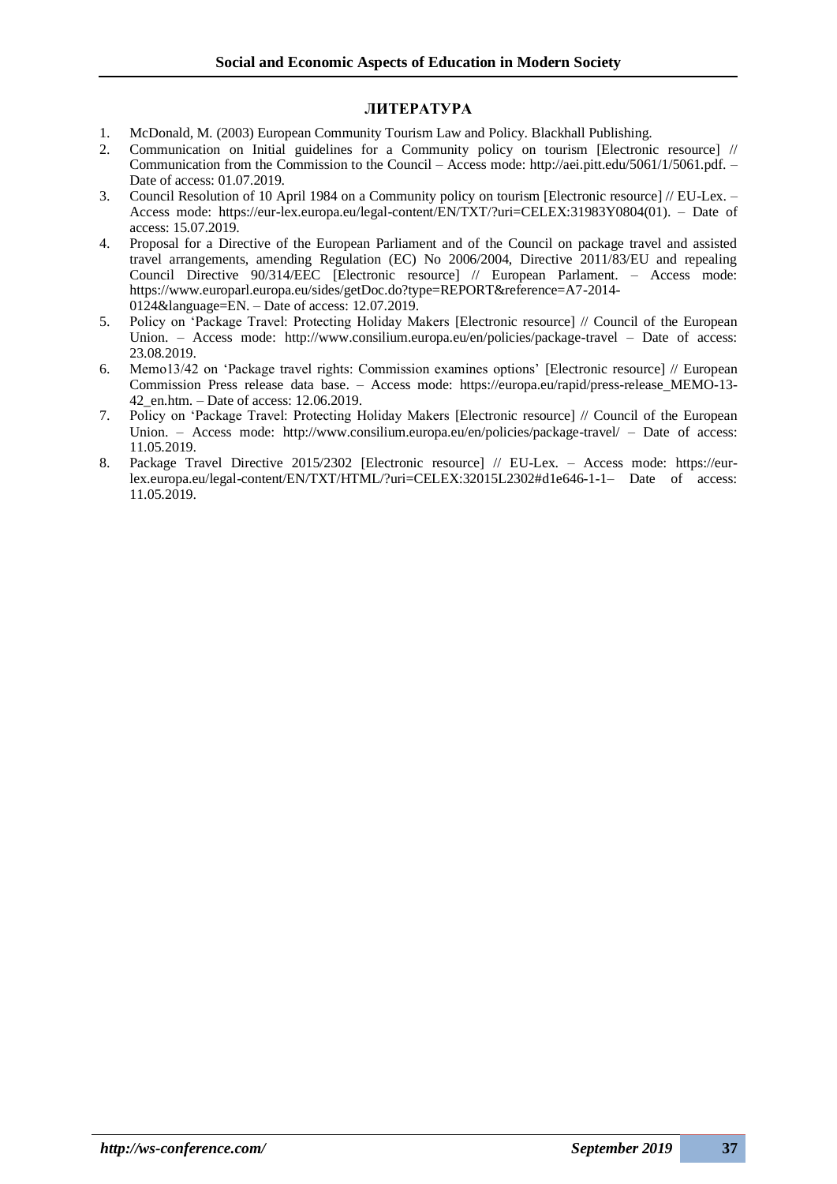## ЛИТЕРАТУРА

1. McDonald, M. (2003) European Community Tourism Law and Policy. Blackhall Publishing.
2. Communication on Initial guidelines for a Community policy on tourism [Electronic resource] // Communication from the Commission to the Council – Access mode: http://aei.pitt.edu/5061/1/5061.pdf. – Date of access: 01.07.2019.
3. Council Resolution of 10 April 1984 on a Community policy on tourism [Electronic resource] // EU-Lex. – Access mode: https://eur-lex.europa.eu/legal-content/EN/TXT/?uri=CELEX:31983Y0804(01). – Date of access: 15.07.2019.
4. Proposal for a Directive of the European Parliament and of the Council on package travel and assisted travel arrangements, amending Regulation (EC) No 2006/2004, Directive 2011/83/EU and repealing Council Directive 90/314/EEC [Electronic resource] // European Parlament. – Access mode: https://www.europarl.europa.eu/sides/getDoc.do?type=REPORT&reference=A7-2014-0124&language=EN. – Date of access: 12.07.2019.
5. Policy on 'Package Travel: Protecting Holiday Makers [Electronic resource] // Council of the European Union. – Access mode: http://www.consilium.europa.eu/en/policies/package-travel – Date of access: 23.08.2019.
6. Memo13/42 on 'Package travel rights: Commission examines options' [Electronic resource] // European Commission Press release data base. – Access mode: https://europa.eu/rapid/press-release_MEMO-13-42_en.htm. – Date of access: 12.06.2019.
7. Policy on 'Package Travel: Protecting Holiday Makers [Electronic resource] // Council of the European Union. – Access mode: http://www.consilium.europa.eu/en/policies/package-travel/ – Date of access: 11.05.2019.
8. Package Travel Directive 2015/2302 [Electronic resource] // EU-Lex. – Access mode: https://eur-lex.europa.eu/legal-content/EN/TXT/HTML/?uri=CELEX:32015L2302#d1e646-1-1– Date of access: 11.05.2019.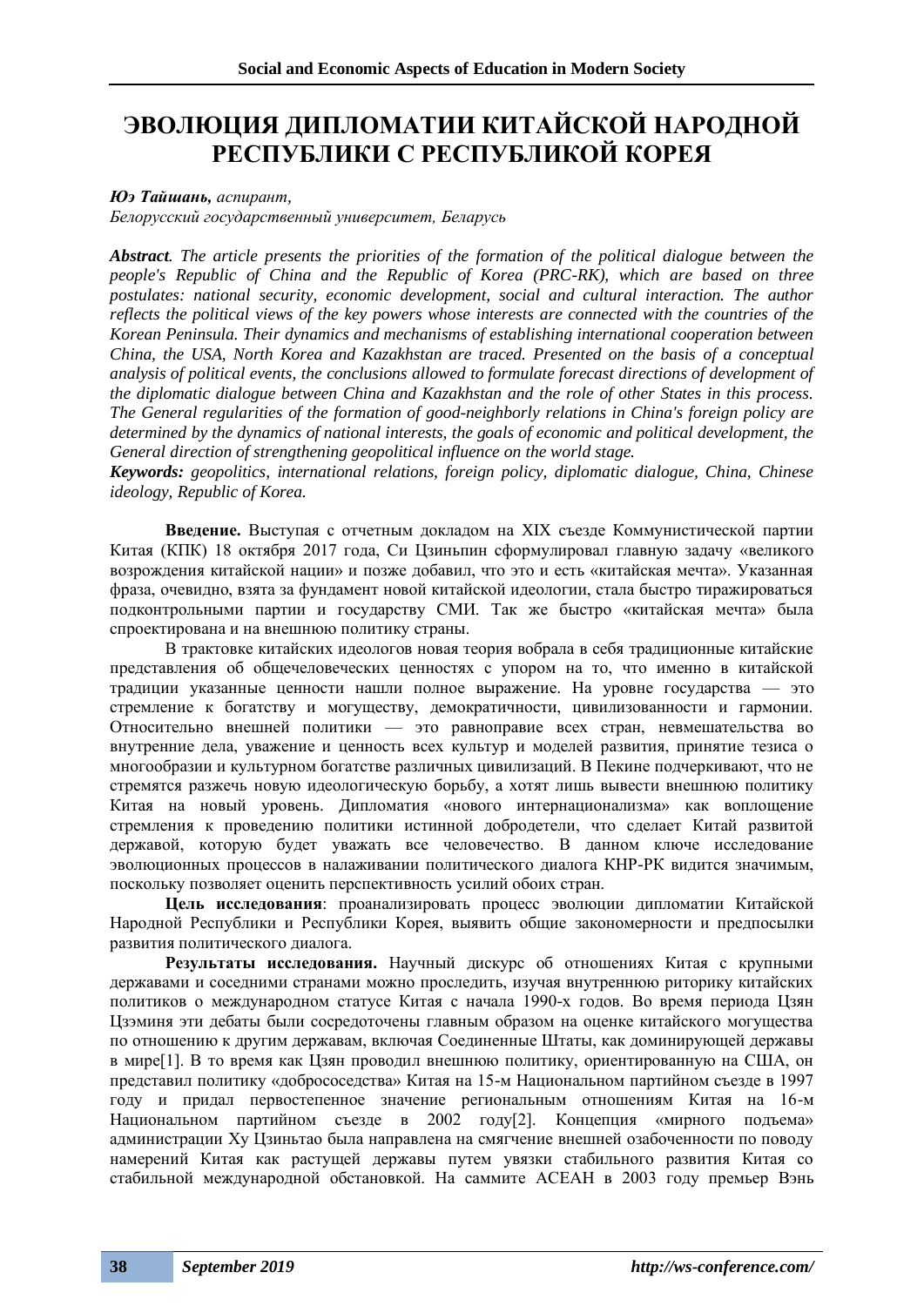# ЭВОЛЮЦИЯ ДИПЛОМАТИИ КИТАЙСКОЙ НАРОДНОЙ РЕСПУБЛИКИ С РЕСПУБЛИКОЙ КОРЕЯ

***Юэ Тайшань,** аспирант,*
*Белорусский государственный университет, Беларусь*

***Abstract**. The article presents the priorities of the formation of the political dialogue between the people's Republic of China and the Republic of Korea (PRC-RK), which are based on three postulates: national security, economic development, social and cultural interaction. The author reflects the political views of the key powers whose interests are connected with the countries of the Korean Peninsula. Their dynamics and mechanisms of establishing international cooperation between China, the USA, North Korea and Kazakhstan are traced. Presented on the basis of a conceptual analysis of political events, the conclusions allowed to formulate forecast directions of development of the diplomatic dialogue between China and Kazakhstan and the role of other States in this process. The General regularities of the formation of good-neighborly relations in China's foreign policy are determined by the dynamics of national interests, the goals of economic and political development, the General direction of strengthening geopolitical influence on the world stage.*

***Keywords:** geopolitics, international relations, foreign policy, diplomatic dialogue, China, Chinese ideology, Republic of Korea.*

**Введение.** Выступая с отчетным докладом на XIX съезде Коммунистической партии Китая (КПК) 18 октября 2017 года, Си Цзиньпин сформулировал главную задачу «великого возрождения китайской нации» и позже добавил, что это и есть «китайская мечта». Указанная фраза, очевидно, взята за фундамент новой китайской идеологии, стала быстро тиражироваться подконтрольными партии и государству СМИ. Так же быстро «китайская мечта» была спроектирована и на внешнюю политику страны.

В трактовке китайских идеологов новая теория вобрала в себя традиционные китайские представления об общечеловеческих ценностях с упором на то, что именно в китайской традиции указанные ценности нашли полное выражение. На уровне государства — это стремление к богатству и могуществу, демократичности, цивилизованности и гармонии. Относительно внешней политики — это равноправие всех стран, невмешательства во внутренние дела, уважение и ценность всех культур и моделей развития, принятие тезиса о многообразии и культурном богатстве различных цивилизаций. В Пекине подчеркивают, что не стремятся разжечь новую идеологическую борьбу, а хотят лишь вывести внешнюю политику Китая на новый уровень. Дипломатия «нового интернационализма» как воплощение стремления к проведению политики истинной добродетели, что сделает Китай развитой державой, которую будет уважать все человечество. В данном ключе исследование эволюционных процессов в налаживании политического диалога КНР-РК видится значимым, поскольку позволяет оценить перспективность усилий обоих стран.

**Цель исследования**: проанализировать процесс эволюции дипломатии Китайской Народной Республики и Республики Корея, выявить общие закономерности и предпосылки развития политического диалога.

**Результаты исследования.** Научный дискурс об отношениях Китая с крупными державами и соседними странами можно проследить, изучая внутреннюю риторику китайских политиков о международном статусе Китая с начала 1990-х годов. Во время периода Цзян Цзэминя эти дебаты были сосредоточены главным образом на оценке китайского могущества по отношению к другим державам, включая Соединенные Штаты, как доминирующей державы в мире[1]. В то время как Цзян проводил внешнюю политику, ориентированную на США, он представил политику «добрососедства» Китая на 15-м Национальном партийном съезде в 1997 году и придал первостепенное значение региональным отношениям Китая на 16-м Национальном партийном съезде в 2002 году[2]. Концепция «мирного подъема» администрации Ху Цзиньтао была направлена на смягчение внешней озабоченности по поводу намерений Китая как растущей державы путем увязки стабильного развития Китая со стабильной международной обстановкой. На саммите АСЕАН в 2003 году премьер Вэнь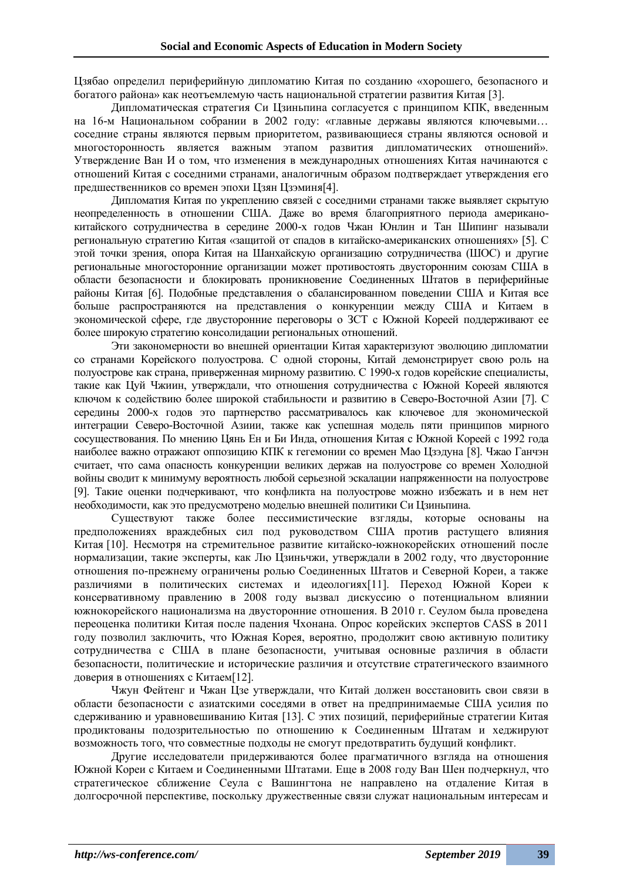Цзябао определил периферийную дипломатию Китая по созданию «хорошего, безопасного и богатого района» как неотъемлемую часть национальной стратегии развития Китая [3].

Дипломатическая стратегия Си Цзиньпина согласуется с принципом КПК, введенным на 16-м Национальном собрании в 2002 году: «главные державы являются ключевыми… соседние страны являются первым приоритетом, развивающиеся страны являются основой и многосторонность является важным этапом развития дипломатических отношений». Утверждение Ван И о том, что изменения в международных отношениях Китая начинаются с отношений Китая с соседними странами, аналогичным образом подтверждает утверждения его предшественников со времен эпохи Цзян Цзэминя[4].

Дипломатия Китая по укреплению связей с соседними странами также выявляет скрытую неопределенность в отношении США. Даже во время благоприятного периода американо-китайского сотрудничества в середине 2000-х годов Чжан Юнлин и Тан Шипинг называли региональную стратегию Китая «защитой от спадов в китайско-американских отношениях» [5]. С этой точки зрения, опора Китая на Шанхайскую организацию сотрудничества (ШОС) и другие региональные многосторонние организации может противостоять двусторонним союзам США в области безопасности и блокировать проникновение Соединенных Штатов в периферийные районы Китая [6]. Подобные представления о сбалансированном поведении США и Китая все больше распространяются на представления о конкуренции между США и Китаем в экономической сфере, где двусторонние переговоры о ЗСТ с Южной Кореей поддерживают ее более широкую стратегию консолидации региональных отношений.

Эти закономерности во внешней ориентации Китая характеризуют эволюцию дипломатии со странами Корейского полуострова. С одной стороны, Китай демонстрирует свою роль на полуострове как страна, приверженная мирному развитию. С 1990-х годов корейские специалисты, такие как Цуй Чжиин, утверждали, что отношения сотрудничества с Южной Кореей являются ключом к содействию более широкой стабильности и развитию в Северо-Восточной Азии [7]. С середины 2000-х годов это партнерство рассматривалось как ключевое для экономической интеграции Северо-Восточной Азиии, также как успешная модель пяти принципов мирного сосуществования. По мнению Цянь Ен и Би Инда, отношения Китая с Южной Кореей с 1992 года наиболее важно отражают оппозицию КПК к гегемонии со времен Мао Цзэдуна [8]. Чжао Ганчэн считает, что сама опасность конкуренции великих держав на полуострове со времен Холодной войны сводит к минимуму вероятность любой серьезной эскалации напряженности на полуострове [9]. Такие оценки подчеркивают, что конфликта на полуострове можно избежать и в нем нет необходимости, как это предусмотрено моделью внешней политики Си Цзиньпина.

Существуют также более пессимистические взгляды, которые основаны на предположениях враждебных сил под руководством США против растущего влияния Китая [10]. Несмотря на стремительное развитие китайско-южнокорейских отношений после нормализации, такие эксперты, как Лю Цзиньчжи, утверждали в 2002 году, что двусторонние отношения по-прежнему ограничены ролью Соединенных Штатов и Северной Кореи, а также различиями в политических системах и идеологиях[11]. Переход Южной Кореи к консервативному правлению в 2008 году вызвал дискуссию о потенциальном влиянии южнокорейского национализма на двусторонние отношения. В 2010 г. Сеулом была проведена переоценка политики Китая после падения Чхонана. Опрос корейских экспертов CASS в 2011 году позволил заключить, что Южная Корея, вероятно, продолжит свою активную политику сотрудничества с США в плане безопасности, учитывая основные различия в области безопасности, политические и исторические различия и отсутствие стратегического взаимного доверия в отношениях с Китаем[12].

Чжун Фейтенг и Чжан Цзе утверждали, что Китай должен восстановить свои связи в области безопасности с азиатскими соседями в ответ на предпринимаемые США усилия по сдерживанию и уравновешиванию Китая [13]. С этих позиций, периферийные стратегии Китая продиктованы подозрительностью по отношению к Соединенным Штатам и хеджируют возможность того, что совместные подходы не смогут предотвратить будущий конфликт.

Другие исследователи придерживаются более прагматичного взгляда на отношения Южной Кореи с Китаем и Соединенными Штатами. Еще в 2008 году Ван Шен подчеркнул, что стратегическое сближение Сеула с Вашингтоном не направлено на отдаление Китая в долгосрочной перспективе, поскольку дружественные связи служат национальным интересам и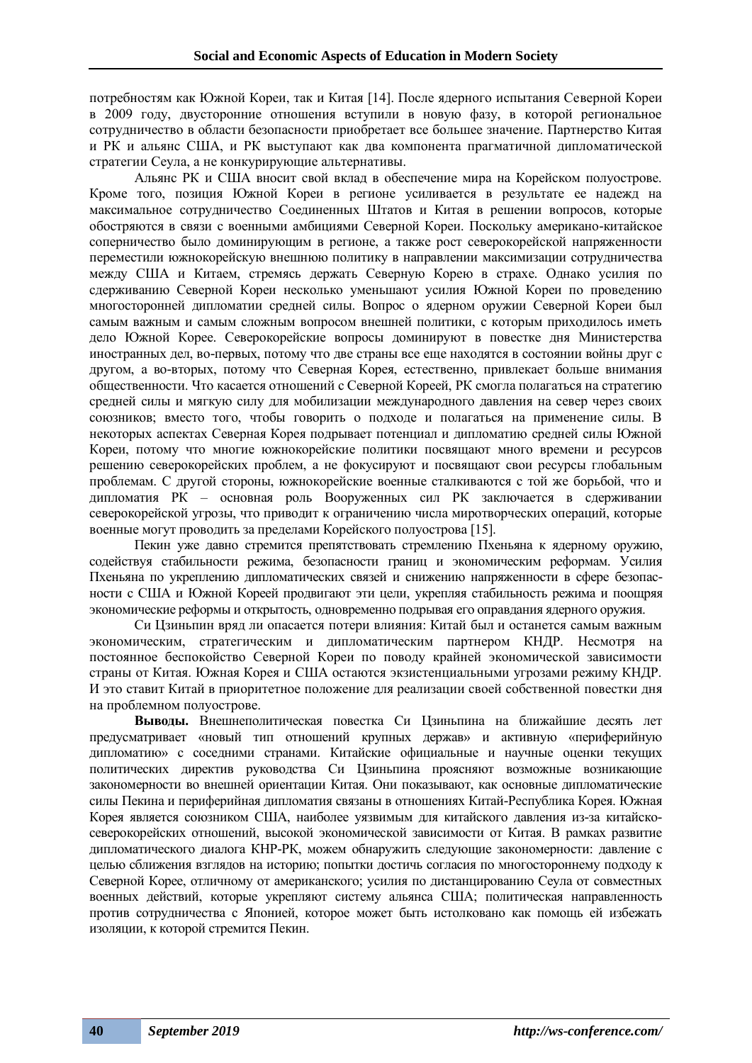потребностям как Южной Кореи, так и Китая [14]. После ядерного испытания Северной Кореи в 2009 году, двусторонние отношения вступили в новую фазу, в которой региональное сотрудничество в области безопасности приобретает все большее значение. Партнерство Китая и РК и альянс США, и РК выступают как два компонента прагматичной дипломатической стратегии Сеула, а не конкурирующие альтернативы.

Альянс РК и США вносит свой вклад в обеспечение мира на Корейском полуострове. Кроме того, позиция Южной Кореи в регионе усиливается в результате ее надежд на максимальное сотрудничество Соединенных Штатов и Китая в решении вопросов, которые обостряются в связи с военными амбициями Северной Кореи. Поскольку американо-китайское соперничество было доминирующим в регионе, а также рост северокорейской напряженности переместили южнокорейскую внешнюю политику в направлении максимизации сотрудничества между США и Китаем, стремясь держать Северную Корею в страхе. Однако усилия по сдерживанию Северной Кореи несколько уменьшают усилия Южной Кореи по проведению многосторонней дипломатии средней силы. Вопрос о ядерном оружии Северной Кореи был самым важным и самым сложным вопросом внешней политики, с которым приходилось иметь дело Южной Корее. Северокорейские вопросы доминируют в повестке дня Министерства иностранных дел, во-первых, потому что две страны все еще находятся в состоянии войны друг с другом, а во-вторых, потому что Северная Корея, естественно, привлекает больше внимания общественности. Что касается отношений с Северной Кореей, РК смогла полагаться на стратегию средней силы и мягкую силу для мобилизации международного давления на север через своих союзников; вместо того, чтобы говорить о подходе и полагаться на применение силы. В некоторых аспектах Северная Корея подрывает потенциал и дипломатию средней силы Южной Кореи, потому что многие южнокорейские политики посвящают много времени и ресурсов решению северокорейских проблем, а не фокусируют и посвящают свои ресурсы глобальным проблемам. С другой стороны, южнокорейские военные сталкиваются с той же борьбой, что и дипломатия РК – основная роль Вооруженных сил РК заключается в сдерживании северокорейской угрозы, что приводит к ограничению числа миротворческих операций, которые военные могут проводить за пределами Корейского полуострова [15].

Пекин уже давно стремится препятствовать стремлению Пхеньяна к ядерному оружию, содействуя стабильности режима, безопасности границ и экономическим реформам. Усилия Пхеньяна по укреплению дипломатических связей и снижению напряженности в сфере безопасности с США и Южной Кореей продвигают эти цели, укрепляя стабильность режима и поощряя экономические реформы и открытость, одновременно подрывая его оправдания ядерного оружия.

Си Цзиньпин вряд ли опасается потери влияния: Китай был и останется самым важным экономическим, стратегическим и дипломатическим партнером КНДР. Несмотря на постоянное беспокойство Северной Кореи по поводу крайней экономической зависимости страны от Китая. Южная Корея и США остаются экзистенциальными угрозами режиму КНДР. И это ставит Китай в приоритетное положение для реализации своей собственной повестки дня на проблемном полуострове.

**Выводы.** Внешнеполитическая повестка Си Цзиньпина на ближайшие десять лет предусматривает «новый тип отношений крупных держав» и активную «периферийную дипломатию» с соседними странами. Китайские официальные и научные оценки текущих политических директив руководства Си Цзиньпина проясняют возможные возникающие закономерности во внешней ориентации Китая. Они показывают, как основные дипломатические силы Пекина и периферийная дипломатия связаны в отношениях Китай-Республика Корея. Южная Корея является союзником США, наиболее уязвимым для китайского давления из-за китайско-северокорейских отношений, высокой экономической зависимости от Китая. В рамках развитие дипломатического диалога КНР-РК, можем обнаружить следующие закономерности: давление с целью сближения взглядов на историю; попытки достичь согласия по многостороннему подходу к Северной Корее, отличному от американского; усилия по дистанцированию Сеула от совместных военных действий, которые укрепляют систему альянса США; политическая направленность против сотрудничества с Японией, которое может быть истолковано как помощь ей избежать изоляции, к которой стремится Пекин.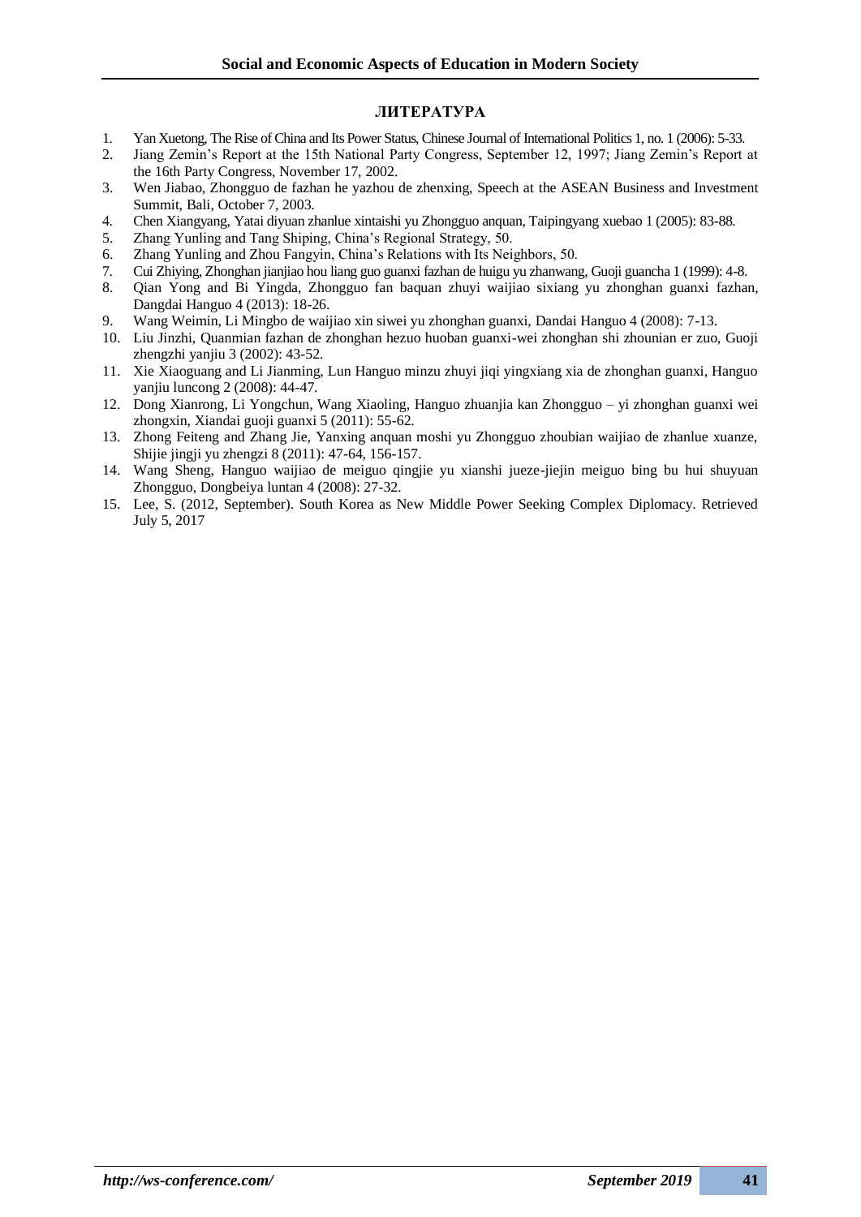## ЛИТЕРАТУРА

1. Yan Xuetong, The Rise of China and Its Power Status, Chinese Journal of International Politics 1, no. 1 (2006): 5-33.
2. Jiang Zemin's Report at the 15th National Party Congress, September 12, 1997; Jiang Zemin's Report at the 16th Party Congress, November 17, 2002.
3. Wen Jiabao, Zhongguo de fazhan he yazhou de zhenxing, Speech at the ASEAN Business and Investment Summit, Bali, October 7, 2003.
4. Chen Xiangyang, Yatai diyuan zhanlue xintaishi yu Zhongguo anquan, Taipingyang xuebao 1 (2005): 83-88.
5. Zhang Yunling and Tang Shiping, China's Regional Strategy, 50.
6. Zhang Yunling and Zhou Fangyin, China's Relations with Its Neighbors, 50.
7. Cui Zhiying, Zhonghan jianjiao hou liang guo guanxi fazhan de huigu yu zhanwang, Guoji guancha 1 (1999): 4-8.
8. Qian Yong and Bi Yingda, Zhongguo fan baquan zhuyi waijiao sixiang yu zhonghan guanxi fazhan, Dangdai Hanguo 4 (2013): 18-26.
9. Wang Weimin, Li Mingbo de waijiao xin siwei yu zhonghan guanxi, Dandai Hanguo 4 (2008): 7-13.
10. Liu Jinzhi, Quanmian fazhan de zhonghan hezuo huoban guanxi-wei zhonghan shi zhounian er zuo, Guoji zhengzhi yanjiu 3 (2002): 43-52.
11. Xie Xiaoguang and Li Jianming, Lun Hanguo minzu zhuyi jiqi yingxiang xia de zhonghan guanxi, Hanguo yanjiu luncong 2 (2008): 44-47.
12. Dong Xianrong, Li Yongchun, Wang Xiaoling, Hanguo zhuanjia kan Zhongguo – yi zhonghan guanxi wei zhongxin, Xiandai guoji guanxi 5 (2011): 55-62.
13. Zhong Feiteng and Zhang Jie, Yanxing anquan moshi yu Zhongguo zhoubian waijiao de zhanlue xuanze, Shijie jingji yu zhengzi 8 (2011): 47-64, 156-157.
14. Wang Sheng, Hanguo waijiao de meiguo qingjie yu xianshi jueze-jiejin meiguo bing bu hui shuyuan Zhongguo, Dongbeiya luntan 4 (2008): 27-32.
15. Lee, S. (2012, September). South Korea as New Middle Power Seeking Complex Diplomacy. Retrieved July 5, 2017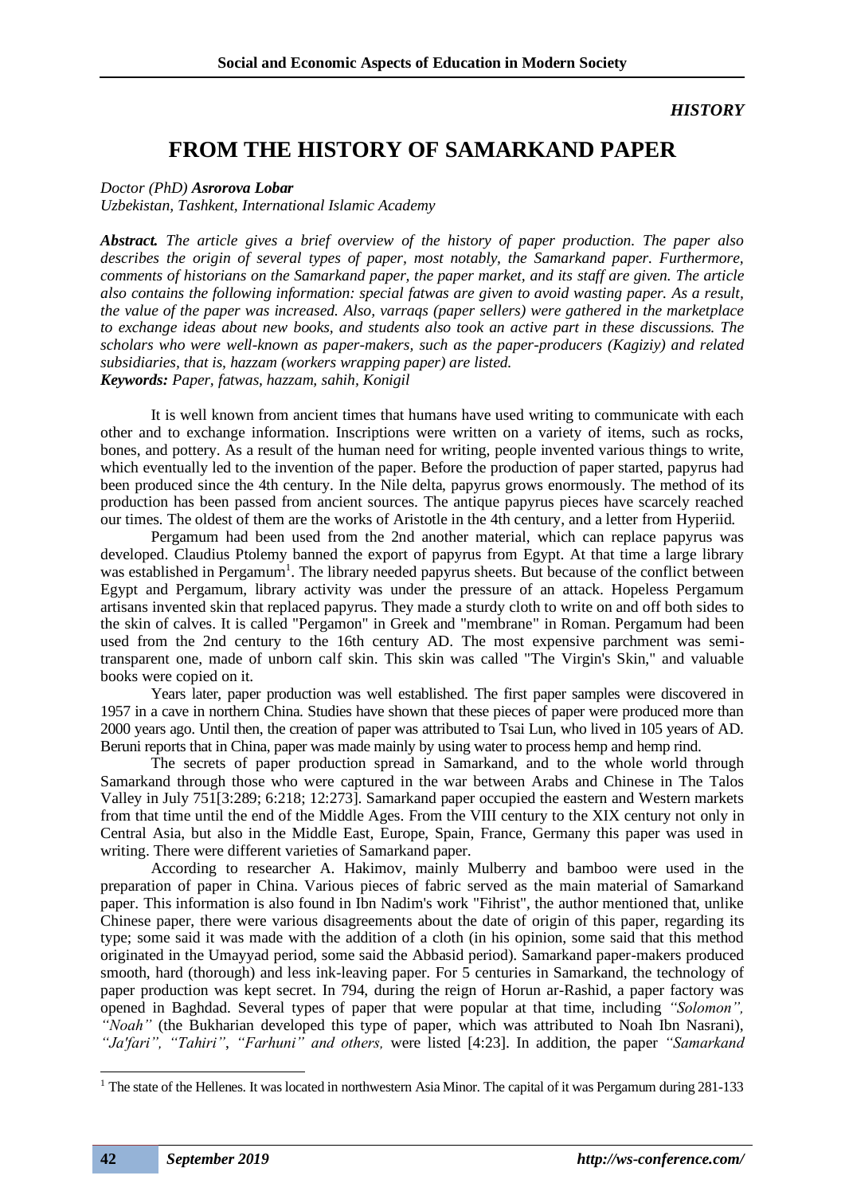*HISTORY*

# FROM THE HISTORY OF SAMARKAND PAPER

*Doctor (PhD)* ***Asrorova Lobar***
*Uzbekistan, Tashkent, International Islamic Academy*

***Abstract.*** *The article gives a brief overview of the history of paper production. The paper also describes the origin of several types of paper, most notably, the Samarkand paper. Furthermore, comments of historians on the Samarkand paper, the paper market, and its staff are given. The article also contains the following information: special fatwas are given to avoid wasting paper. As a result, the value of the paper was increased. Also, varraqs (paper sellers) were gathered in the marketplace to exchange ideas about new books, and students also took an active part in these discussions. The scholars who were well-known as paper-makers, such as the paper-producers (Kagiziy) and related subsidiaries, that is, hazzam (workers wrapping paper) are listed.*
***Keywords:*** ***Paper, fatwas, hazzam, sahih, Konigil***

It is well known from ancient times that humans have used writing to communicate with each other and to exchange information. Inscriptions were written on a variety of items, such as rocks, bones, and pottery. As a result of the human need for writing, people invented various things to write, which eventually led to the invention of the paper. Before the production of paper started, papyrus had been produced since the 4th century. In the Nile delta, papyrus grows enormously. The method of its production has been passed from ancient sources. The antique papyrus pieces have scarcely reached our times. The oldest of them are the works of Aristotle in the 4th century, and a letter from Hyperiid.

Pergamum had been used from the 2nd another material, which can replace papyrus was developed. Claudius Ptolemy banned the export of papyrus from Egypt. At that time a large library was established in Pergamum[1]. The library needed papyrus sheets. But because of the conflict between Egypt and Pergamum, library activity was under the pressure of an attack. Hopeless Pergamum artisans invented skin that replaced papyrus. They made a sturdy cloth to write on and off both sides to the skin of calves. It is called "Pergamon" in Greek and "membrane" in Roman. Pergamum had been used from the 2nd century to the 16th century AD. The most expensive parchment was semi-transparent one, made of unborn calf skin. This skin was called "The Virgin's Skin," and valuable books were copied on it.

Years later, paper production was well established. The first paper samples were discovered in 1957 in a cave in northern China. Studies have shown that these pieces of paper were produced more than 2000 years ago. Until then, the creation of paper was attributed to Tsai Lun, who lived in 105 years of AD. Beruni reports that in China, paper was made mainly by using water to process hemp and hemp rind.

The secrets of paper production spread in Samarkand, and to the whole world through Samarkand through those who were captured in the war between Arabs and Chinese in The Talos Valley in July 751[3:289; 6:218; 12:273]. Samarkand paper occupied the eastern and Western markets from that time until the end of the Middle Ages. From the VIII century to the XIX century not only in Central Asia, but also in the Middle East, Europe, Spain, France, Germany this paper was used in writing. There were different varieties of Samarkand paper.

According to researcher A. Hakimov, mainly Mulberry and bamboo were used in the preparation of paper in China. Various pieces of fabric served as the main material of Samarkand paper. This information is also found in Ibn Nadim's work "Fihrist", the author mentioned that, unlike Chinese paper, there were various disagreements about the date of origin of this paper, regarding its type; some said it was made with the addition of a cloth (in his opinion, some said that this method originated in the Umayyad period, some said the Abbasid period). Samarkand paper-makers produced smooth, hard (thorough) and less ink-leaving paper. For 5 centuries in Samarkand, the technology of paper production was kept secret. In 794, during the reign of Horun ar-Rashid, a paper factory was opened in Baghdad. Several types of paper that were popular at that time, including *"Solomon", "Noah"* (the Bukharian developed this type of paper, which was attributed to Noah Ibn Nasrani), *"Ja'fari", "Tahiri", "Farhuni" and others,* were listed [4:23]. In addition, the paper *"Samarkand*

---

[1] The state of the Hellenes. It was located in northwestern Asia Minor. The capital of it was Pergamum during 281-133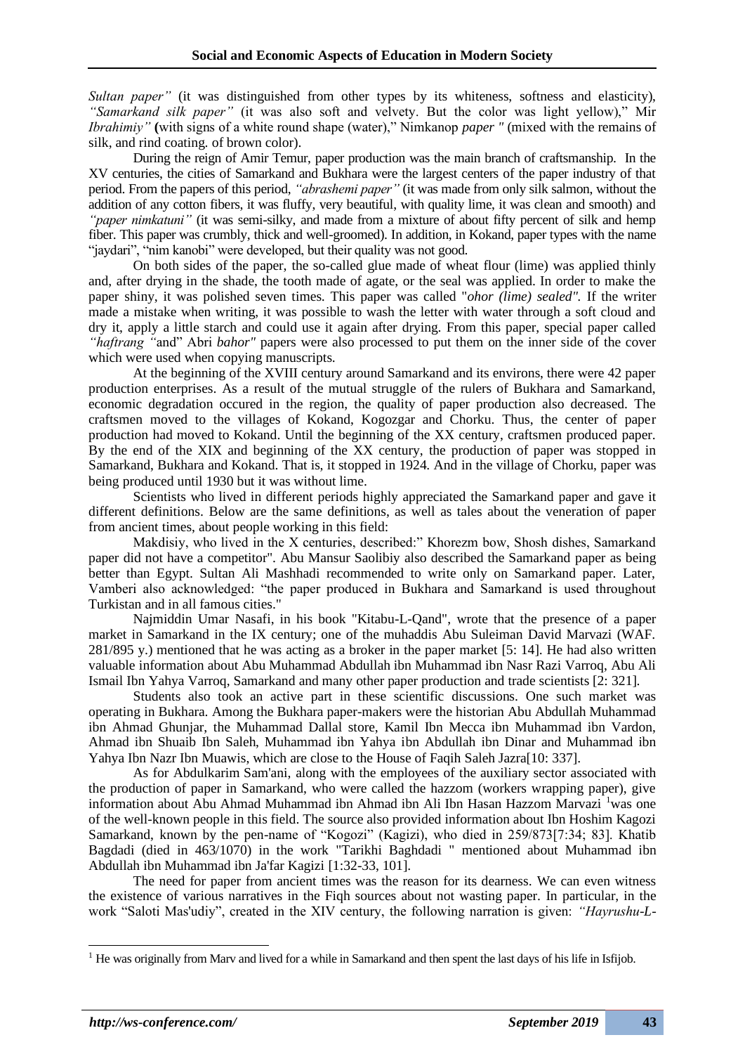*Sultan paper"* (it was distinguished from other types by its whiteness, softness and elasticity), *"Samarkand silk paper"* (it was also soft and velvety. But the color was light yellow)," Mir *Ibrahimiy"* **(**with signs of a white round shape (water)," Nimkanop *paper "* (mixed with the remains of silk, and rind coating. of brown color).

During the reign of Amir Temur, paper production was the main branch of craftsmanship. In the XV centuries, the cities of Samarkand and Bukhara were the largest centers of the paper industry of that period. From the papers of this period, *"abrashemi paper"* (it was made from only silk salmon, without the addition of any cotton fibers, it was fluffy, very beautiful, with quality lime, it was clean and smooth) and *"paper nimkatuni"* (it was semi-silky, and made from a mixture of about fifty percent of silk and hemp fiber. This paper was crumbly, thick and well-groomed). In addition, in Kokand, paper types with the name "jaydari", "nim kanobi" were developed, but their quality was not good.

On both sides of the paper, the so-called glue made of wheat flour (lime) was applied thinly and, after drying in the shade, the tooth made of agate, or the seal was applied. In order to make the paper shiny, it was polished seven times. This paper was called "*ohor (lime) sealed".* If the writer made a mistake when writing, it was possible to wash the letter with water through a soft cloud and dry it, apply a little starch and could use it again after drying. From this paper, special paper called *"haftrang "*and" Abri *bahor"* papers were also processed to put them on the inner side of the cover which were used when copying manuscripts.

At the beginning of the XVIII century around Samarkand and its environs, there were 42 paper production enterprises. As a result of the mutual struggle of the rulers of Bukhara and Samarkand, economic degradation occured in the region, the quality of paper production also decreased. The craftsmen moved to the villages of Kokand, Kogozgar and Chorku. Thus, the center of paper production had moved to Kokand. Until the beginning of the XX century, craftsmen produced paper. By the end of the XIX and beginning of the XX century, the production of paper was stopped in Samarkand, Bukhara and Kokand. That is, it stopped in 1924. And in the village of Chorku, paper was being produced until 1930 but it was without lime.

Scientists who lived in different periods highly appreciated the Samarkand paper and gave it different definitions. Below are the same definitions, as well as tales about the veneration of paper from ancient times, about people working in this field:

Makdisiy, who lived in the X centuries, described:" Khorezm bow, Shosh dishes, Samarkand paper did not have a competitor". Abu Mansur Saolibiy also described the Samarkand paper as being better than Egypt. Sultan Ali Mashhadi recommended to write only on Samarkand paper. Later, Vamberi also acknowledged: "the paper produced in Bukhara and Samarkand is used throughout Turkistan and in all famous cities."

Najmiddin Umar Nasafi, in his book "Kitabu-L-Qand", wrote that the presence of a paper market in Samarkand in the IX century; one of the muhaddis Abu Suleiman David Marvazi (WAF. 281/895 y.) mentioned that he was acting as a broker in the paper market [5: 14]. He had also written valuable information about Abu Muhammad Abdullah ibn Muhammad ibn Nasr Razi Varroq, Abu Ali Ismail Ibn Yahya Varroq, Samarkand and many other paper production and trade scientists [2: 321].

Students also took an active part in these scientific discussions. One such market was operating in Bukhara. Among the Bukhara paper-makers were the historian Abu Abdullah Muhammad ibn Ahmad Ghunjar, the Muhammad Dallal store, Kamil Ibn Mecca ibn Muhammad ibn Vardon, Ahmad ibn Shuaib Ibn Saleh, Muhammad ibn Yahya ibn Abdullah ibn Dinar and Muhammad ibn Yahya Ibn Nazr Ibn Muawis, which are close to the House of Faqih Saleh Jazra[10: 337].

As for Abdulkarim Sam'ani, along with the employees of the auxiliary sector associated with the production of paper in Samarkand, who were called the hazzom (workers wrapping paper), give information about Abu Ahmad Muhammad ibn Ahmad ibn Ali Ibn Hasan Hazzom Marvazi [1]was one of the well-known people in this field. The source also provided information about Ibn Hoshim Kagozi Samarkand, known by the pen-name of "Kogozi" (Kagizi), who died in 259/873[7:34; 83]. Khatib Bagdadi (died in 463/1070) in the work "Tarikhi Baghdadi " mentioned about Muhammad ibn Abdullah ibn Muhammad ibn Ja'far Kagizi [1:32-33, 101].

The need for paper from ancient times was the reason for its dearness. We can even witness the existence of various narratives in the Fiqh sources about not wasting paper. In particular, in the work "Saloti Mas'udiy", created in the XIV century, the following narration is given: *"Hayrushu-L-*

[1] He was originally from Marv and lived for a while in Samarkand and then spent the last days of his life in Isfijob.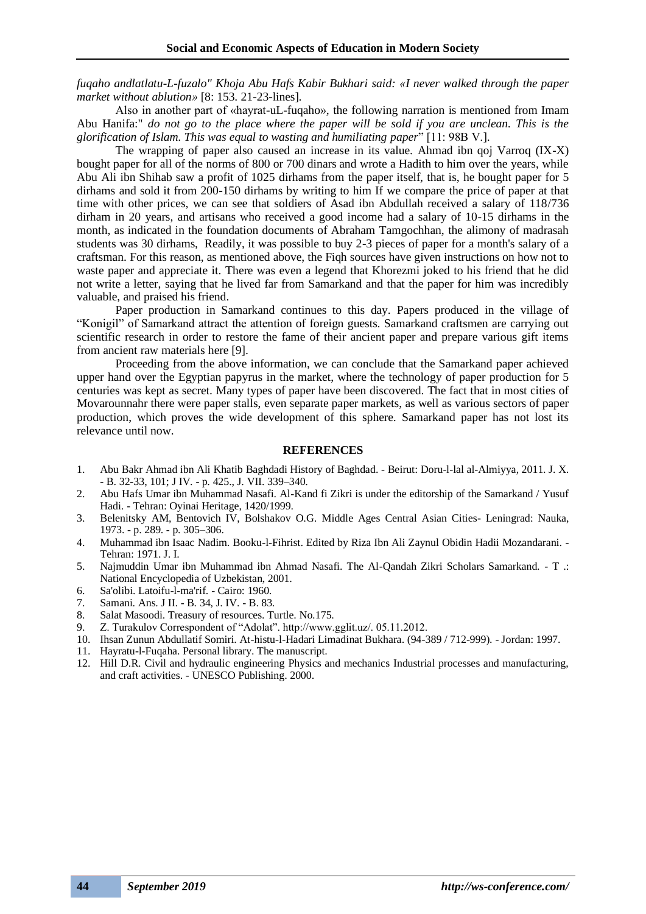*fuqaho andlatlatu-L-fuzalo" Khoja Abu Hafs Kabir Bukhari said: «I never walked through the paper market without ablution»* [8: 153. 21-23-lines].

Also in another part of «hayrat-uL-fuqaho», the following narration is mentioned from Imam Abu Hanifa:" *do not go to the place where the paper will be sold if you are unclean. This is the glorification of Islam. This was equal to wasting and humiliating paper*" [11: 98B V.].

The wrapping of paper also caused an increase in its value. Ahmad ibn qoj Varroq (IX-X) bought paper for all of the norms of 800 or 700 dinars and wrote a Hadith to him over the years, while Abu Ali ibn Shihab saw a profit of 1025 dirhams from the paper itself, that is, he bought paper for 5 dirhams and sold it from 200-150 dirhams by writing to him If we compare the price of paper at that time with other prices, we can see that soldiers of Asad ibn Abdullah received a salary of 118/736 dirham in 20 years, and artisans who received a good income had a salary of 10-15 dirhams in the month, as indicated in the foundation documents of Abraham Tamgochhan, the alimony of madrasah students was 30 dirhams, Readily, it was possible to buy 2-3 pieces of paper for a month's salary of a craftsman. For this reason, as mentioned above, the Fiqh sources have given instructions on how not to waste paper and appreciate it. There was even a legend that Khorezmi joked to his friend that he did not write a letter, saying that he lived far from Samarkand and that the paper for him was incredibly valuable, and praised his friend.

Paper production in Samarkand continues to this day. Papers produced in the village of "Konigil" of Samarkand attract the attention of foreign guests. Samarkand craftsmen are carrying out scientific research in order to restore the fame of their ancient paper and prepare various gift items from ancient raw materials here [9].

Proceeding from the above information, we can conclude that the Samarkand paper achieved upper hand over the Egyptian papyrus in the market, where the technology of paper production for 5 centuries was kept as secret. Many types of paper have been discovered. The fact that in most cities of Movarounnahr there were paper stalls, even separate paper markets, as well as various sectors of paper production, which proves the wide development of this sphere. Samarkand paper has not lost its relevance until now.

## REFERENCES

1. Abu Bakr Ahmad ibn Ali Khatib Baghdadi History of Baghdad. - Beirut: Doru-l-lal al-Almiyya, 2011. J. X. - B. 32-33, 101; J IV. - p. 425., J. VII. 339–340.
2. Abu Hafs Umar ibn Muhammad Nasafi. Al-Kand fi Zikri is under the editorship of the Samarkand / Yusuf Hadi. - Tehran: Oyinai Heritage, 1420/1999.
3. Belenitsky AM, Bentovich IV, Bolshakov O.G. Middle Ages Central Asian Cities- Leningrad: Nauka, 1973. - p. 289. - p. 305–306.
4. Muhammad ibn Isaac Nadim. Booku-l-Fihrist. Edited by Riza Ibn Ali Zaynul Obidin Hadii Mozandarani. - Tehran: 1971. J. I.
5. Najmuddin Umar ibn Muhammad ibn Ahmad Nasafi. The Al-Qandah Zikri Scholars Samarkand. - T .: National Encyclopedia of Uzbekistan, 2001.
6. Sa'olibi. Latoifu-l-ma'rif. - Cairo: 1960.
7. Samani. Ans. J II. - B. 34, J. IV. - B. 83.
8. Salat Masoodi. Treasury of resources. Turtle. No.175.
9. Z. Turakulov Correspondent of "Adolat". http://www.gglit.uz/. 05.11.2012.
10. Ihsan Zunun Abdullatif Somiri. At-histu-l-Hadari Limadinat Bukhara. (94-389 / 712-999). - Jordan: 1997.
11. Hayratu-l-Fuqaha. Personal library. The manuscript.
12. Hill D.R. Civil and hydraulic engineering Physics and mechanics Industrial processes and manufacturing, and craft activities. - UNESCO Publishing. 2000.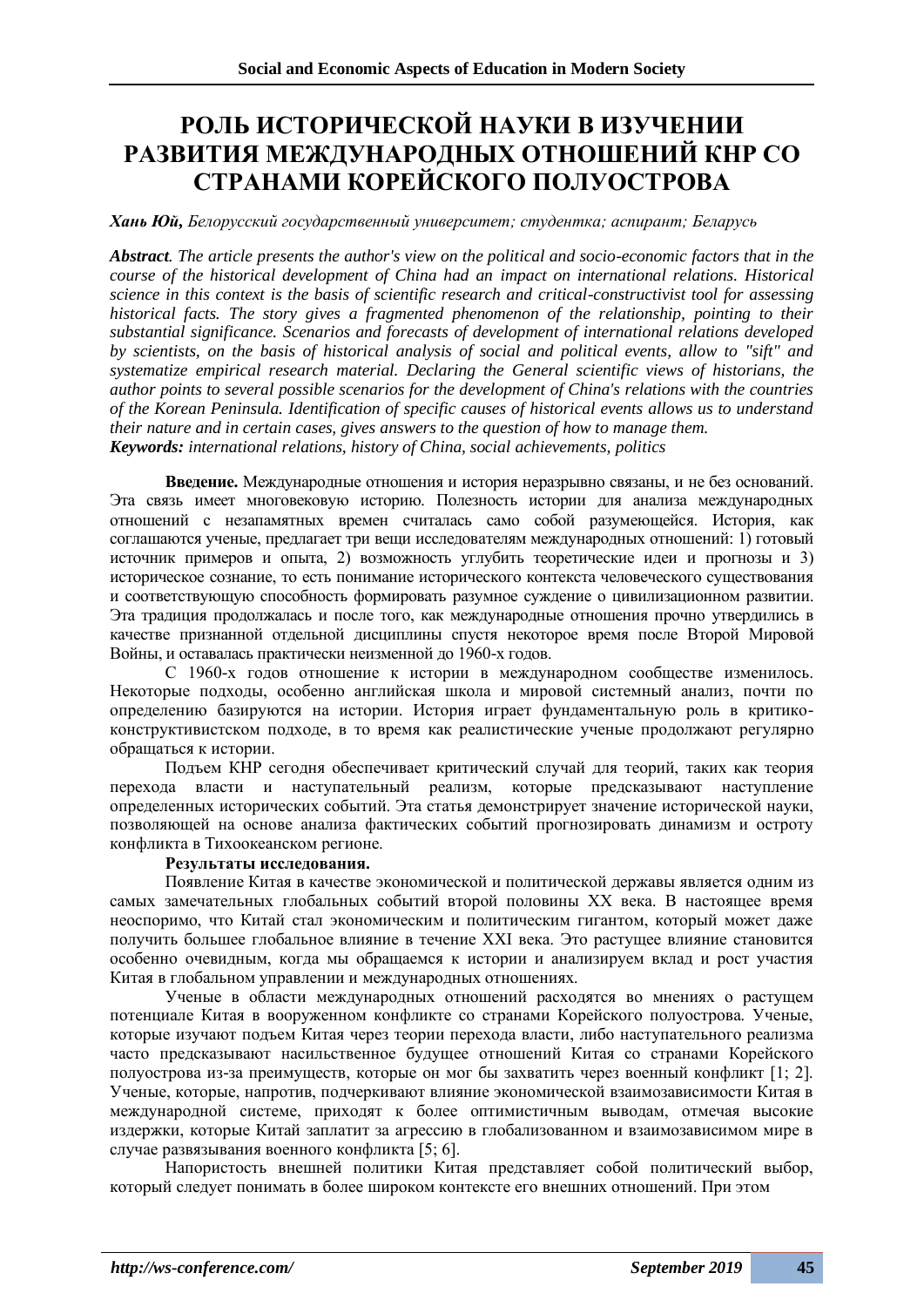# РОЛЬ ИСТОРИЧЕСКОЙ НАУКИ В ИЗУЧЕНИИ РАЗВИТИЯ МЕЖДУНАРОДНЫХ ОТНОШЕНИЙ КНР СО СТРАНАМИ КОРЕЙСКОГО ПОЛУОСТРОВА

***Хань Юй**, Белорусский государственный университет; студентка; аспирант; Беларусь*

***Abstract**. The article presents the author's view on the political and socio-economic factors that in the course of the historical development of China had an impact on international relations. Historical science in this context is the basis of scientific research and critical-constructivist tool for assessing historical facts. The story gives a fragmented phenomenon of the relationship, pointing to their substantial significance. Scenarios and forecasts of development of international relations developed by scientists, on the basis of historical analysis of social and political events, allow to "sift" and systematize empirical research material. Declaring the General scientific views of historians, the author points to several possible scenarios for the development of China's relations with the countries of the Korean Peninsula. Identification of specific causes of historical events allows us to understand their nature and in certain cases, gives answers to the question of how to manage them.*

***Keywords:** international relations, history of China, social achievements, politics*

**Введение.** Международные отношения и история неразрывно связаны, и не без оснований. Эта связь имеет многовековую историю. Полезность истории для анализа международных отношений с незапамятных времен считалась само собой разумеющейся. История, как соглашаются ученые, предлагает три вещи исследователям международных отношений: 1) готовый источник примеров и опыта, 2) возможность углубить теоретические идеи и прогнозы и 3) историческое сознание, то есть понимание исторического контекста человеческого существования и соответствующую способность формировать разумное суждение о цивилизационном развитии. Эта традиция продолжалась и после того, как международные отношения прочно утвердились в качестве признанной отдельной дисциплины спустя некоторое время после Второй Мировой Войны, и оставалась практически неизменной до 1960-х годов.

С 1960-х годов отношение к истории в международном сообществе изменилось. Некоторые подходы, особенно английская школа и мировой системный анализ, почти по определению базируются на истории. История играет фундаментальную роль в критико-конструктивистском подходе, в то время как реалистические ученые продолжают регулярно обращаться к истории.

Подъем КНР сегодня обеспечивает критический случай для теорий, таких как теория перехода власти и наступательный реализм, которые предсказывают наступление определенных исторических событий. Эта статья демонстрирует значение исторической науки, позволяющей на основе анализа фактических событий прогнозировать динамизм и остроту конфликта в Тихоокеанском регионе.

**Результаты исследования.**

Появление Китая в качестве экономической и политической державы является одним из самых замечательных глобальных событий второй половины XX века. В настоящее время неоспоримо, что Китай стал экономическим и политическим гигантом, который может даже получить большее глобальное влияние в течение XXI века. Это растущее влияние становится особенно очевидным, когда мы обращаемся к истории и анализируем вклад и рост участия Китая в глобальном управлении и международных отношениях.

Ученые в области международных отношений расходятся во мнениях о растущем потенциале Китая в вооруженном конфликте со странами Корейского полуострова. Ученые, которые изучают подъем Китая через теории перехода власти, либо наступательного реализма часто предсказывают насильственное будущее отношений Китая со странами Корейского полуострова из-за преимуществ, которые он мог бы захватить через военный конфликт [1; 2]. Ученые, которые, напротив, подчеркивают влияние экономической взаимозависимости Китая в международной системе, приходят к более оптимистичным выводам, отмечая высокие издержки, которые Китай заплатит за агрессию в глобализованном и взаимозависимом мире в случае развязывания военного конфликта [5; 6].

Напористость внешней политики Китая представляет собой политический выбор, который следует понимать в более широком контексте его внешних отношений. При этом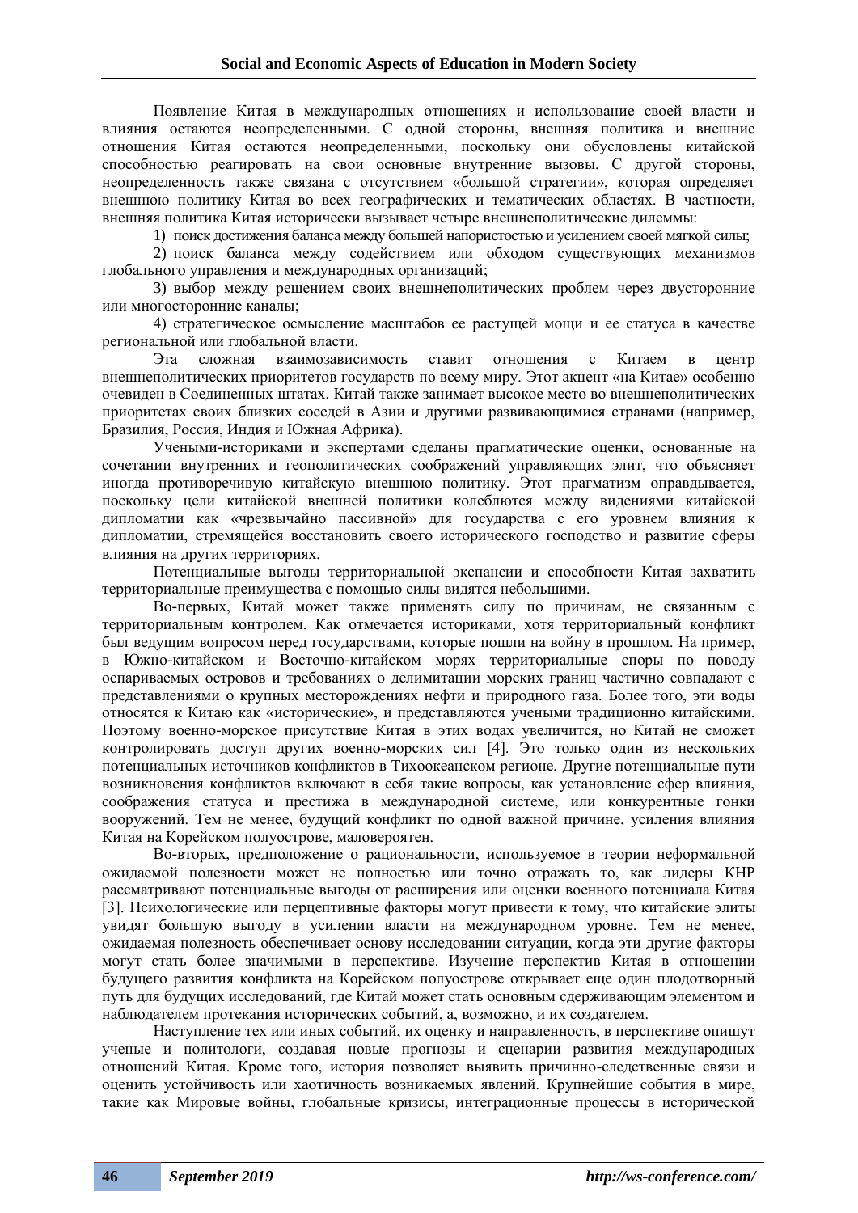Появление Китая в международных отношениях и использование своей власти и влияния остаются неопределенными. С одной стороны, внешняя политика и внешние отношения Китая остаются неопределенными, поскольку они обусловлены китайской способностью реагировать на свои основные внутренние вызовы. С другой стороны, неопределенность также связана с отсутствием «большой стратегии», которая определяет внешнюю политику Китая во всех географических и тематических областях. В частности, внешняя политика Китая исторически вызывает четыре внешнеполитические дилеммы:

1) поиск достижения баланса между большей напористостью и усилением своей мягкой силы;

2) поиск баланса между содействием или обходом существующих механизмов глобального управления и международных организаций;

3) выбор между решением своих внешнеполитических проблем через двусторонние или многосторонние каналы;

4) стратегическое осмысление масштабов ее растущей мощи и ее статуса в качестве региональной или глобальной власти.

Эта сложная взаимозависимость ставит отношения с Китаем в центр внешнеполитических приоритетов государств по всему миру. Этот акцент «на Китае» особенно очевиден в Соединенных штатах. Китай также занимает высокое место во внешнеполитических приоритетах своих близких соседей в Азии и другими развивающимися странами (например, Бразилия, Россия, Индия и Южная Африка).

Учеными-историками и экспертами сделаны прагматические оценки, основанные на сочетании внутренних и геополитических соображений управляющих элит, что объясняет иногда противоречивую китайскую внешнюю политику. Этот прагматизм оправдывается, поскольку цели китайской внешней политики колеблются между видениями китайской дипломатии как «чрезвычайно пассивной» для государства с его уровнем влияния к дипломатии, стремящейся восстановить своего исторического господство и развитие сферы влияния на других территориях.

Потенциальные выгоды территориальной экспансии и способности Китая захватить территориальные преимущества с помощью силы видятся небольшими.

Во-первых, Китай может также применять силу по причинам, не связанным с территориальным контролем. Как отмечается историками, хотя территориальный конфликт был ведущим вопросом перед государствами, которые пошли на войну в прошлом. На пример, в Южно-китайском и Восточно-китайском морях территориальные споры по поводу оспариваемых островов и требованиях о делимитации морских границ частично совпадают с представлениями о крупных месторождениях нефти и природного газа. Более того, эти воды относятся к Китаю как «исторические», и представляются учеными традиционно китайскими. Поэтому военно-морское присутствие Китая в этих водах увеличится, но Китай не сможет контролировать доступ других военно-морских сил [4]. Это только один из нескольких потенциальных источников конфликтов в Тихоокеанском регионе. Другие потенциальные пути возникновения конфликтов включают в себя такие вопросы, как установление сфер влияния, соображения статуса и престижа в международной системе, или конкурентные гонки вооружений. Тем не менее, будущий конфликт по одной важной причине, усиления влияния Китая на Корейском полуострове, маловероятен.

Во-вторых, предположение о рациональности, используемое в теории неформальной ожидаемой полезности может не полностью или точно отражать то, как лидеры КНР рассматривают потенциальные выгоды от расширения или оценки военного потенциала Китая [3]. Психологические или перцептивные факторы могут привести к тому, что китайские элиты увидят большую выгоду в усилении власти на международном уровне. Тем не менее, ожидаемая полезность обеспечивает основу исследовании ситуации, когда эти другие факторы могут стать более значимыми в перспективе. Изучение перспектив Китая в отношении будущего развития конфликта на Корейском полуострове открывает еще один плодотворный путь для будущих исследований, где Китай может стать основным сдерживающим элементом и наблюдателем протекания исторических событий, а, возможно, и их создателем.

Наступление тех или иных событий, их оценку и направленность, в перспективе опишут ученые и политологи, создавая новые прогнозы и сценарии развития международных отношений Китая. Кроме того, история позволяет выявить причинно-следственные связи и оценить устойчивость или хаотичность возникаемых явлений. Крупнейшие события в мире, такие как Мировые войны, глобальные кризисы, интеграционные процессы в исторической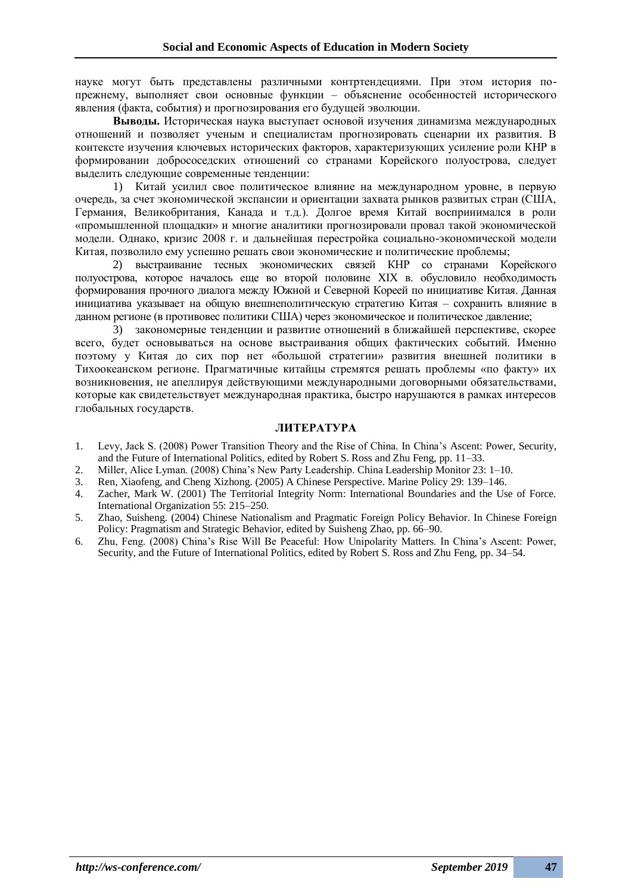науке могут быть представлены различными контртендециями. При этом история по-прежнему, выполняет свои основные функции – объяснение особенностей исторического явления (факта, события) и прогнозирования его будущей эволюции.

**Выводы.** Историческая наука выступает основой изучения динамизма международных отношений и позволяет ученым и специалистам прогнозировать сценарии их развития. В контексте изучения ключевых исторических факторов, характеризующих усиление роли КНР в формировании добрососедских отношений со странами Корейского полуострова, следует выделить следующие современные тенденции:

1) Китай усилил свое политическое влияние на международном уровне, в первую очередь, за счет экономической экспансии и ориентации захвата рынков развитых стран (США, Германия, Великобритания, Канада и т.д.). Долгое время Китай воспринимался в роли «промышленной площадки» и многие аналитики прогнозировали провал такой экономической модели. Однако, кризис 2008 г. и дальнейшая перестройка социально-экономической модели Китая, позволило ему успешно решать свои экономические и политические проблемы;

2) выстраивание тесных экономических связей КНР со странами Корейского полуострова, которое началось еще во второй половине XIX в. обусловило необходимость формирования прочного диалога между Южной и Северной Кореей по инициативе Китая. Данная инициатива указывает на общую внешнеполитическую стратегию Китая – сохранить влияние в данном регионе (в противовес политики США) через экономическое и политическое давление;

3) закономерные тенденции и развитие отношений в ближайшей перспективе, скорее всего, будет основываться на основе выстраивания общих фактических событий. Именно поэтому у Китая до сих пор нет «большой стратегии» развития внешней политики в Тихоокеанском регионе. Прагматичные китайцы стремятся решать проблемы «по факту» их возникновения, не апеллируя действующими международными договорными обязательствами, которые как свидетельствует международная практика, быстро нарушаются в рамках интересов глобальных государств.

## ЛИТЕРАТУРА

1. Levy, Jack S. (2008) Power Transition Theory and the Rise of China. In China's Ascent: Power, Security, and the Future of International Politics, edited by Robert S. Ross and Zhu Feng, pp. 11–33.
2. Miller, Alice Lyman. (2008) China's New Party Leadership. China Leadership Monitor 23: 1–10.
3. Ren, Xiaofeng, and Cheng Xizhong. (2005) A Chinese Perspective. Marine Policy 29: 139–146.
4. Zacher, Mark W. (2001) The Territorial Integrity Norm: International Boundaries and the Use of Force. International Organization 55: 215–250.
5. Zhao, Suisheng. (2004) Chinese Nationalism and Pragmatic Foreign Policy Behavior. In Chinese Foreign Policy: Pragmatism and Strategic Behavior, edited by Suisheng Zhao, pp. 66–90.
6. Zhu, Feng. (2008) China's Rise Will Be Peaceful: How Unipolarity Matters. In China's Ascent: Power, Security, and the Future of International Politics, edited by Robert S. Ross and Zhu Feng, pp. 34–54.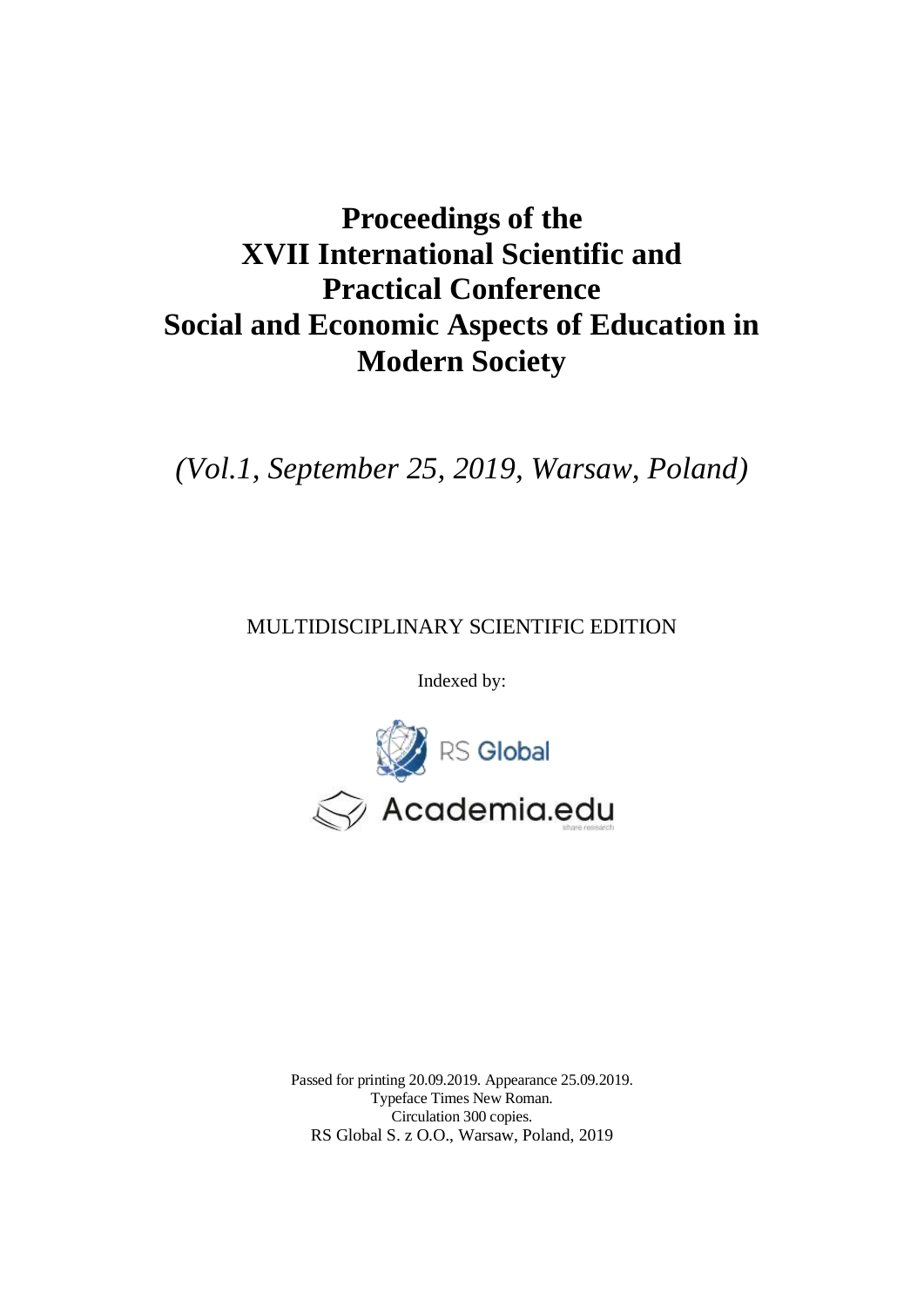# Proceedings of the XVII International Scientific and Practical Conference Social and Economic Aspects of Education in Modern Society

*(Vol.1, September 25, 2019, Warsaw, Poland)*

MULTIDISCIPLINARY SCIENTIFIC EDITION

Indexed by:

RS Global

Academia.edu

Passed for printing 20.09.2019. Appearance 25.09.2019.
Typeface Times New Roman.
Circulation 300 copies.
RS Global S. z O.O., Warsaw, Poland, 2019